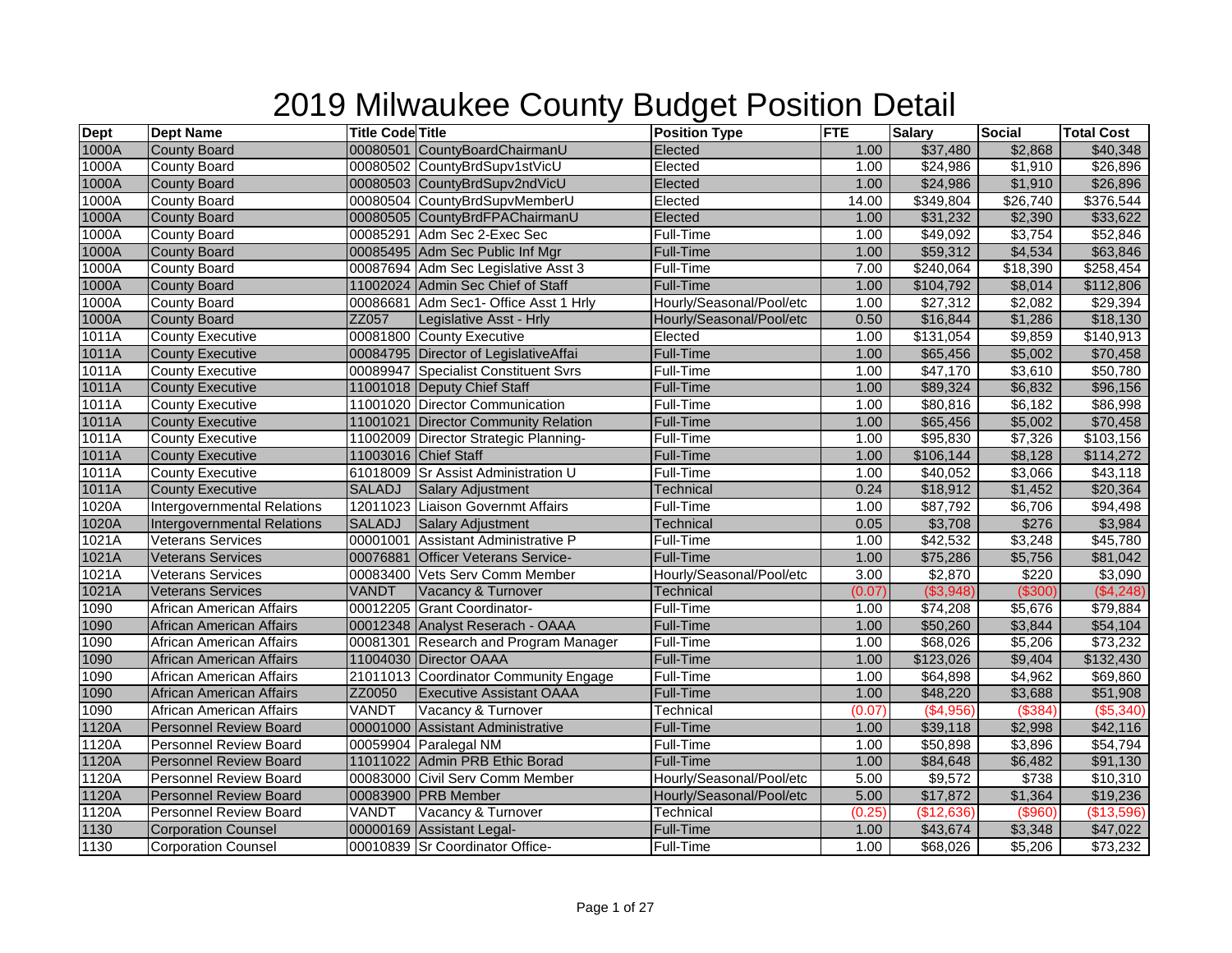# 2019 Milwaukee County Budget Position Detail

| Dept | Dept Name | Title Code | Title | Position Type | FTE | Salary | Social | Total Cost |
|---|---|---|---|---|---|---|---|---|
| 1000A | County Board | 00080501 | CountyBoardChairmanU | Elected | 1.00 | $37,480 | $2,868 | $40,348 |
| 1000A | County Board | 00080502 | CountyBrdSupv1stVicU | Elected | 1.00 | $24,986 | $1,910 | $26,896 |
| 1000A | County Board | 00080503 | CountyBrdSupv2ndVicU | Elected | 1.00 | $24,986 | $1,910 | $26,896 |
| 1000A | County Board | 00080504 | CountyBrdSupvMemberU | Elected | 14.00 | $349,804 | $26,740 | $376,544 |
| 1000A | County Board | 00080505 | CountyBrdFPAChairmanU | Elected | 1.00 | $31,232 | $2,390 | $33,622 |
| 1000A | County Board | 00085291 | Adm Sec 2-Exec Sec | Full-Time | 1.00 | $49,092 | $3,754 | $52,846 |
| 1000A | County Board | 00085495 | Adm Sec Public Inf Mgr | Full-Time | 1.00 | $59,312 | $4,534 | $63,846 |
| 1000A | County Board | 00087694 | Adm Sec Legislative Asst 3 | Full-Time | 7.00 | $240,064 | $18,390 | $258,454 |
| 1000A | County Board | 11002024 | Admin Sec Chief of Staff | Full-Time | 1.00 | $104,792 | $8,014 | $112,806 |
| 1000A | County Board | 00086681 | Adm Sec1- Office Asst 1 Hrly | Hourly/Seasonal/Pool/etc | 1.00 | $27,312 | $2,082 | $29,394 |
| 1000A | County Board | ZZ057 | Legislative Asst - Hrly | Hourly/Seasonal/Pool/etc | 0.50 | $16,844 | $1,286 | $18,130 |
| 1011A | County Executive | 00081800 | County Executive | Elected | 1.00 | $131,054 | $9,859 | $140,913 |
| 1011A | County Executive | 00084795 | Director of LegislativeAffai | Full-Time | 1.00 | $65,456 | $5,002 | $70,458 |
| 1011A | County Executive | 00089947 | Specialist Constituent Svrs | Full-Time | 1.00 | $47,170 | $3,610 | $50,780 |
| 1011A | County Executive | 11001018 | Deputy Chief Staff | Full-Time | 1.00 | $89,324 | $6,832 | $96,156 |
| 1011A | County Executive | 11001020 | Director Communication | Full-Time | 1.00 | $80,816 | $6,182 | $86,998 |
| 1011A | County Executive | 11001021 | Director Community Relation | Full-Time | 1.00 | $65,456 | $5,002 | $70,458 |
| 1011A | County Executive | 11002009 | Director Strategic Planning- | Full-Time | 1.00 | $95,830 | $7,326 | $103,156 |
| 1011A | County Executive | 11003016 | Chief Staff | Full-Time | 1.00 | $106,144 | $8,128 | $114,272 |
| 1011A | County Executive | 61018009 | Sr Assist Administration U | Full-Time | 1.00 | $40,052 | $3,066 | $43,118 |
| 1011A | County Executive | SALADJ | Salary Adjustment | Technical | 0.24 | $18,912 | $1,452 | $20,364 |
| 1020A | Intergovernmental Relations | 12011023 | Liaison Governmt Affairs | Full-Time | 1.00 | $87,792 | $6,706 | $94,498 |
| 1020A | Intergovernmental Relations | SALADJ | Salary Adjustment | Technical | 0.05 | $3,708 | $276 | $3,984 |
| 1021A | Veterans Services | 00001001 | Assistant Administrative P | Full-Time | 1.00 | $42,532 | $3,248 | $45,780 |
| 1021A | Veterans Services | 00076881 | Officer Veterans Service- | Full-Time | 1.00 | $75,286 | $5,756 | $81,042 |
| 1021A | Veterans Services | 00083400 | Vets Serv Comm Member | Hourly/Seasonal/Pool/etc | 3.00 | $2,870 | $220 | $3,090 |
| 1021A | Veterans Services | VANDT | Vacancy & Turnover | Technical | (0.07) | ($3,948) | ($300) | ($4,248) |
| 1090 | African American Affairs | 00012205 | Grant Coordinator- | Full-Time | 1.00 | $74,208 | $5,676 | $79,884 |
| 1090 | African American Affairs | 00012348 | Analyst Reserach - OAAA | Full-Time | 1.00 | $50,260 | $3,844 | $54,104 |
| 1090 | African American Affairs | 00081301 | Research and Program Manager | Full-Time | 1.00 | $68,026 | $5,206 | $73,232 |
| 1090 | African American Affairs | 11004030 | Director OAAA | Full-Time | 1.00 | $123,026 | $9,404 | $132,430 |
| 1090 | African American Affairs | 21011013 | Coordinator Community Engage | Full-Time | 1.00 | $64,898 | $4,962 | $69,860 |
| 1090 | African American Affairs | ZZ0050 | Executive Assistant OAAA | Full-Time | 1.00 | $48,220 | $3,688 | $51,908 |
| 1090 | African American Affairs | VANDT | Vacancy & Turnover | Technical | (0.07) | ($4,956) | ($384) | ($5,340) |
| 1120A | Personnel Review Board | 00001000 | Assistant Administrative | Full-Time | 1.00 | $39,118 | $2,998 | $42,116 |
| 1120A | Personnel Review Board | 00059904 | Paralegal NM | Full-Time | 1.00 | $50,898 | $3,896 | $54,794 |
| 1120A | Personnel Review Board | 11011022 | Admin PRB Ethic Borad | Full-Time | 1.00 | $84,648 | $6,482 | $91,130 |
| 1120A | Personnel Review Board | 00083000 | Civil Serv Comm Member | Hourly/Seasonal/Pool/etc | 5.00 | $9,572 | $738 | $10,310 |
| 1120A | Personnel Review Board | 00083900 | PRB Member | Hourly/Seasonal/Pool/etc | 5.00 | $17,872 | $1,364 | $19,236 |
| 1120A | Personnel Review Board | VANDT | Vacancy & Turnover | Technical | (0.25) | ($12,636) | ($960) | ($13,596) |
| 1130 | Corporation Counsel | 00000169 | Assistant Legal- | Full-Time | 1.00 | $43,674 | $3,348 | $47,022 |
| 1130 | Corporation Counsel | 00010839 | Sr Coordinator Office- | Full-Time | 1.00 | $68,026 | $5,206 | $73,232 |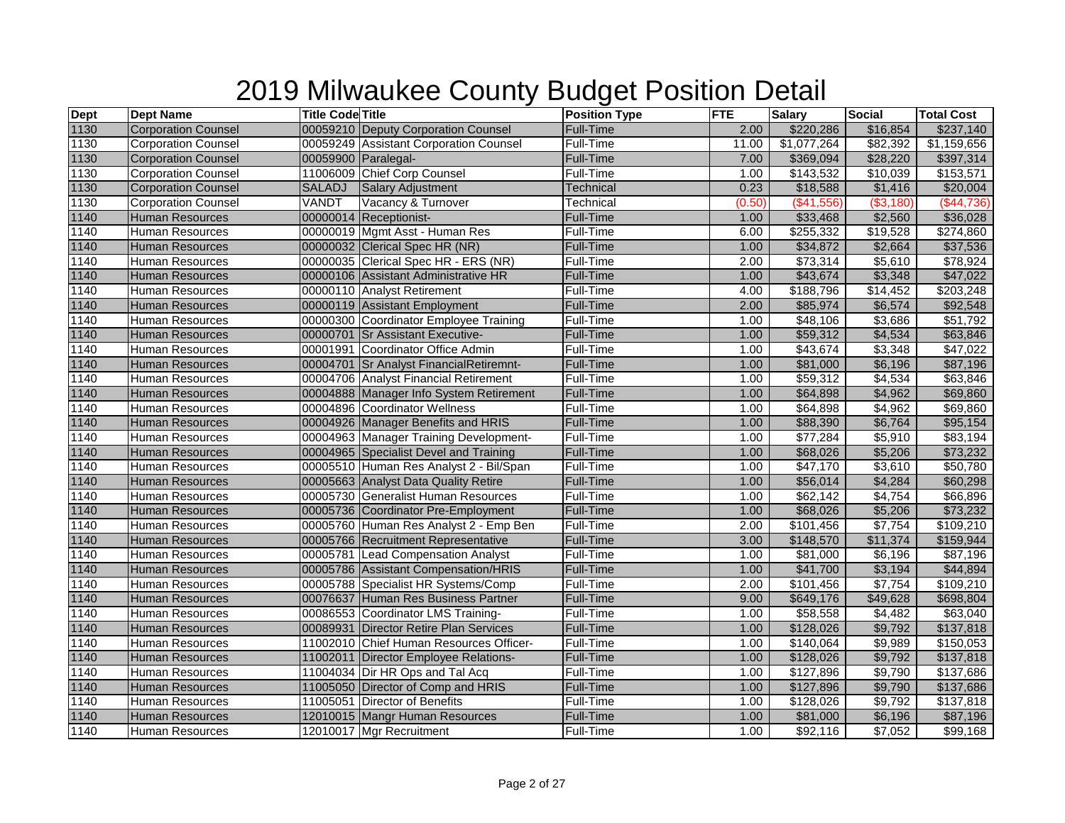# 2019 Milwaukee County Budget Position Detail

| Dept | Dept Name | Title Code | Title | Position Type | FTE | Salary | Social | Total Cost |
|---|---|---|---|---|---|---|---|---|
| 1130 | Corporation Counsel | 00059210 | Deputy Corporation Counsel | Full-Time | 2.00 | $220,286 | $16,854 | $237,140 |
| 1130 | Corporation Counsel | 00059249 | Assistant Corporation Counsel | Full-Time | 11.00 | $1,077,264 | $82,392 | $1,159,656 |
| 1130 | Corporation Counsel | 00059900 | Paralegal- | Full-Time | 7.00 | $369,094 | $28,220 | $397,314 |
| 1130 | Corporation Counsel | 11006009 | Chief Corp Counsel | Full-Time | 1.00 | $143,532 | $10,039 | $153,571 |
| 1130 | Corporation Counsel | SALADJ | Salary Adjustment | Technical | 0.23 | $18,588 | $1,416 | $20,004 |
| 1130 | Corporation Counsel | VANDT | Vacancy & Turnover | Technical | (0.50) | ($41,556) | ($3,180) | ($44,736) |
| 1140 | Human Resources | 00000014 | Receptionist- | Full-Time | 1.00 | $33,468 | $2,560 | $36,028 |
| 1140 | Human Resources | 00000019 | Mgmt Asst - Human Res | Full-Time | 6.00 | $255,332 | $19,528 | $274,860 |
| 1140 | Human Resources | 00000032 | Clerical Spec HR (NR) | Full-Time | 1.00 | $34,872 | $2,664 | $37,536 |
| 1140 | Human Resources | 00000035 | Clerical Spec HR - ERS (NR) | Full-Time | 2.00 | $73,314 | $5,610 | $78,924 |
| 1140 | Human Resources | 00000106 | Assistant Administrative HR | Full-Time | 1.00 | $43,674 | $3,348 | $47,022 |
| 1140 | Human Resources | 00000110 | Analyst Retirement | Full-Time | 4.00 | $188,796 | $14,452 | $203,248 |
| 1140 | Human Resources | 00000119 | Assistant Employment | Full-Time | 2.00 | $85,974 | $6,574 | $92,548 |
| 1140 | Human Resources | 00000300 | Coordinator Employee Training | Full-Time | 1.00 | $48,106 | $3,686 | $51,792 |
| 1140 | Human Resources | 00000701 | Sr Assistant Executive- | Full-Time | 1.00 | $59,312 | $4,534 | $63,846 |
| 1140 | Human Resources | 00001991 | Coordinator Office Admin | Full-Time | 1.00 | $43,674 | $3,348 | $47,022 |
| 1140 | Human Resources | 00004701 | Sr Analyst FinancialRetiremnt- | Full-Time | 1.00 | $81,000 | $6,196 | $87,196 |
| 1140 | Human Resources | 00004706 | Analyst Financial Retirement | Full-Time | 1.00 | $59,312 | $4,534 | $63,846 |
| 1140 | Human Resources | 00004888 | Manager Info System Retirement | Full-Time | 1.00 | $64,898 | $4,962 | $69,860 |
| 1140 | Human Resources | 00004896 | Coordinator Wellness | Full-Time | 1.00 | $64,898 | $4,962 | $69,860 |
| 1140 | Human Resources | 00004926 | Manager Benefits and HRIS | Full-Time | 1.00 | $88,390 | $6,764 | $95,154 |
| 1140 | Human Resources | 00004963 | Manager Training Development- | Full-Time | 1.00 | $77,284 | $5,910 | $83,194 |
| 1140 | Human Resources | 00004965 | Specialist Devel and Training | Full-Time | 1.00 | $68,026 | $5,206 | $73,232 |
| 1140 | Human Resources | 00005510 | Human Res Analyst 2 - Bil/Span | Full-Time | 1.00 | $47,170 | $3,610 | $50,780 |
| 1140 | Human Resources | 00005663 | Analyst Data Quality Retire | Full-Time | 1.00 | $56,014 | $4,284 | $60,298 |
| 1140 | Human Resources | 00005730 | Generalist Human Resources | Full-Time | 1.00 | $62,142 | $4,754 | $66,896 |
| 1140 | Human Resources | 00005736 | Coordinator Pre-Employment | Full-Time | 1.00 | $68,026 | $5,206 | $73,232 |
| 1140 | Human Resources | 00005760 | Human Res Analyst 2 - Emp Ben | Full-Time | 2.00 | $101,456 | $7,754 | $109,210 |
| 1140 | Human Resources | 00005766 | Recruitment Representative | Full-Time | 3.00 | $148,570 | $11,374 | $159,944 |
| 1140 | Human Resources | 00005781 | Lead Compensation Analyst | Full-Time | 1.00 | $81,000 | $6,196 | $87,196 |
| 1140 | Human Resources | 00005786 | Assistant Compensation/HRIS | Full-Time | 1.00 | $41,700 | $3,194 | $44,894 |
| 1140 | Human Resources | 00005788 | Specialist HR Systems/Comp | Full-Time | 2.00 | $101,456 | $7,754 | $109,210 |
| 1140 | Human Resources | 00076637 | Human Res Business Partner | Full-Time | 9.00 | $649,176 | $49,628 | $698,804 |
| 1140 | Human Resources | 00086553 | Coordinator LMS Training- | Full-Time | 1.00 | $58,558 | $4,482 | $63,040 |
| 1140 | Human Resources | 00089931 | Director Retire Plan Services | Full-Time | 1.00 | $128,026 | $9,792 | $137,818 |
| 1140 | Human Resources | 11002010 | Chief Human Resources Officer- | Full-Time | 1.00 | $140,064 | $9,989 | $150,053 |
| 1140 | Human Resources | 11002011 | Director Employee Relations- | Full-Time | 1.00 | $128,026 | $9,792 | $137,818 |
| 1140 | Human Resources | 11004034 | Dir HR Ops and Tal Acq | Full-Time | 1.00 | $127,896 | $9,790 | $137,686 |
| 1140 | Human Resources | 11005050 | Director of Comp and HRIS | Full-Time | 1.00 | $127,896 | $9,790 | $137,686 |
| 1140 | Human Resources | 11005051 | Director of Benefits | Full-Time | 1.00 | $128,026 | $9,792 | $137,818 |
| 1140 | Human Resources | 12010015 | Mangr Human Resources | Full-Time | 1.00 | $81,000 | $6,196 | $87,196 |
| 1140 | Human Resources | 12010017 | Mgr Recruitment | Full-Time | 1.00 | $92,116 | $7,052 | $99,168 |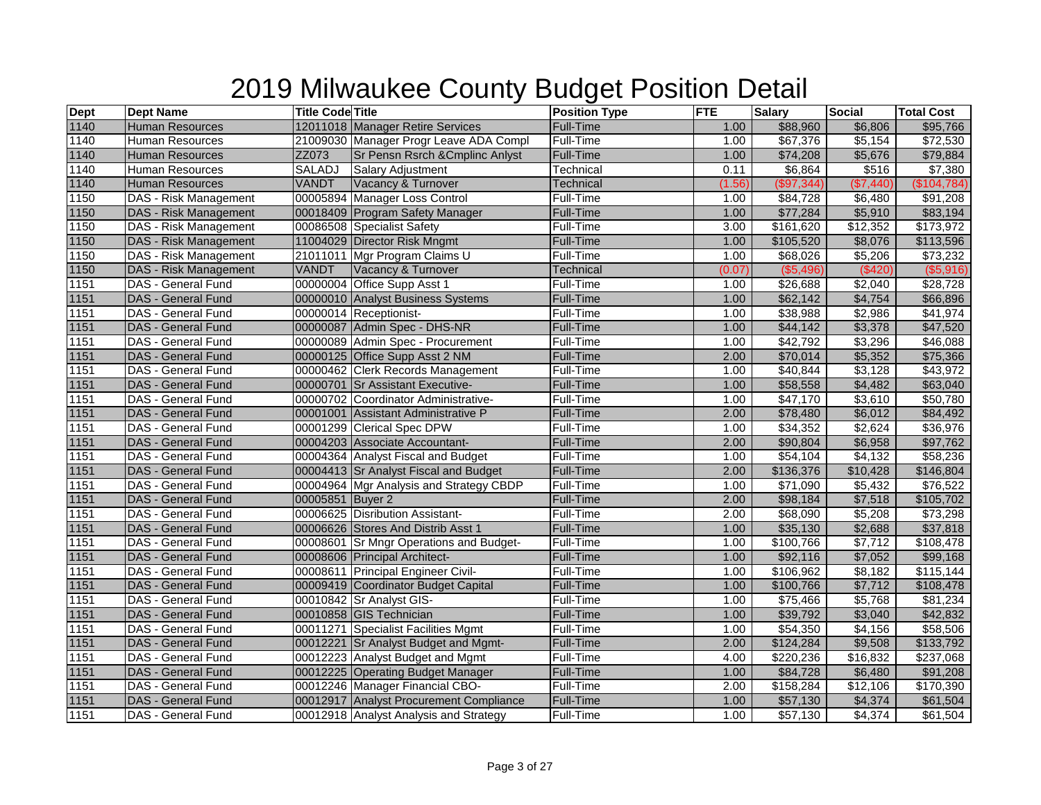# 2019 Milwaukee County Budget Position Detail

| Dept | Dept Name | Title Code | Title | Position Type | FTE | Salary | Social | Total Cost |
|---|---|---|---|---|---|---|---|---|
| 1140 | Human Resources | 12011018 | Manager Retire Services | Full-Time | 1.00 | $88,960 | $6,806 | $95,766 |
| 1140 | Human Resources | 21009030 | Manager Progr Leave ADA Compl | Full-Time | 1.00 | $67,376 | $5,154 | $72,530 |
| 1140 | Human Resources | ZZ073 | Sr Pensn Rsrch &Cmplinc Anlyst | Full-Time | 1.00 | $74,208 | $5,676 | $79,884 |
| 1140 | Human Resources | SALADJ | Salary Adjustment | Technical | 0.11 | $6,864 | $516 | $7,380 |
| 1140 | Human Resources | VANDT | Vacancy & Turnover | Technical | (1.56) | ($97,344) | ($7,440) | ($104,784) |
| 1150 | DAS - Risk Management | 00005894 | Manager Loss Control | Full-Time | 1.00 | $84,728 | $6,480 | $91,208 |
| 1150 | DAS - Risk Management | 00018409 | Program Safety Manager | Full-Time | 1.00 | $77,284 | $5,910 | $83,194 |
| 1150 | DAS - Risk Management | 00086508 | Specialist Safety | Full-Time | 3.00 | $161,620 | $12,352 | $173,972 |
| 1150 | DAS - Risk Management | 11004029 | Director Risk Mngmt | Full-Time | 1.00 | $105,520 | $8,076 | $113,596 |
| 1150 | DAS - Risk Management | 21011011 | Mgr Program Claims U | Full-Time | 1.00 | $68,026 | $5,206 | $73,232 |
| 1150 | DAS - Risk Management | VANDT | Vacancy & Turnover | Technical | (0.07) | ($5,496) | ($420) | ($5,916) |
| 1151 | DAS - General Fund | 00000004 | Office Supp Asst 1 | Full-Time | 1.00 | $26,688 | $2,040 | $28,728 |
| 1151 | DAS - General Fund | 00000010 | Analyst Business Systems | Full-Time | 1.00 | $62,142 | $4,754 | $66,896 |
| 1151 | DAS - General Fund | 00000014 | Receptionist- | Full-Time | 1.00 | $38,988 | $2,986 | $41,974 |
| 1151 | DAS - General Fund | 00000087 | Admin Spec - DHS-NR | Full-Time | 1.00 | $44,142 | $3,378 | $47,520 |
| 1151 | DAS - General Fund | 00000089 | Admin Spec - Procurement | Full-Time | 1.00 | $42,792 | $3,296 | $46,088 |
| 1151 | DAS - General Fund | 00000125 | Office Supp Asst 2 NM | Full-Time | 2.00 | $70,014 | $5,352 | $75,366 |
| 1151 | DAS - General Fund | 00000462 | Clerk Records Management | Full-Time | 1.00 | $40,844 | $3,128 | $43,972 |
| 1151 | DAS - General Fund | 00000701 | Sr Assistant Executive- | Full-Time | 1.00 | $58,558 | $4,482 | $63,040 |
| 1151 | DAS - General Fund | 00000702 | Coordinator Administrative- | Full-Time | 1.00 | $47,170 | $3,610 | $50,780 |
| 1151 | DAS - General Fund | 00001001 | Assistant Administrative P | Full-Time | 2.00 | $78,480 | $6,012 | $84,492 |
| 1151 | DAS - General Fund | 00001299 | Clerical Spec DPW | Full-Time | 1.00 | $34,352 | $2,624 | $36,976 |
| 1151 | DAS - General Fund | 00004203 | Associate Accountant- | Full-Time | 2.00 | $90,804 | $6,958 | $97,762 |
| 1151 | DAS - General Fund | 00004364 | Analyst Fiscal and Budget | Full-Time | 1.00 | $54,104 | $4,132 | $58,236 |
| 1151 | DAS - General Fund | 00004413 | Sr Analyst Fiscal and Budget | Full-Time | 2.00 | $136,376 | $10,428 | $146,804 |
| 1151 | DAS - General Fund | 00004964 | Mgr Analysis and Strategy CBDP | Full-Time | 1.00 | $71,090 | $5,432 | $76,522 |
| 1151 | DAS - General Fund | 00005851 | Buyer 2 | Full-Time | 2.00 | $98,184 | $7,518 | $105,702 |
| 1151 | DAS - General Fund | 00006625 | Disribution Assistant- | Full-Time | 2.00 | $68,090 | $5,208 | $73,298 |
| 1151 | DAS - General Fund | 00006626 | Stores And Distrib Asst 1 | Full-Time | 1.00 | $35,130 | $2,688 | $37,818 |
| 1151 | DAS - General Fund | 00008601 | Sr Mngr Operations and Budget- | Full-Time | 1.00 | $100,766 | $7,712 | $108,478 |
| 1151 | DAS - General Fund | 00008606 | Principal Architect- | Full-Time | 1.00 | $92,116 | $7,052 | $99,168 |
| 1151 | DAS - General Fund | 00008611 | Principal Engineer Civil- | Full-Time | 1.00 | $106,962 | $8,182 | $115,144 |
| 1151 | DAS - General Fund | 00009419 | Coordinator Budget Capital | Full-Time | 1.00 | $100,766 | $7,712 | $108,478 |
| 1151 | DAS - General Fund | 00010842 | Sr Analyst GIS- | Full-Time | 1.00 | $75,466 | $5,768 | $81,234 |
| 1151 | DAS - General Fund | 00010858 | GIS Technician | Full-Time | 1.00 | $39,792 | $3,040 | $42,832 |
| 1151 | DAS - General Fund | 00011271 | Specialist Facilities Mgmt | Full-Time | 1.00 | $54,350 | $4,156 | $58,506 |
| 1151 | DAS - General Fund | 00012221 | Sr Analyst Budget and Mgmt- | Full-Time | 2.00 | $124,284 | $9,508 | $133,792 |
| 1151 | DAS - General Fund | 00012223 | Analyst Budget and Mgmt | Full-Time | 4.00 | $220,236 | $16,832 | $237,068 |
| 1151 | DAS - General Fund | 00012225 | Operating Budget Manager | Full-Time | 1.00 | $84,728 | $6,480 | $91,208 |
| 1151 | DAS - General Fund | 00012246 | Manager Financial CBO- | Full-Time | 2.00 | $158,284 | $12,106 | $170,390 |
| 1151 | DAS - General Fund | 00012917 | Analyst Procurement Compliance | Full-Time | 1.00 | $57,130 | $4,374 | $61,504 |
| 1151 | DAS - General Fund | 00012918 | Analyst Analysis and Strategy | Full-Time | 1.00 | $57,130 | $4,374 | $61,504 |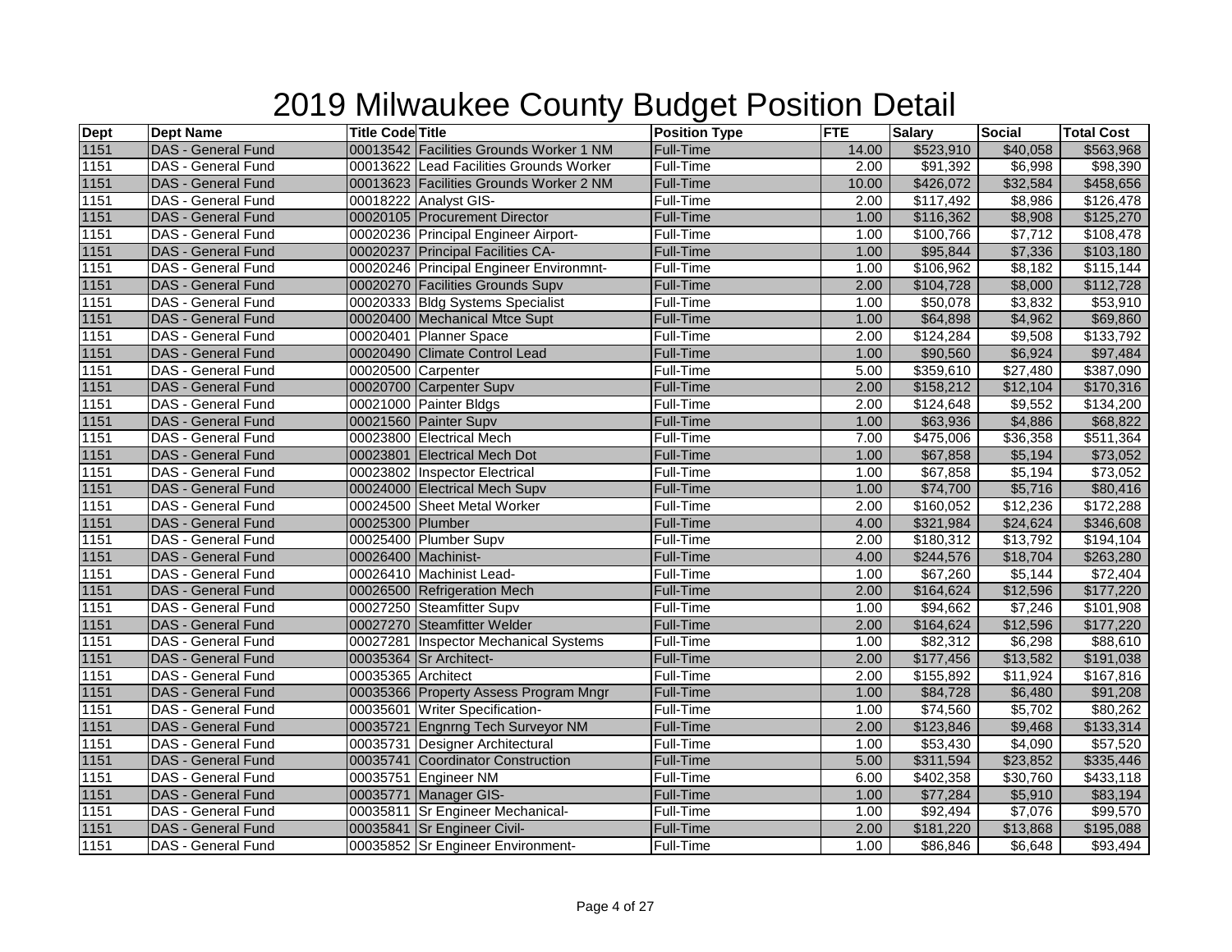# 2019 Milwaukee County Budget Position Detail

| Dept | Dept Name | Title Code | Title | Position Type | FTE | Salary | Social | Total Cost |
|---|---|---|---|---|---|---|---|---|
| 1151 | DAS - General Fund | 00013542 | Facilities Grounds Worker 1 NM | Full-Time | 14.00 | $523,910 | $40,058 | $563,968 |
| 1151 | DAS - General Fund | 00013622 | Lead Facilities Grounds Worker | Full-Time | 2.00 | $91,392 | $6,998 | $98,390 |
| 1151 | DAS - General Fund | 00013623 | Facilities Grounds Worker 2 NM | Full-Time | 10.00 | $426,072 | $32,584 | $458,656 |
| 1151 | DAS - General Fund | 00018222 | Analyst GIS- | Full-Time | 2.00 | $117,492 | $8,986 | $126,478 |
| 1151 | DAS - General Fund | 00020105 | Procurement Director | Full-Time | 1.00 | $116,362 | $8,908 | $125,270 |
| 1151 | DAS - General Fund | 00020236 | Principal Engineer Airport- | Full-Time | 1.00 | $100,766 | $7,712 | $108,478 |
| 1151 | DAS - General Fund | 00020237 | Principal Facilities CA- | Full-Time | 1.00 | $95,844 | $7,336 | $103,180 |
| 1151 | DAS - General Fund | 00020246 | Principal Engineer Environmnt- | Full-Time | 1.00 | $106,962 | $8,182 | $115,144 |
| 1151 | DAS - General Fund | 00020270 | Facilities Grounds Supv | Full-Time | 2.00 | $104,728 | $8,000 | $112,728 |
| 1151 | DAS - General Fund | 00020333 | Bldg Systems Specialist | Full-Time | 1.00 | $50,078 | $3,832 | $53,910 |
| 1151 | DAS - General Fund | 00020400 | Mechanical Mtce Supt | Full-Time | 1.00 | $64,898 | $4,962 | $69,860 |
| 1151 | DAS - General Fund | 00020401 | Planner Space | Full-Time | 2.00 | $124,284 | $9,508 | $133,792 |
| 1151 | DAS - General Fund | 00020490 | Climate Control Lead | Full-Time | 1.00 | $90,560 | $6,924 | $97,484 |
| 1151 | DAS - General Fund | 00020500 | Carpenter | Full-Time | 5.00 | $359,610 | $27,480 | $387,090 |
| 1151 | DAS - General Fund | 00020700 | Carpenter Supv | Full-Time | 2.00 | $158,212 | $12,104 | $170,316 |
| 1151 | DAS - General Fund | 00021000 | Painter Bldgs | Full-Time | 2.00 | $124,648 | $9,552 | $134,200 |
| 1151 | DAS - General Fund | 00021560 | Painter Supv | Full-Time | 1.00 | $63,936 | $4,886 | $68,822 |
| 1151 | DAS - General Fund | 00023800 | Electrical Mech | Full-Time | 7.00 | $475,006 | $36,358 | $511,364 |
| 1151 | DAS - General Fund | 00023801 | Electrical Mech Dot | Full-Time | 1.00 | $67,858 | $5,194 | $73,052 |
| 1151 | DAS - General Fund | 00023802 | Inspector Electrical | Full-Time | 1.00 | $67,858 | $5,194 | $73,052 |
| 1151 | DAS - General Fund | 00024000 | Electrical Mech Supv | Full-Time | 1.00 | $74,700 | $5,716 | $80,416 |
| 1151 | DAS - General Fund | 00024500 | Sheet Metal Worker | Full-Time | 2.00 | $160,052 | $12,236 | $172,288 |
| 1151 | DAS - General Fund | 00025300 | Plumber | Full-Time | 4.00 | $321,984 | $24,624 | $346,608 |
| 1151 | DAS - General Fund | 00025400 | Plumber Supv | Full-Time | 2.00 | $180,312 | $13,792 | $194,104 |
| 1151 | DAS - General Fund | 00026400 | Machinist- | Full-Time | 4.00 | $244,576 | $18,704 | $263,280 |
| 1151 | DAS - General Fund | 00026410 | Machinist Lead- | Full-Time | 1.00 | $67,260 | $5,144 | $72,404 |
| 1151 | DAS - General Fund | 00026500 | Refrigeration Mech | Full-Time | 2.00 | $164,624 | $12,596 | $177,220 |
| 1151 | DAS - General Fund | 00027250 | Steamfitter Supv | Full-Time | 1.00 | $94,662 | $7,246 | $101,908 |
| 1151 | DAS - General Fund | 00027270 | Steamfitter Welder | Full-Time | 2.00 | $164,624 | $12,596 | $177,220 |
| 1151 | DAS - General Fund | 00027281 | Inspector Mechanical Systems | Full-Time | 1.00 | $82,312 | $6,298 | $88,610 |
| 1151 | DAS - General Fund | 00035364 | Sr Architect- | Full-Time | 2.00 | $177,456 | $13,582 | $191,038 |
| 1151 | DAS - General Fund | 00035365 | Architect | Full-Time | 2.00 | $155,892 | $11,924 | $167,816 |
| 1151 | DAS - General Fund | 00035366 | Property Assess Program Mngr | Full-Time | 1.00 | $84,728 | $6,480 | $91,208 |
| 1151 | DAS - General Fund | 00035601 | Writer Specification- | Full-Time | 1.00 | $74,560 | $5,702 | $80,262 |
| 1151 | DAS - General Fund | 00035721 | Engnrng Tech Surveyor NM | Full-Time | 2.00 | $123,846 | $9,468 | $133,314 |
| 1151 | DAS - General Fund | 00035731 | Designer Architectural | Full-Time | 1.00 | $53,430 | $4,090 | $57,520 |
| 1151 | DAS - General Fund | 00035741 | Coordinator Construction | Full-Time | 5.00 | $311,594 | $23,852 | $335,446 |
| 1151 | DAS - General Fund | 00035751 | Engineer NM | Full-Time | 6.00 | $402,358 | $30,760 | $433,118 |
| 1151 | DAS - General Fund | 00035771 | Manager GIS- | Full-Time | 1.00 | $77,284 | $5,910 | $83,194 |
| 1151 | DAS - General Fund | 00035811 | Sr Engineer Mechanical- | Full-Time | 1.00 | $92,494 | $7,076 | $99,570 |
| 1151 | DAS - General Fund | 00035841 | Sr Engineer Civil- | Full-Time | 2.00 | $181,220 | $13,868 | $195,088 |
| 1151 | DAS - General Fund | 00035852 | Sr Engineer Environment- | Full-Time | 1.00 | $86,846 | $6,648 | $93,494 |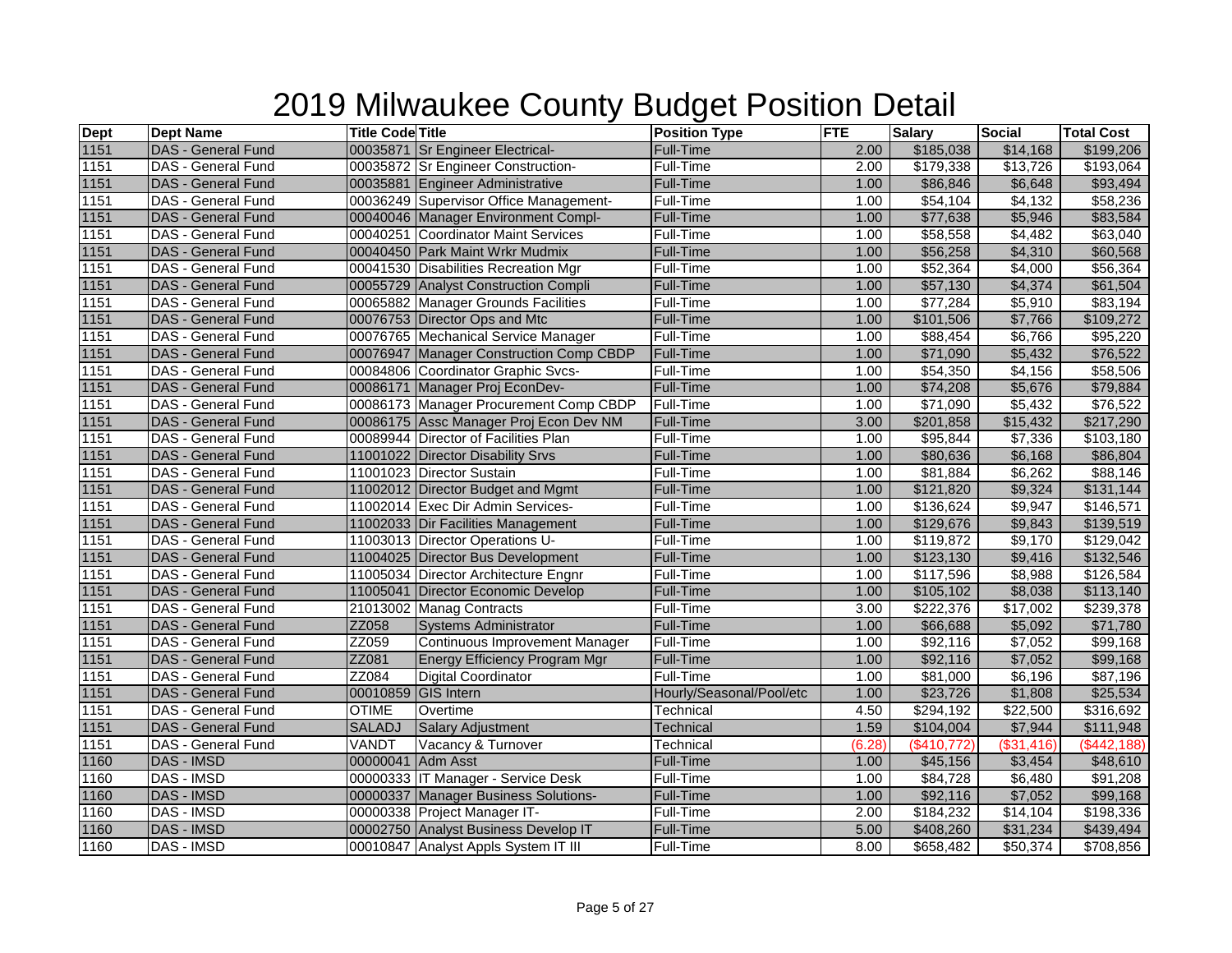# 2019 Milwaukee County Budget Position Detail

| Dept | Dept Name | Title Code | Title | Position Type | FTE | Salary | Social | Total Cost |
|---|---|---|---|---|---|---|---|---|
| 1151 | DAS - General Fund | 00035871 | Sr Engineer Electrical- | Full-Time | 2.00 | $185,038 | $14,168 | $199,206 |
| 1151 | DAS - General Fund | 00035872 | Sr Engineer Construction- | Full-Time | 2.00 | $179,338 | $13,726 | $193,064 |
| 1151 | DAS - General Fund | 00035881 | Engineer Administrative | Full-Time | 1.00 | $86,846 | $6,648 | $93,494 |
| 1151 | DAS - General Fund | 00036249 | Supervisor Office Management- | Full-Time | 1.00 | $54,104 | $4,132 | $58,236 |
| 1151 | DAS - General Fund | 00040046 | Manager Environment Compl- | Full-Time | 1.00 | $77,638 | $5,946 | $83,584 |
| 1151 | DAS - General Fund | 00040251 | Coordinator Maint Services | Full-Time | 1.00 | $58,558 | $4,482 | $63,040 |
| 1151 | DAS - General Fund | 00040450 | Park Maint Wrkr Mudmix | Full-Time | 1.00 | $56,258 | $4,310 | $60,568 |
| 1151 | DAS - General Fund | 00041530 | Disabilities Recreation Mgr | Full-Time | 1.00 | $52,364 | $4,000 | $56,364 |
| 1151 | DAS - General Fund | 00055729 | Analyst Construction Compli | Full-Time | 1.00 | $57,130 | $4,374 | $61,504 |
| 1151 | DAS - General Fund | 00065882 | Manager Grounds Facilities | Full-Time | 1.00 | $77,284 | $5,910 | $83,194 |
| 1151 | DAS - General Fund | 00076753 | Director Ops and Mtc | Full-Time | 1.00 | $101,506 | $7,766 | $109,272 |
| 1151 | DAS - General Fund | 00076765 | Mechanical Service Manager | Full-Time | 1.00 | $88,454 | $6,766 | $95,220 |
| 1151 | DAS - General Fund | 00076947 | Manager Construction Comp CBDP | Full-Time | 1.00 | $71,090 | $5,432 | $76,522 |
| 1151 | DAS - General Fund | 00084806 | Coordinator Graphic Svcs- | Full-Time | 1.00 | $54,350 | $4,156 | $58,506 |
| 1151 | DAS - General Fund | 00086171 | Manager Proj EconDev- | Full-Time | 1.00 | $74,208 | $5,676 | $79,884 |
| 1151 | DAS - General Fund | 00086173 | Manager Procurement Comp CBDP | Full-Time | 1.00 | $71,090 | $5,432 | $76,522 |
| 1151 | DAS - General Fund | 00086175 | Assc Manager Proj Econ Dev NM | Full-Time | 3.00 | $201,858 | $15,432 | $217,290 |
| 1151 | DAS - General Fund | 00089944 | Director of Facilities Plan | Full-Time | 1.00 | $95,844 | $7,336 | $103,180 |
| 1151 | DAS - General Fund | 11001022 | Director Disability Srvs | Full-Time | 1.00 | $80,636 | $6,168 | $86,804 |
| 1151 | DAS - General Fund | 11001023 | Director Sustain | Full-Time | 1.00 | $81,884 | $6,262 | $88,146 |
| 1151 | DAS - General Fund | 11002012 | Director Budget and Mgmt | Full-Time | 1.00 | $121,820 | $9,324 | $131,144 |
| 1151 | DAS - General Fund | 11002014 | Exec Dir Admin Services- | Full-Time | 1.00 | $136,624 | $9,947 | $146,571 |
| 1151 | DAS - General Fund | 11002033 | Dir Facilities Management | Full-Time | 1.00 | $129,676 | $9,843 | $139,519 |
| 1151 | DAS - General Fund | 11003013 | Director Operations U- | Full-Time | 1.00 | $119,872 | $9,170 | $129,042 |
| 1151 | DAS - General Fund | 11004025 | Director Bus Development | Full-Time | 1.00 | $123,130 | $9,416 | $132,546 |
| 1151 | DAS - General Fund | 11005034 | Director Architecture Engnr | Full-Time | 1.00 | $117,596 | $8,988 | $126,584 |
| 1151 | DAS - General Fund | 11005041 | Director Economic Develop | Full-Time | 1.00 | $105,102 | $8,038 | $113,140 |
| 1151 | DAS - General Fund | 21013002 | Manag Contracts | Full-Time | 3.00 | $222,376 | $17,002 | $239,378 |
| 1151 | DAS - General Fund | ZZ058 | Systems Administrator | Full-Time | 1.00 | $66,688 | $5,092 | $71,780 |
| 1151 | DAS - General Fund | ZZ059 | Continuous Improvement Manager | Full-Time | 1.00 | $92,116 | $7,052 | $99,168 |
| 1151 | DAS - General Fund | ZZ081 | Energy Efficiency Program Mgr | Full-Time | 1.00 | $92,116 | $7,052 | $99,168 |
| 1151 | DAS - General Fund | ZZ084 | Digital Coordinator | Full-Time | 1.00 | $81,000 | $6,196 | $87,196 |
| 1151 | DAS - General Fund | 00010859 | GIS Intern | Hourly/Seasonal/Pool/etc | 1.00 | $23,726 | $1,808 | $25,534 |
| 1151 | DAS - General Fund | OTIME | Overtime | Technical | 4.50 | $294,192 | $22,500 | $316,692 |
| 1151 | DAS - General Fund | SALADJ | Salary Adjustment | Technical | 1.59 | $104,004 | $7,944 | $111,948 |
| 1151 | DAS - General Fund | VANDT | Vacancy & Turnover | Technical | (6.28) | ($410,772) | ($31,416) | ($442,188) |
| 1160 | DAS - IMSD | 00000041 | Adm Asst | Full-Time | 1.00 | $45,156 | $3,454 | $48,610 |
| 1160 | DAS - IMSD | 00000333 | IT Manager - Service Desk | Full-Time | 1.00 | $84,728 | $6,480 | $91,208 |
| 1160 | DAS - IMSD | 00000337 | Manager Business Solutions- | Full-Time | 1.00 | $92,116 | $7,052 | $99,168 |
| 1160 | DAS - IMSD | 00000338 | Project Manager IT- | Full-Time | 2.00 | $184,232 | $14,104 | $198,336 |
| 1160 | DAS - IMSD | 00002750 | Analyst Business Develop IT | Full-Time | 5.00 | $408,260 | $31,234 | $439,494 |
| 1160 | DAS - IMSD | 00010847 | Analyst Appls System IT III | Full-Time | 8.00 | $658,482 | $50,374 | $708,856 |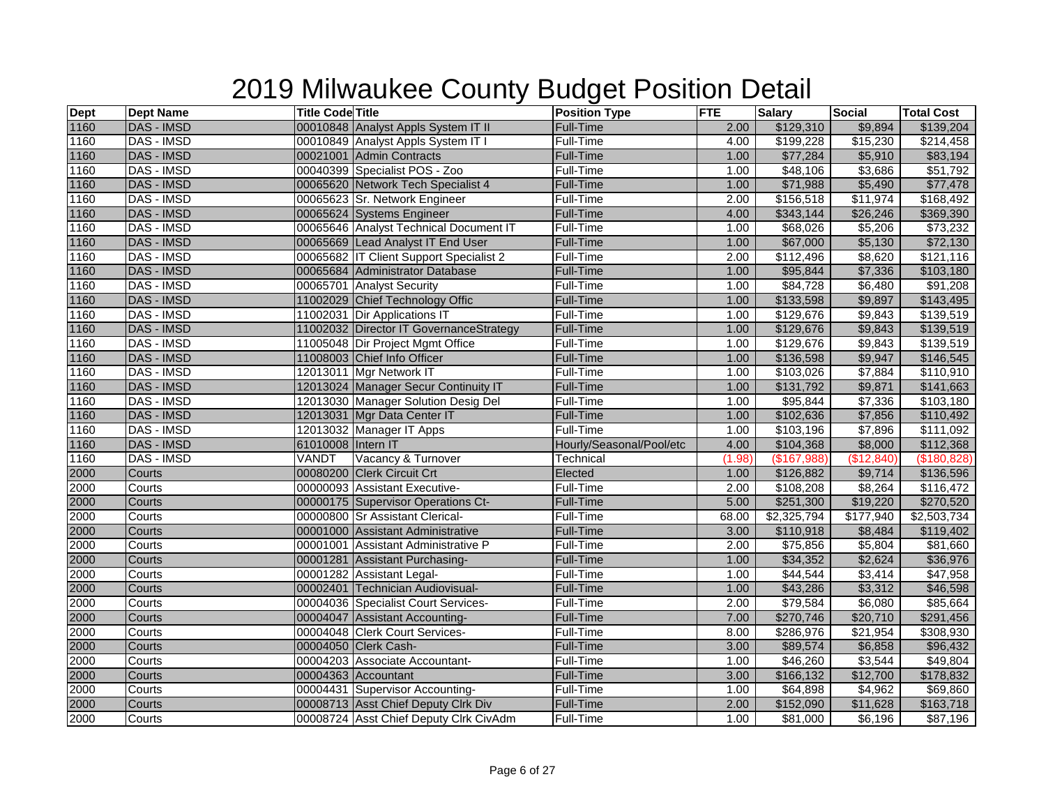# 2019 Milwaukee County Budget Position Detail

| Dept | Dept Name | Title Code | Title | Position Type | FTE | Salary | Social | Total Cost |
|---|---|---|---|---|---|---|---|---|
| 1160 | DAS - IMSD | 00010848 | Analyst Appls System IT II | Full-Time | 2.00 | $129,310 | $9,894 | $139,204 |
| 1160 | DAS - IMSD | 00010849 | Analyst Appls System IT I | Full-Time | 4.00 | $199,228 | $15,230 | $214,458 |
| 1160 | DAS - IMSD | 00021001 | Admin Contracts | Full-Time | 1.00 | $77,284 | $5,910 | $83,194 |
| 1160 | DAS - IMSD | 00040399 | Specialist POS - Zoo | Full-Time | 1.00 | $48,106 | $3,686 | $51,792 |
| 1160 | DAS - IMSD | 00065620 | Network Tech Specialist 4 | Full-Time | 1.00 | $71,988 | $5,490 | $77,478 |
| 1160 | DAS - IMSD | 00065623 | Sr. Network Engineer | Full-Time | 2.00 | $156,518 | $11,974 | $168,492 |
| 1160 | DAS - IMSD | 00065624 | Systems Engineer | Full-Time | 4.00 | $343,144 | $26,246 | $369,390 |
| 1160 | DAS - IMSD | 00065646 | Analyst Technical Document IT | Full-Time | 1.00 | $68,026 | $5,206 | $73,232 |
| 1160 | DAS - IMSD | 00065669 | Lead Analyst IT End User | Full-Time | 1.00 | $67,000 | $5,130 | $72,130 |
| 1160 | DAS - IMSD | 00065682 | IT Client Support Specialist 2 | Full-Time | 2.00 | $112,496 | $8,620 | $121,116 |
| 1160 | DAS - IMSD | 00065684 | Administrator Database | Full-Time | 1.00 | $95,844 | $7,336 | $103,180 |
| 1160 | DAS - IMSD | 00065701 | Analyst Security | Full-Time | 1.00 | $84,728 | $6,480 | $91,208 |
| 1160 | DAS - IMSD | 11002029 | Chief Technology Offic | Full-Time | 1.00 | $133,598 | $9,897 | $143,495 |
| 1160 | DAS - IMSD | 11002031 | Dir Applications IT | Full-Time | 1.00 | $129,676 | $9,843 | $139,519 |
| 1160 | DAS - IMSD | 11002032 | Director IT GovernanceStrategy | Full-Time | 1.00 | $129,676 | $9,843 | $139,519 |
| 1160 | DAS - IMSD | 11005048 | Dir Project Mgmt Office | Full-Time | 1.00 | $129,676 | $9,843 | $139,519 |
| 1160 | DAS - IMSD | 11008003 | Chief Info Officer | Full-Time | 1.00 | $136,598 | $9,947 | $146,545 |
| 1160 | DAS - IMSD | 12013011 | Mgr Network IT | Full-Time | 1.00 | $103,026 | $7,884 | $110,910 |
| 1160 | DAS - IMSD | 12013024 | Manager Secur Continuity IT | Full-Time | 1.00 | $131,792 | $9,871 | $141,663 |
| 1160 | DAS - IMSD | 12013030 | Manager Solution Desig Del | Full-Time | 1.00 | $95,844 | $7,336 | $103,180 |
| 1160 | DAS - IMSD | 12013031 | Mgr Data Center IT | Full-Time | 1.00 | $102,636 | $7,856 | $110,492 |
| 1160 | DAS - IMSD | 12013032 | Manager IT Apps | Full-Time | 1.00 | $103,196 | $7,896 | $111,092 |
| 1160 | DAS - IMSD | 61010008 | Intern IT | Hourly/Seasonal/Pool/etc | 4.00 | $104,368 | $8,000 | $112,368 |
| 1160 | DAS - IMSD | VANDT | Vacancy & Turnover | Technical | (1.98) | ($167,988) | ($12,840) | ($180,828) |
| 2000 | Courts | 00080200 | Clerk Circuit Crt | Elected | 1.00 | $126,882 | $9,714 | $136,596 |
| 2000 | Courts | 00000093 | Assistant Executive- | Full-Time | 2.00 | $108,208 | $8,264 | $116,472 |
| 2000 | Courts | 00000175 | Supervisor Operations Ct- | Full-Time | 5.00 | $251,300 | $19,220 | $270,520 |
| 2000 | Courts | 00000800 | Sr Assistant Clerical- | Full-Time | 68.00 | $2,325,794 | $177,940 | $2,503,734 |
| 2000 | Courts | 00001000 | Assistant Administrative | Full-Time | 3.00 | $110,918 | $8,484 | $119,402 |
| 2000 | Courts | 00001001 | Assistant Administrative P | Full-Time | 2.00 | $75,856 | $5,804 | $81,660 |
| 2000 | Courts | 00001281 | Assistant Purchasing- | Full-Time | 1.00 | $34,352 | $2,624 | $36,976 |
| 2000 | Courts | 00001282 | Assistant Legal- | Full-Time | 1.00 | $44,544 | $3,414 | $47,958 |
| 2000 | Courts | 00002401 | Technician Audiovisual- | Full-Time | 1.00 | $43,286 | $3,312 | $46,598 |
| 2000 | Courts | 00004036 | Specialist Court Services- | Full-Time | 2.00 | $79,584 | $6,080 | $85,664 |
| 2000 | Courts | 00004047 | Assistant Accounting- | Full-Time | 7.00 | $270,746 | $20,710 | $291,456 |
| 2000 | Courts | 00004048 | Clerk Court Services- | Full-Time | 8.00 | $286,976 | $21,954 | $308,930 |
| 2000 | Courts | 00004050 | Clerk Cash- | Full-Time | 3.00 | $89,574 | $6,858 | $96,432 |
| 2000 | Courts | 00004203 | Associate Accountant- | Full-Time | 1.00 | $46,260 | $3,544 | $49,804 |
| 2000 | Courts | 00004363 | Accountant | Full-Time | 3.00 | $166,132 | $12,700 | $178,832 |
| 2000 | Courts | 00004431 | Supervisor Accounting- | Full-Time | 1.00 | $64,898 | $4,962 | $69,860 |
| 2000 | Courts | 00008713 | Asst Chief Deputy Clrk Div | Full-Time | 2.00 | $152,090 | $11,628 | $163,718 |
| 2000 | Courts | 00008724 | Asst Chief Deputy Clrk CivAdm | Full-Time | 1.00 | $81,000 | $6,196 | $87,196 |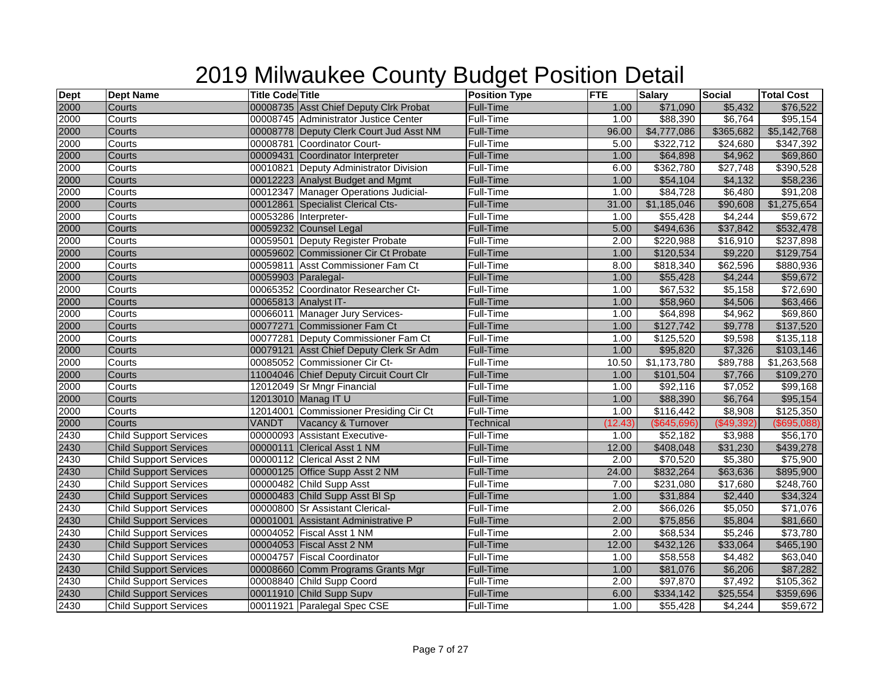# 2019 Milwaukee County Budget Position Detail

| Dept | Dept Name | Title Code | Title | Position Type | FTE | Salary | Social | Total Cost |
|---|---|---|---|---|---|---|---|---|
| 2000 | Courts | 00008735 | Asst Chief Deputy Clrk Probat | Full-Time | 1.00 | $71,090 | $5,432 | $76,522 |
| 2000 | Courts | 00008745 | Administrator Justice Center | Full-Time | 1.00 | $88,390 | $6,764 | $95,154 |
| 2000 | Courts | 00008778 | Deputy Clerk Court Jud Asst NM | Full-Time | 96.00 | $4,777,086 | $365,682 | $5,142,768 |
| 2000 | Courts | 00008781 | Coordinator Court- | Full-Time | 5.00 | $322,712 | $24,680 | $347,392 |
| 2000 | Courts | 00009431 | Coordinator Interpreter | Full-Time | 1.00 | $64,898 | $4,962 | $69,860 |
| 2000 | Courts | 00010821 | Deputy Administrator Division | Full-Time | 6.00 | $362,780 | $27,748 | $390,528 |
| 2000 | Courts | 00012223 | Analyst Budget and Mgmt | Full-Time | 1.00 | $54,104 | $4,132 | $58,236 |
| 2000 | Courts | 00012347 | Manager Operations Judicial- | Full-Time | 1.00 | $84,728 | $6,480 | $91,208 |
| 2000 | Courts | 00012861 | Specialist Clerical Cts- | Full-Time | 31.00 | $1,185,046 | $90,608 | $1,275,654 |
| 2000 | Courts | 00053286 | Interpreter- | Full-Time | 1.00 | $55,428 | $4,244 | $59,672 |
| 2000 | Courts | 00059232 | Counsel Legal | Full-Time | 5.00 | $494,636 | $37,842 | $532,478 |
| 2000 | Courts | 00059501 | Deputy Register Probate | Full-Time | 2.00 | $220,988 | $16,910 | $237,898 |
| 2000 | Courts | 00059602 | Commissioner Cir Ct Probate | Full-Time | 1.00 | $120,534 | $9,220 | $129,754 |
| 2000 | Courts | 00059811 | Asst Commissioner Fam Ct | Full-Time | 8.00 | $818,340 | $62,596 | $880,936 |
| 2000 | Courts | 00059903 | Paralegal- | Full-Time | 1.00 | $55,428 | $4,244 | $59,672 |
| 2000 | Courts | 00065352 | Coordinator Researcher Ct- | Full-Time | 1.00 | $67,532 | $5,158 | $72,690 |
| 2000 | Courts | 00065813 | Analyst IT- | Full-Time | 1.00 | $58,960 | $4,506 | $63,466 |
| 2000 | Courts | 00066011 | Manager Jury Services- | Full-Time | 1.00 | $64,898 | $4,962 | $69,860 |
| 2000 | Courts | 00077271 | Commissioner Fam Ct | Full-Time | 1.00 | $127,742 | $9,778 | $137,520 |
| 2000 | Courts | 00077281 | Deputy Commissioner Fam Ct | Full-Time | 1.00 | $125,520 | $9,598 | $135,118 |
| 2000 | Courts | 00079121 | Asst Chief Deputy Clerk Sr Adm | Full-Time | 1.00 | $95,820 | $7,326 | $103,146 |
| 2000 | Courts | 00085052 | Commissioner Cir Ct- | Full-Time | 10.50 | $1,173,780 | $89,788 | $1,263,568 |
| 2000 | Courts | 11004046 | Chief Deputy Circuit Court Clr | Full-Time | 1.00 | $101,504 | $7,766 | $109,270 |
| 2000 | Courts | 12012049 | Sr Mngr Financial | Full-Time | 1.00 | $92,116 | $7,052 | $99,168 |
| 2000 | Courts | 12013010 | Manag IT U | Full-Time | 1.00 | $88,390 | $6,764 | $95,154 |
| 2000 | Courts | 12014001 | Commissioner Presiding Cir Ct | Full-Time | 1.00 | $116,442 | $8,908 | $125,350 |
| 2000 | Courts | VANDT | Vacancy & Turnover | Technical | (12.43) | ($645,696) | ($49,392) | ($695,088) |
| 2430 | Child Support Services | 00000093 | Assistant Executive- | Full-Time | 1.00 | $52,182 | $3,988 | $56,170 |
| 2430 | Child Support Services | 00000111 | Clerical Asst 1 NM | Full-Time | 12.00 | $408,048 | $31,230 | $439,278 |
| 2430 | Child Support Services | 00000112 | Clerical Asst 2 NM | Full-Time | 2.00 | $70,520 | $5,380 | $75,900 |
| 2430 | Child Support Services | 00000125 | Office Supp Asst 2 NM | Full-Time | 24.00 | $832,264 | $63,636 | $895,900 |
| 2430 | Child Support Services | 00000482 | Child Supp Asst | Full-Time | 7.00 | $231,080 | $17,680 | $248,760 |
| 2430 | Child Support Services | 00000483 | Child Supp Asst Bl Sp | Full-Time | 1.00 | $31,884 | $2,440 | $34,324 |
| 2430 | Child Support Services | 00000800 | Sr Assistant Clerical- | Full-Time | 2.00 | $66,026 | $5,050 | $71,076 |
| 2430 | Child Support Services | 00001001 | Assistant Administrative P | Full-Time | 2.00 | $75,856 | $5,804 | $81,660 |
| 2430 | Child Support Services | 00004052 | Fiscal Asst 1 NM | Full-Time | 2.00 | $68,534 | $5,246 | $73,780 |
| 2430 | Child Support Services | 00004053 | Fiscal Asst 2 NM | Full-Time | 12.00 | $432,126 | $33,064 | $465,190 |
| 2430 | Child Support Services | 00004757 | Fiscal Coordinator | Full-Time | 1.00 | $58,558 | $4,482 | $63,040 |
| 2430 | Child Support Services | 00008660 | Comm Programs Grants Mgr | Full-Time | 1.00 | $81,076 | $6,206 | $87,282 |
| 2430 | Child Support Services | 00008840 | Child Supp Coord | Full-Time | 2.00 | $97,870 | $7,492 | $105,362 |
| 2430 | Child Support Services | 00011910 | Child Supp Supv | Full-Time | 6.00 | $334,142 | $25,554 | $359,696 |
| 2430 | Child Support Services | 00011921 | Paralegal Spec CSE | Full-Time | 1.00 | $55,428 | $4,244 | $59,672 |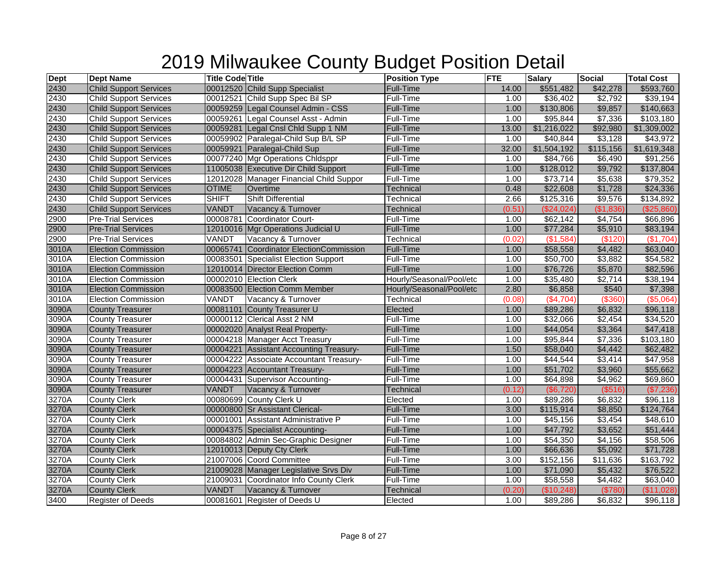# 2019 Milwaukee County Budget Position Detail

| Dept | Dept Name | Title Code | Title | Position Type | FTE | Salary | Social | Total Cost |
|---|---|---|---|---|---|---|---|---|
| 2430 | Child Support Services | 00012520 | Child Supp Specialist | Full-Time | 14.00 | $551,482 | $42,278 | $593,760 |
| 2430 | Child Support Services | 00012521 | Child Supp Spec Bil SP | Full-Time | 1.00 | $36,402 | $2,792 | $39,194 |
| 2430 | Child Support Services | 00059259 | Legal Counsel Admin - CSS | Full-Time | 1.00 | $130,806 | $9,857 | $140,663 |
| 2430 | Child Support Services | 00059261 | Legal Counsel Asst - Admin | Full-Time | 1.00 | $95,844 | $7,336 | $103,180 |
| 2430 | Child Support Services | 00059281 | Legal Cnsl Chld Supp 1 NM | Full-Time | 13.00 | $1,216,022 | $92,980 | $1,309,002 |
| 2430 | Child Support Services | 00059902 | Paralegal-Child Sup B/L SP | Full-Time | 1.00 | $40,844 | $3,128 | $43,972 |
| 2430 | Child Support Services | 00059921 | Paralegal-Child Sup | Full-Time | 32.00 | $1,504,192 | $115,156 | $1,619,348 |
| 2430 | Child Support Services | 00077240 | Mgr Operations Chldsppr | Full-Time | 1.00 | $84,766 | $6,490 | $91,256 |
| 2430 | Child Support Services | 11005038 | Executive Dir Child Support | Full-Time | 1.00 | $128,012 | $9,792 | $137,804 |
| 2430 | Child Support Services | 12012028 | Manager Financial Child Suppor | Full-Time | 1.00 | $73,714 | $5,638 | $79,352 |
| 2430 | Child Support Services | OTIME | Overtime | Technical | 0.48 | $22,608 | $1,728 | $24,336 |
| 2430 | Child Support Services | SHIFT | Shift Differential | Technical | 2.66 | $125,316 | $9,576 | $134,892 |
| 2430 | Child Support Services | VANDT | Vacancy & Turnover | Technical | (0.51) | ($24,024) | ($1,836) | ($25,860) |
| 2900 | Pre-Trial Services | 00008781 | Coordinator Court- | Full-Time | 1.00 | $62,142 | $4,754 | $66,896 |
| 2900 | Pre-Trial Services | 12010016 | Mgr Operations Judicial U | Full-Time | 1.00 | $77,284 | $5,910 | $83,194 |
| 2900 | Pre-Trial Services | VANDT | Vacancy & Turnover | Technical | (0.02) | ($1,584) | ($120) | ($1,704) |
| 3010A | Election Commission | 00065741 | Coordinator ElectionCommission | Full-Time | 1.00 | $58,558 | $4,482 | $63,040 |
| 3010A | Election Commission | 00083501 | Specialist Election Support | Full-Time | 1.00 | $50,700 | $3,882 | $54,582 |
| 3010A | Election Commission | 12010014 | Director Election Comm | Full-Time | 1.00 | $76,726 | $5,870 | $82,596 |
| 3010A | Election Commission | 00002010 | Election Clerk | Hourly/Seasonal/Pool/etc | 1.00 | $35,480 | $2,714 | $38,194 |
| 3010A | Election Commission | 00083500 | Election Comm Member | Hourly/Seasonal/Pool/etc | 2.80 | $6,858 | $540 | $7,398 |
| 3010A | Election Commission | VANDT | Vacancy & Turnover | Technical | (0.08) | ($4,704) | ($360) | ($5,064) |
| 3090A | County Treasurer | 00081101 | County Treasurer U | Elected | 1.00 | $89,286 | $6,832 | $96,118 |
| 3090A | County Treasurer | 00000112 | Clerical Asst 2 NM | Full-Time | 1.00 | $32,066 | $2,454 | $34,520 |
| 3090A | County Treasurer | 00002020 | Analyst Real Property- | Full-Time | 1.00 | $44,054 | $3,364 | $47,418 |
| 3090A | County Treasurer | 00004218 | Manager Acct Treasury | Full-Time | 1.00 | $95,844 | $7,336 | $103,180 |
| 3090A | County Treasurer | 00004221 | Assistant Accounting Treasury- | Full-Time | 1.50 | $58,040 | $4,442 | $62,482 |
| 3090A | County Treasurer | 00004222 | Associate Accountant Treasury- | Full-Time | 1.00 | $44,544 | $3,414 | $47,958 |
| 3090A | County Treasurer | 00004223 | Accountant Treasury- | Full-Time | 1.00 | $51,702 | $3,960 | $55,662 |
| 3090A | County Treasurer | 00004431 | Supervisor Accounting- | Full-Time | 1.00 | $64,898 | $4,962 | $69,860 |
| 3090A | County Treasurer | VANDT | Vacancy & Turnover | Technical | (0.12) | ($6,720) | ($516) | ($7,236) |
| 3270A | County Clerk | 00080699 | County Clerk U | Elected | 1.00 | $89,286 | $6,832 | $96,118 |
| 3270A | County Clerk | 00000800 | Sr Assistant Clerical- | Full-Time | 3.00 | $115,914 | $8,850 | $124,764 |
| 3270A | County Clerk | 00001001 | Assistant Administrative P | Full-Time | 1.00 | $45,156 | $3,454 | $48,610 |
| 3270A | County Clerk | 00004375 | Specialist Accounting- | Full-Time | 1.00 | $47,792 | $3,652 | $51,444 |
| 3270A | County Clerk | 00084802 | Admin Sec-Graphic Designer | Full-Time | 1.00 | $54,350 | $4,156 | $58,506 |
| 3270A | County Clerk | 12010013 | Deputy Cty Clerk | Full-Time | 1.00 | $66,636 | $5,092 | $71,728 |
| 3270A | County Clerk | 21007006 | Coord Committee | Full-Time | 3.00 | $152,156 | $11,636 | $163,792 |
| 3270A | County Clerk | 21009028 | Manager Legislative Srvs Div | Full-Time | 1.00 | $71,090 | $5,432 | $76,522 |
| 3270A | County Clerk | 21009031 | Coordinator Info County Clerk | Full-Time | 1.00 | $58,558 | $4,482 | $63,040 |
| 3270A | County Clerk | VANDT | Vacancy & Turnover | Technical | (0.20) | ($10,248) | ($780) | ($11,028) |
| 3400 | Register of Deeds | 00081601 | Register of Deeds U | Elected | 1.00 | $89,286 | $6,832 | $96,118 |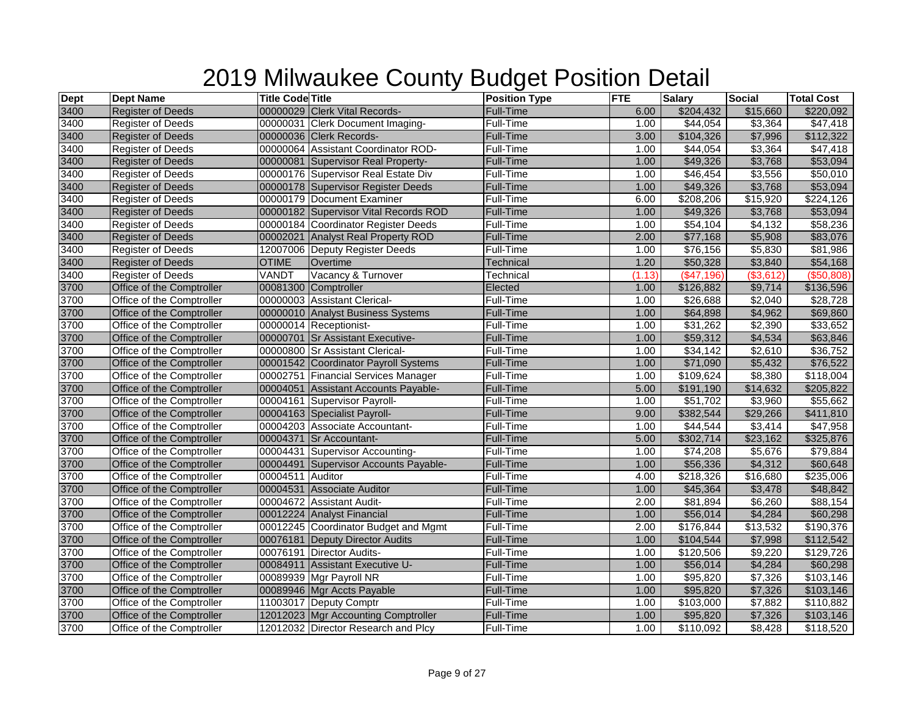# 2019 Milwaukee County Budget Position Detail

| Dept | Dept Name | Title Code | Title | Position Type | FTE | Salary | Social | Total Cost |
|---|---|---|---|---|---|---|---|---|
| 3400 | Register of Deeds | 00000029 | Clerk Vital Records- | Full-Time | 6.00 | $204,432 | $15,660 | $220,092 |
| 3400 | Register of Deeds | 00000031 | Clerk Document Imaging- | Full-Time | 1.00 | $44,054 | $3,364 | $47,418 |
| 3400 | Register of Deeds | 00000036 | Clerk Records- | Full-Time | 3.00 | $104,326 | $7,996 | $112,322 |
| 3400 | Register of Deeds | 00000064 | Assistant Coordinator ROD- | Full-Time | 1.00 | $44,054 | $3,364 | $47,418 |
| 3400 | Register of Deeds | 00000081 | Supervisor Real Property- | Full-Time | 1.00 | $49,326 | $3,768 | $53,094 |
| 3400 | Register of Deeds | 00000176 | Supervisor Real Estate Div | Full-Time | 1.00 | $46,454 | $3,556 | $50,010 |
| 3400 | Register of Deeds | 00000178 | Supervisor Register Deeds | Full-Time | 1.00 | $49,326 | $3,768 | $53,094 |
| 3400 | Register of Deeds | 00000179 | Document Examiner | Full-Time | 6.00 | $208,206 | $15,920 | $224,126 |
| 3400 | Register of Deeds | 00000182 | Supervisor Vital Records ROD | Full-Time | 1.00 | $49,326 | $3,768 | $53,094 |
| 3400 | Register of Deeds | 00000184 | Coordinator Register Deeds | Full-Time | 1.00 | $54,104 | $4,132 | $58,236 |
| 3400 | Register of Deeds | 00002021 | Analyst Real Property ROD | Full-Time | 2.00 | $77,168 | $5,908 | $83,076 |
| 3400 | Register of Deeds | 12007006 | Deputy Register Deeds | Full-Time | 1.00 | $76,156 | $5,830 | $81,986 |
| 3400 | Register of Deeds | OTIME | Overtime | Technical | 1.20 | $50,328 | $3,840 | $54,168 |
| 3400 | Register of Deeds | VANDT | Vacancy & Turnover | Technical | (1.13) | ($47,196) | ($3,612) | ($50,808) |
| 3700 | Office of the Comptroller | 00081300 | Comptroller | Elected | 1.00 | $126,882 | $9,714 | $136,596 |
| 3700 | Office of the Comptroller | 00000003 | Assistant Clerical- | Full-Time | 1.00 | $26,688 | $2,040 | $28,728 |
| 3700 | Office of the Comptroller | 00000010 | Analyst Business Systems | Full-Time | 1.00 | $64,898 | $4,962 | $69,860 |
| 3700 | Office of the Comptroller | 00000014 | Receptionist- | Full-Time | 1.00 | $31,262 | $2,390 | $33,652 |
| 3700 | Office of the Comptroller | 00000701 | Sr Assistant Executive- | Full-Time | 1.00 | $59,312 | $4,534 | $63,846 |
| 3700 | Office of the Comptroller | 00000800 | Sr Assistant Clerical- | Full-Time | 1.00 | $34,142 | $2,610 | $36,752 |
| 3700 | Office of the Comptroller | 00001542 | Coordinator Payroll Systems | Full-Time | 1.00 | $71,090 | $5,432 | $76,522 |
| 3700 | Office of the Comptroller | 00002751 | Financial Services Manager | Full-Time | 1.00 | $109,624 | $8,380 | $118,004 |
| 3700 | Office of the Comptroller | 00004051 | Assistant Accounts Payable- | Full-Time | 5.00 | $191,190 | $14,632 | $205,822 |
| 3700 | Office of the Comptroller | 00004161 | Supervisor Payroll- | Full-Time | 1.00 | $51,702 | $3,960 | $55,662 |
| 3700 | Office of the Comptroller | 00004163 | Specialist Payroll- | Full-Time | 9.00 | $382,544 | $29,266 | $411,810 |
| 3700 | Office of the Comptroller | 00004203 | Associate Accountant- | Full-Time | 1.00 | $44,544 | $3,414 | $47,958 |
| 3700 | Office of the Comptroller | 00004371 | Sr Accountant- | Full-Time | 5.00 | $302,714 | $23,162 | $325,876 |
| 3700 | Office of the Comptroller | 00004431 | Supervisor Accounting- | Full-Time | 1.00 | $74,208 | $5,676 | $79,884 |
| 3700 | Office of the Comptroller | 00004491 | Supervisor Accounts Payable- | Full-Time | 1.00 | $56,336 | $4,312 | $60,648 |
| 3700 | Office of the Comptroller | 00004511 | Auditor | Full-Time | 4.00 | $218,326 | $16,680 | $235,006 |
| 3700 | Office of the Comptroller | 00004531 | Associate Auditor | Full-Time | 1.00 | $45,364 | $3,478 | $48,842 |
| 3700 | Office of the Comptroller | 00004672 | Assistant Audit- | Full-Time | 2.00 | $81,894 | $6,260 | $88,154 |
| 3700 | Office of the Comptroller | 00012224 | Analyst Financial | Full-Time | 1.00 | $56,014 | $4,284 | $60,298 |
| 3700 | Office of the Comptroller | 00012245 | Coordinator Budget and Mgmt | Full-Time | 2.00 | $176,844 | $13,532 | $190,376 |
| 3700 | Office of the Comptroller | 00076181 | Deputy Director Audits | Full-Time | 1.00 | $104,544 | $7,998 | $112,542 |
| 3700 | Office of the Comptroller | 00076191 | Director Audits- | Full-Time | 1.00 | $120,506 | $9,220 | $129,726 |
| 3700 | Office of the Comptroller | 00084911 | Assistant Executive U- | Full-Time | 1.00 | $56,014 | $4,284 | $60,298 |
| 3700 | Office of the Comptroller | 00089939 | Mgr Payroll NR | Full-Time | 1.00 | $95,820 | $7,326 | $103,146 |
| 3700 | Office of the Comptroller | 00089946 | Mgr Accts Payable | Full-Time | 1.00 | $95,820 | $7,326 | $103,146 |
| 3700 | Office of the Comptroller | 11003017 | Deputy Comptr | Full-Time | 1.00 | $103,000 | $7,882 | $110,882 |
| 3700 | Office of the Comptroller | 12012023 | Mgr Accounting Comptroller | Full-Time | 1.00 | $95,820 | $7,326 | $103,146 |
| 3700 | Office of the Comptroller | 12012032 | Director Research and Plcy | Full-Time | 1.00 | $110,092 | $8,428 | $118,520 |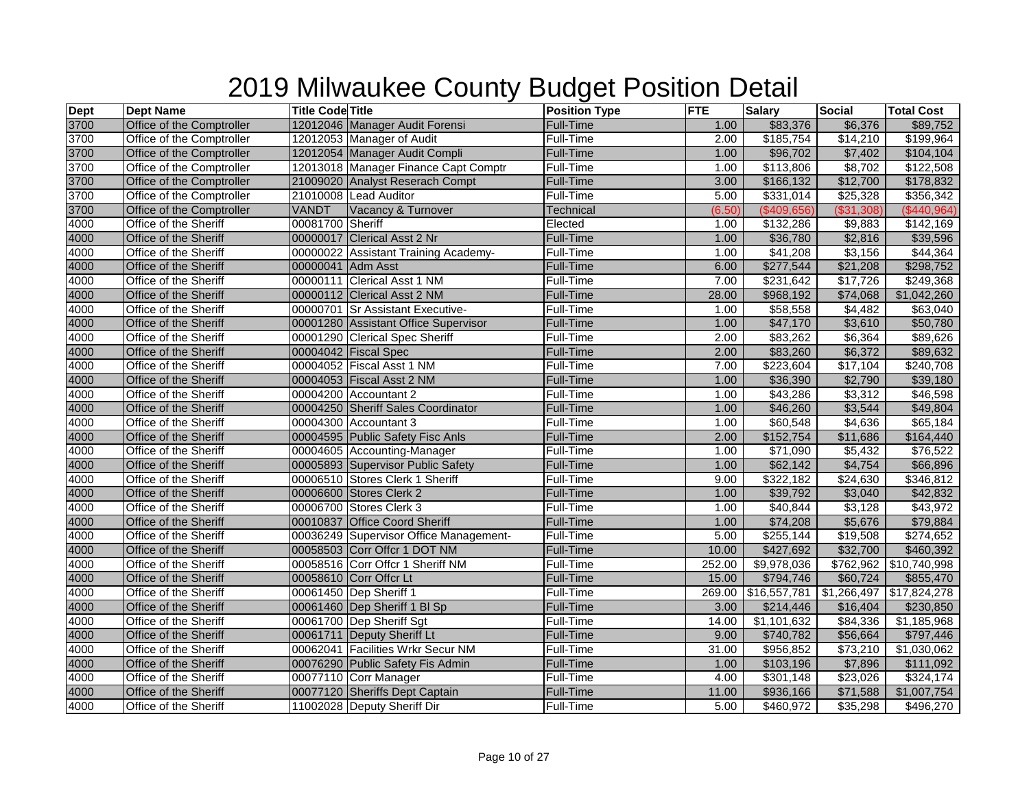# 2019 Milwaukee County Budget Position Detail

| Dept | Dept Name | Title Code | Title | Position Type | FTE | Salary | Social | Total Cost |
|---|---|---|---|---|---|---|---|---|
| 3700 | Office of the Comptroller | 12012046 | Manager Audit Forensi | Full-Time | 1.00 | $83,376 | $6,376 | $89,752 |
| 3700 | Office of the Comptroller | 12012053 | Manager of Audit | Full-Time | 2.00 | $185,754 | $14,210 | $199,964 |
| 3700 | Office of the Comptroller | 12012054 | Manager Audit Compli | Full-Time | 1.00 | $96,702 | $7,402 | $104,104 |
| 3700 | Office of the Comptroller | 12013018 | Manager Finance Capt Comptr | Full-Time | 1.00 | $113,806 | $8,702 | $122,508 |
| 3700 | Office of the Comptroller | 21009020 | Analyst Reserach Compt | Full-Time | 3.00 | $166,132 | $12,700 | $178,832 |
| 3700 | Office of the Comptroller | 21010008 | Lead Auditor | Full-Time | 5.00 | $331,014 | $25,328 | $356,342 |
| 3700 | Office of the Comptroller | VANDT | Vacancy & Turnover | Technical | (6.50) | ($409,656) | ($31,308) | ($440,964) |
| 4000 | Office of the Sheriff | 00081700 | Sheriff | Elected | 1.00 | $132,286 | $9,883 | $142,169 |
| 4000 | Office of the Sheriff | 00000017 | Clerical Asst 2 Nr | Full-Time | 1.00 | $36,780 | $2,816 | $39,596 |
| 4000 | Office of the Sheriff | 00000022 | Assistant Training Academy- | Full-Time | 1.00 | $41,208 | $3,156 | $44,364 |
| 4000 | Office of the Sheriff | 00000041 | Adm Asst | Full-Time | 6.00 | $277,544 | $21,208 | $298,752 |
| 4000 | Office of the Sheriff | 00000111 | Clerical Asst 1 NM | Full-Time | 7.00 | $231,642 | $17,726 | $249,368 |
| 4000 | Office of the Sheriff | 00000112 | Clerical Asst 2 NM | Full-Time | 28.00 | $968,192 | $74,068 | $1,042,260 |
| 4000 | Office of the Sheriff | 00000701 | Sr Assistant Executive- | Full-Time | 1.00 | $58,558 | $4,482 | $63,040 |
| 4000 | Office of the Sheriff | 00001280 | Assistant Office Supervisor | Full-Time | 1.00 | $47,170 | $3,610 | $50,780 |
| 4000 | Office of the Sheriff | 00001290 | Clerical Spec Sheriff | Full-Time | 2.00 | $83,262 | $6,364 | $89,626 |
| 4000 | Office of the Sheriff | 00004042 | Fiscal Spec | Full-Time | 2.00 | $83,260 | $6,372 | $89,632 |
| 4000 | Office of the Sheriff | 00004052 | Fiscal Asst 1 NM | Full-Time | 7.00 | $223,604 | $17,104 | $240,708 |
| 4000 | Office of the Sheriff | 00004053 | Fiscal Asst 2 NM | Full-Time | 1.00 | $36,390 | $2,790 | $39,180 |
| 4000 | Office of the Sheriff | 00004200 | Accountant 2 | Full-Time | 1.00 | $43,286 | $3,312 | $46,598 |
| 4000 | Office of the Sheriff | 00004250 | Sheriff Sales Coordinator | Full-Time | 1.00 | $46,260 | $3,544 | $49,804 |
| 4000 | Office of the Sheriff | 00004300 | Accountant 3 | Full-Time | 1.00 | $60,548 | $4,636 | $65,184 |
| 4000 | Office of the Sheriff | 00004595 | Public Safety Fisc Anls | Full-Time | 2.00 | $152,754 | $11,686 | $164,440 |
| 4000 | Office of the Sheriff | 00004605 | Accounting-Manager | Full-Time | 1.00 | $71,090 | $5,432 | $76,522 |
| 4000 | Office of the Sheriff | 00005893 | Supervisor Public Safety | Full-Time | 1.00 | $62,142 | $4,754 | $66,896 |
| 4000 | Office of the Sheriff | 00006510 | Stores Clerk 1 Sheriff | Full-Time | 9.00 | $322,182 | $24,630 | $346,812 |
| 4000 | Office of the Sheriff | 00006600 | Stores Clerk 2 | Full-Time | 1.00 | $39,792 | $3,040 | $42,832 |
| 4000 | Office of the Sheriff | 00006700 | Stores Clerk 3 | Full-Time | 1.00 | $40,844 | $3,128 | $43,972 |
| 4000 | Office of the Sheriff | 00010837 | Office Coord Sheriff | Full-Time | 1.00 | $74,208 | $5,676 | $79,884 |
| 4000 | Office of the Sheriff | 00036249 | Supervisor Office Management- | Full-Time | 5.00 | $255,144 | $19,508 | $274,652 |
| 4000 | Office of the Sheriff | 00058503 | Corr Offcr 1 DOT NM | Full-Time | 10.00 | $427,692 | $32,700 | $460,392 |
| 4000 | Office of the Sheriff | 00058516 | Corr Offcr 1 Sheriff NM | Full-Time | 252.00 | $9,978,036 | $762,962 | $10,740,998 |
| 4000 | Office of the Sheriff | 00058610 | Corr Offcr Lt | Full-Time | 15.00 | $794,746 | $60,724 | $855,470 |
| 4000 | Office of the Sheriff | 00061450 | Dep Sheriff 1 | Full-Time | 269.00 | $16,557,781 | $1,266,497 | $17,824,278 |
| 4000 | Office of the Sheriff | 00061460 | Dep Sheriff 1 Bl Sp | Full-Time | 3.00 | $214,446 | $16,404 | $230,850 |
| 4000 | Office of the Sheriff | 00061700 | Dep Sheriff Sgt | Full-Time | 14.00 | $1,101,632 | $84,336 | $1,185,968 |
| 4000 | Office of the Sheriff | 00061711 | Deputy Sheriff Lt | Full-Time | 9.00 | $740,782 | $56,664 | $797,446 |
| 4000 | Office of the Sheriff | 00062041 | Facilities Wrkr Secur NM | Full-Time | 31.00 | $956,852 | $73,210 | $1,030,062 |
| 4000 | Office of the Sheriff | 00076290 | Public Safety Fis Admin | Full-Time | 1.00 | $103,196 | $7,896 | $111,092 |
| 4000 | Office of the Sheriff | 00077110 | Corr Manager | Full-Time | 4.00 | $301,148 | $23,026 | $324,174 |
| 4000 | Office of the Sheriff | 00077120 | Sheriffs Dept Captain | Full-Time | 11.00 | $936,166 | $71,588 | $1,007,754 |
| 4000 | Office of the Sheriff | 11002028 | Deputy Sheriff Dir | Full-Time | 5.00 | $460,972 | $35,298 | $496,270 |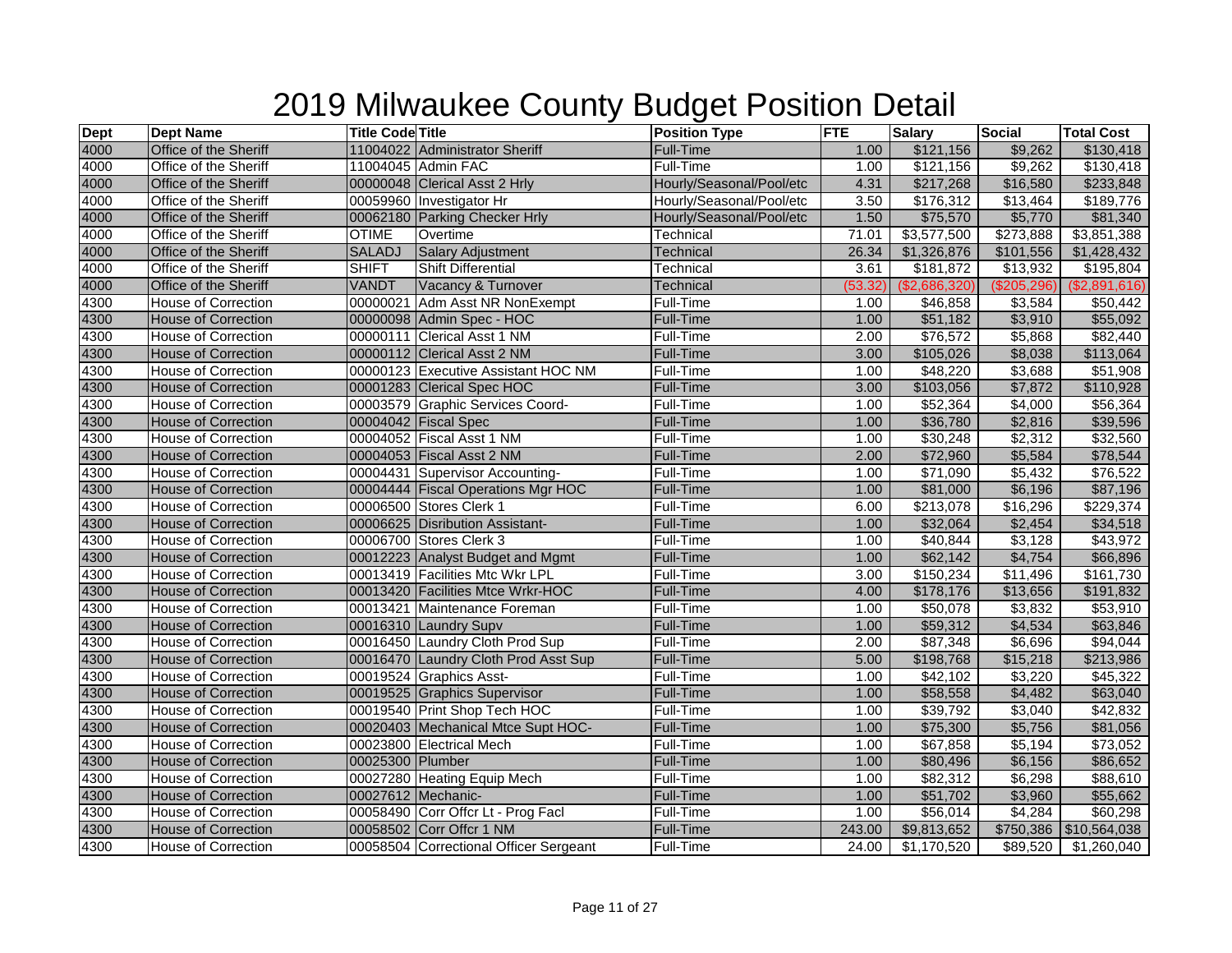# 2019 Milwaukee County Budget Position Detail

| Dept | Dept Name | Title Code | Title | Position Type | FTE | Salary | Social | Total Cost |
|---|---|---|---|---|---|---|---|---|
| 4000 | Office of the Sheriff | 11004022 | Administrator Sheriff | Full-Time | 1.00 | $121,156 | $9,262 | $130,418 |
| 4000 | Office of the Sheriff | 11004045 | Admin FAC | Full-Time | 1.00 | $121,156 | $9,262 | $130,418 |
| 4000 | Office of the Sheriff | 00000048 | Clerical Asst 2 Hrly | Hourly/Seasonal/Pool/etc | 4.31 | $217,268 | $16,580 | $233,848 |
| 4000 | Office of the Sheriff | 00059960 | Investigator Hr | Hourly/Seasonal/Pool/etc | 3.50 | $176,312 | $13,464 | $189,776 |
| 4000 | Office of the Sheriff | 00062180 | Parking Checker Hrly | Hourly/Seasonal/Pool/etc | 1.50 | $75,570 | $5,770 | $81,340 |
| 4000 | Office of the Sheriff | OTIME | Overtime | Technical | 71.01 | $3,577,500 | $273,888 | $3,851,388 |
| 4000 | Office of the Sheriff | SALADJ | Salary Adjustment | Technical | 26.34 | $1,326,876 | $101,556 | $1,428,432 |
| 4000 | Office of the Sheriff | SHIFT | Shift Differential | Technical | 3.61 | $181,872 | $13,932 | $195,804 |
| 4000 | Office of the Sheriff | VANDT | Vacancy & Turnover | Technical | (53.32) | ($2,686,320) | ($205,296) | ($2,891,616) |
| 4300 | House of Correction | 00000021 | Adm Asst NR NonExempt | Full-Time | 1.00 | $46,858 | $3,584 | $50,442 |
| 4300 | House of Correction | 00000098 | Admin Spec - HOC | Full-Time | 1.00 | $51,182 | $3,910 | $55,092 |
| 4300 | House of Correction | 00000111 | Clerical Asst 1 NM | Full-Time | 2.00 | $76,572 | $5,868 | $82,440 |
| 4300 | House of Correction | 00000112 | Clerical Asst 2 NM | Full-Time | 3.00 | $105,026 | $8,038 | $113,064 |
| 4300 | House of Correction | 00000123 | Executive Assistant HOC NM | Full-Time | 1.00 | $48,220 | $3,688 | $51,908 |
| 4300 | House of Correction | 00001283 | Clerical Spec HOC | Full-Time | 3.00 | $103,056 | $7,872 | $110,928 |
| 4300 | House of Correction | 00003579 | Graphic Services Coord- | Full-Time | 1.00 | $52,364 | $4,000 | $56,364 |
| 4300 | House of Correction | 00004042 | Fiscal Spec | Full-Time | 1.00 | $36,780 | $2,816 | $39,596 |
| 4300 | House of Correction | 00004052 | Fiscal Asst 1 NM | Full-Time | 1.00 | $30,248 | $2,312 | $32,560 |
| 4300 | House of Correction | 00004053 | Fiscal Asst 2 NM | Full-Time | 2.00 | $72,960 | $5,584 | $78,544 |
| 4300 | House of Correction | 00004431 | Supervisor Accounting- | Full-Time | 1.00 | $71,090 | $5,432 | $76,522 |
| 4300 | House of Correction | 00004444 | Fiscal Operations Mgr HOC | Full-Time | 1.00 | $81,000 | $6,196 | $87,196 |
| 4300 | House of Correction | 00006500 | Stores Clerk 1 | Full-Time | 6.00 | $213,078 | $16,296 | $229,374 |
| 4300 | House of Correction | 00006625 | Disribution Assistant- | Full-Time | 1.00 | $32,064 | $2,454 | $34,518 |
| 4300 | House of Correction | 00006700 | Stores Clerk 3 | Full-Time | 1.00 | $40,844 | $3,128 | $43,972 |
| 4300 | House of Correction | 00012223 | Analyst Budget and Mgmt | Full-Time | 1.00 | $62,142 | $4,754 | $66,896 |
| 4300 | House of Correction | 00013419 | Facilities Mtc Wkr LPL | Full-Time | 3.00 | $150,234 | $11,496 | $161,730 |
| 4300 | House of Correction | 00013420 | Facilities Mtce Wrkr-HOC | Full-Time | 4.00 | $178,176 | $13,656 | $191,832 |
| 4300 | House of Correction | 00013421 | Maintenance Foreman | Full-Time | 1.00 | $50,078 | $3,832 | $53,910 |
| 4300 | House of Correction | 00016310 | Laundry Supv | Full-Time | 1.00 | $59,312 | $4,534 | $63,846 |
| 4300 | House of Correction | 00016450 | Laundry Cloth Prod Sup | Full-Time | 2.00 | $87,348 | $6,696 | $94,044 |
| 4300 | House of Correction | 00016470 | Laundry Cloth Prod Asst Sup | Full-Time | 5.00 | $198,768 | $15,218 | $213,986 |
| 4300 | House of Correction | 00019524 | Graphics Asst- | Full-Time | 1.00 | $42,102 | $3,220 | $45,322 |
| 4300 | House of Correction | 00019525 | Graphics Supervisor | Full-Time | 1.00 | $58,558 | $4,482 | $63,040 |
| 4300 | House of Correction | 00019540 | Print Shop Tech HOC | Full-Time | 1.00 | $39,792 | $3,040 | $42,832 |
| 4300 | House of Correction | 00020403 | Mechanical Mtce Supt HOC- | Full-Time | 1.00 | $75,300 | $5,756 | $81,056 |
| 4300 | House of Correction | 00023800 | Electrical Mech | Full-Time | 1.00 | $67,858 | $5,194 | $73,052 |
| 4300 | House of Correction | 00025300 | Plumber | Full-Time | 1.00 | $80,496 | $6,156 | $86,652 |
| 4300 | House of Correction | 00027280 | Heating Equip Mech | Full-Time | 1.00 | $82,312 | $6,298 | $88,610 |
| 4300 | House of Correction | 00027612 | Mechanic- | Full-Time | 1.00 | $51,702 | $3,960 | $55,662 |
| 4300 | House of Correction | 00058490 | Corr Offcr Lt - Prog Facl | Full-Time | 1.00 | $56,014 | $4,284 | $60,298 |
| 4300 | House of Correction | 00058502 | Corr Offcr 1 NM | Full-Time | 243.00 | $9,813,652 | $750,386 | $10,564,038 |
| 4300 | House of Correction | 00058504 | Correctional Officer Sergeant | Full-Time | 24.00 | $1,170,520 | $89,520 | $1,260,040 |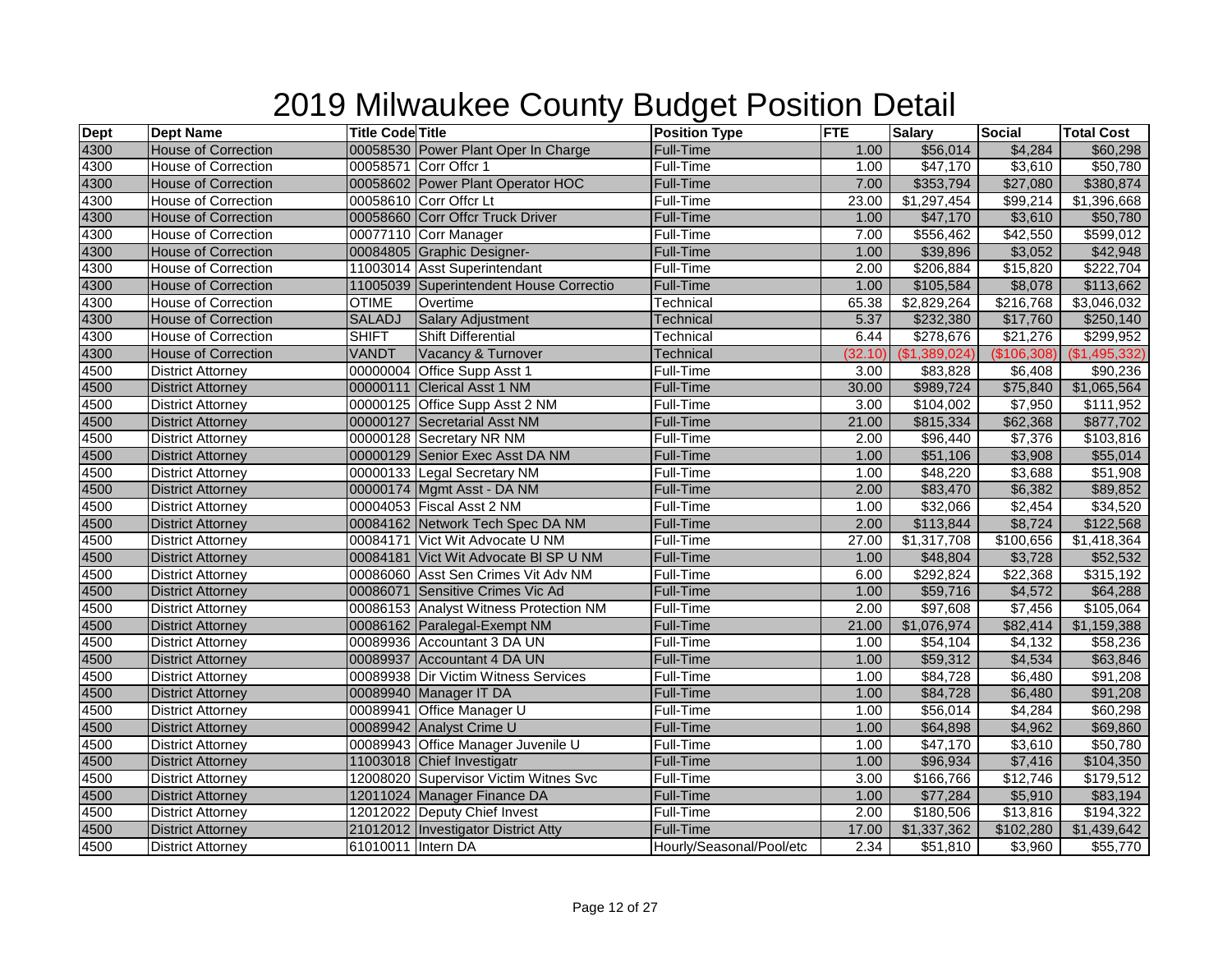# 2019 Milwaukee County Budget Position Detail

| Dept | Dept Name | Title Code | Title | Position Type | FTE | Salary | Social | Total Cost |
|---|---|---|---|---|---|---|---|---|
| 4300 | House of Correction | 00058530 | Power Plant Oper In Charge | Full-Time | 1.00 | $56,014 | $4,284 | $60,298 |
| 4300 | House of Correction | 00058571 | Corr Offcr 1 | Full-Time | 1.00 | $47,170 | $3,610 | $50,780 |
| 4300 | House of Correction | 00058602 | Power Plant Operator HOC | Full-Time | 7.00 | $353,794 | $27,080 | $380,874 |
| 4300 | House of Correction | 00058610 | Corr Offcr Lt | Full-Time | 23.00 | $1,297,454 | $99,214 | $1,396,668 |
| 4300 | House of Correction | 00058660 | Corr Offcr Truck Driver | Full-Time | 1.00 | $47,170 | $3,610 | $50,780 |
| 4300 | House of Correction | 00077110 | Corr Manager | Full-Time | 7.00 | $556,462 | $42,550 | $599,012 |
| 4300 | House of Correction | 00084805 | Graphic Designer- | Full-Time | 1.00 | $39,896 | $3,052 | $42,948 |
| 4300 | House of Correction | 11003014 | Asst Superintendant | Full-Time | 2.00 | $206,884 | $15,820 | $222,704 |
| 4300 | House of Correction | 11005039 | Superintendent House Correctio | Full-Time | 1.00 | $105,584 | $8,078 | $113,662 |
| 4300 | House of Correction | OTIME | Overtime | Technical | 65.38 | $2,829,264 | $216,768 | $3,046,032 |
| 4300 | House of Correction | SALADJ | Salary Adjustment | Technical | 5.37 | $232,380 | $17,760 | $250,140 |
| 4300 | House of Correction | SHIFT | Shift Differential | Technical | 6.44 | $278,676 | $21,276 | $299,952 |
| 4300 | House of Correction | VANDT | Vacancy & Turnover | Technical | (32.10) | ($1,389,024) | ($106,308) | ($1,495,332) |
| 4500 | District Attorney | 00000004 | Office Supp Asst 1 | Full-Time | 3.00 | $83,828 | $6,408 | $90,236 |
| 4500 | District Attorney | 00000111 | Clerical Asst 1 NM | Full-Time | 30.00 | $989,724 | $75,840 | $1,065,564 |
| 4500 | District Attorney | 00000125 | Office Supp Asst 2 NM | Full-Time | 3.00 | $104,002 | $7,950 | $111,952 |
| 4500 | District Attorney | 00000127 | Secretarial Asst NM | Full-Time | 21.00 | $815,334 | $62,368 | $877,702 |
| 4500 | District Attorney | 00000128 | Secretary NR NM | Full-Time | 2.00 | $96,440 | $7,376 | $103,816 |
| 4500 | District Attorney | 00000129 | Senior Exec Asst DA NM | Full-Time | 1.00 | $51,106 | $3,908 | $55,014 |
| 4500 | District Attorney | 00000133 | Legal Secretary NM | Full-Time | 1.00 | $48,220 | $3,688 | $51,908 |
| 4500 | District Attorney | 00000174 | Mgmt Asst - DA NM | Full-Time | 2.00 | $83,470 | $6,382 | $89,852 |
| 4500 | District Attorney | 00004053 | Fiscal Asst 2 NM | Full-Time | 1.00 | $32,066 | $2,454 | $34,520 |
| 4500 | District Attorney | 00084162 | Network Tech Spec DA NM | Full-Time | 2.00 | $113,844 | $8,724 | $122,568 |
| 4500 | District Attorney | 00084171 | Vict Wit Advocate U NM | Full-Time | 27.00 | $1,317,708 | $100,656 | $1,418,364 |
| 4500 | District Attorney | 00084181 | Vict Wit Advocate Bl SP U NM | Full-Time | 1.00 | $48,804 | $3,728 | $52,532 |
| 4500 | District Attorney | 00086060 | Asst Sen Crimes Vit Adv NM | Full-Time | 6.00 | $292,824 | $22,368 | $315,192 |
| 4500 | District Attorney | 00086071 | Sensitive Crimes Vic Ad | Full-Time | 1.00 | $59,716 | $4,572 | $64,288 |
| 4500 | District Attorney | 00086153 | Analyst Witness Protection NM | Full-Time | 2.00 | $97,608 | $7,456 | $105,064 |
| 4500 | District Attorney | 00086162 | Paralegal-Exempt NM | Full-Time | 21.00 | $1,076,974 | $82,414 | $1,159,388 |
| 4500 | District Attorney | 00089936 | Accountant 3 DA UN | Full-Time | 1.00 | $54,104 | $4,132 | $58,236 |
| 4500 | District Attorney | 00089937 | Accountant 4 DA UN | Full-Time | 1.00 | $59,312 | $4,534 | $63,846 |
| 4500 | District Attorney | 00089938 | Dir Victim Witness Services | Full-Time | 1.00 | $84,728 | $6,480 | $91,208 |
| 4500 | District Attorney | 00089940 | Manager IT DA | Full-Time | 1.00 | $84,728 | $6,480 | $91,208 |
| 4500 | District Attorney | 00089941 | Office Manager U | Full-Time | 1.00 | $56,014 | $4,284 | $60,298 |
| 4500 | District Attorney | 00089942 | Analyst Crime U | Full-Time | 1.00 | $64,898 | $4,962 | $69,860 |
| 4500 | District Attorney | 00089943 | Office Manager Juvenile U | Full-Time | 1.00 | $47,170 | $3,610 | $50,780 |
| 4500 | District Attorney | 11003018 | Chief Investigatr | Full-Time | 1.00 | $96,934 | $7,416 | $104,350 |
| 4500 | District Attorney | 12008020 | Supervisor Victim Witnes Svc | Full-Time | 3.00 | $166,766 | $12,746 | $179,512 |
| 4500 | District Attorney | 12011024 | Manager Finance DA | Full-Time | 1.00 | $77,284 | $5,910 | $83,194 |
| 4500 | District Attorney | 12012022 | Deputy Chief Invest | Full-Time | 2.00 | $180,506 | $13,816 | $194,322 |
| 4500 | District Attorney | 21012012 | Investigator District Atty | Full-Time | 17.00 | $1,337,362 | $102,280 | $1,439,642 |
| 4500 | District Attorney | 61010011 | Intern DA | Hourly/Seasonal/Pool/etc | 2.34 | $51,810 | $3,960 | $55,770 |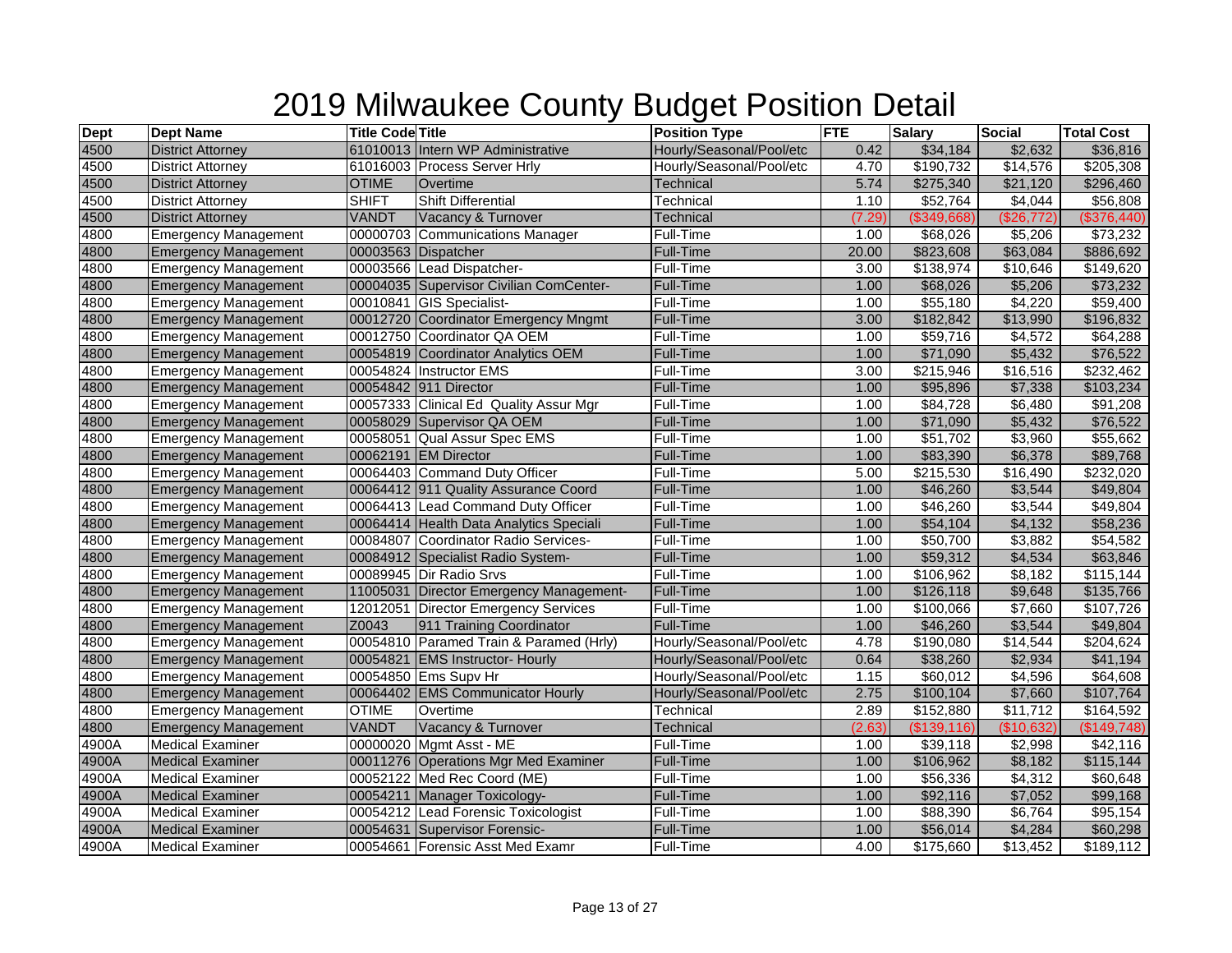# 2019 Milwaukee County Budget Position Detail

| Dept | Dept Name | Title Code | Title | Position Type | FTE | Salary | Social | Total Cost |
|---|---|---|---|---|---|---|---|---|
| 4500 | District Attorney | 61010013 | Intern WP Administrative | Hourly/Seasonal/Pool/etc | 0.42 | $34,184 | $2,632 | $36,816 |
| 4500 | District Attorney | 61016003 | Process Server Hrly | Hourly/Seasonal/Pool/etc | 4.70 | $190,732 | $14,576 | $205,308 |
| 4500 | District Attorney | OTIME | Overtime | Technical | 5.74 | $275,340 | $21,120 | $296,460 |
| 4500 | District Attorney | SHIFT | Shift Differential | Technical | 1.10 | $52,764 | $4,044 | $56,808 |
| 4500 | District Attorney | VANDT | Vacancy & Turnover | Technical | (7.29) | ($349,668) | ($26,772) | ($376,440) |
| 4800 | Emergency Management | 00000703 | Communications Manager | Full-Time | 1.00 | $68,026 | $5,206 | $73,232 |
| 4800 | Emergency Management | 00003563 | Dispatcher | Full-Time | 20.00 | $823,608 | $63,084 | $886,692 |
| 4800 | Emergency Management | 00003566 | Lead Dispatcher- | Full-Time | 3.00 | $138,974 | $10,646 | $149,620 |
| 4800 | Emergency Management | 00004035 | Supervisor Civilian ComCenter- | Full-Time | 1.00 | $68,026 | $5,206 | $73,232 |
| 4800 | Emergency Management | 00010841 | GIS Specialist- | Full-Time | 1.00 | $55,180 | $4,220 | $59,400 |
| 4800 | Emergency Management | 00012720 | Coordinator Emergency Mngmt | Full-Time | 3.00 | $182,842 | $13,990 | $196,832 |
| 4800 | Emergency Management | 00012750 | Coordinator QA OEM | Full-Time | 1.00 | $59,716 | $4,572 | $64,288 |
| 4800 | Emergency Management | 00054819 | Coordinator Analytics OEM | Full-Time | 1.00 | $71,090 | $5,432 | $76,522 |
| 4800 | Emergency Management | 00054824 | Instructor EMS | Full-Time | 3.00 | $215,946 | $16,516 | $232,462 |
| 4800 | Emergency Management | 00054842 | 911 Director | Full-Time | 1.00 | $95,896 | $7,338 | $103,234 |
| 4800 | Emergency Management | 00057333 | Clinical Ed Quality Assur Mgr | Full-Time | 1.00 | $84,728 | $6,480 | $91,208 |
| 4800 | Emergency Management | 00058029 | Supervisor QA OEM | Full-Time | 1.00 | $71,090 | $5,432 | $76,522 |
| 4800 | Emergency Management | 00058051 | Qual Assur Spec EMS | Full-Time | 1.00 | $51,702 | $3,960 | $55,662 |
| 4800 | Emergency Management | 00062191 | EM Director | Full-Time | 1.00 | $83,390 | $6,378 | $89,768 |
| 4800 | Emergency Management | 00064403 | Command Duty Officer | Full-Time | 5.00 | $215,530 | $16,490 | $232,020 |
| 4800 | Emergency Management | 00064412 | 911 Quality Assurance Coord | Full-Time | 1.00 | $46,260 | $3,544 | $49,804 |
| 4800 | Emergency Management | 00064413 | Lead Command Duty Officer | Full-Time | 1.00 | $46,260 | $3,544 | $49,804 |
| 4800 | Emergency Management | 00064414 | Health Data Analytics Speciali | Full-Time | 1.00 | $54,104 | $4,132 | $58,236 |
| 4800 | Emergency Management | 00084807 | Coordinator Radio Services- | Full-Time | 1.00 | $50,700 | $3,882 | $54,582 |
| 4800 | Emergency Management | 00084912 | Specialist Radio System- | Full-Time | 1.00 | $59,312 | $4,534 | $63,846 |
| 4800 | Emergency Management | 00089945 | Dir Radio Srvs | Full-Time | 1.00 | $106,962 | $8,182 | $115,144 |
| 4800 | Emergency Management | 11005031 | Director Emergency Management- | Full-Time | 1.00 | $126,118 | $9,648 | $135,766 |
| 4800 | Emergency Management | 12012051 | Director Emergency Services | Full-Time | 1.00 | $100,066 | $7,660 | $107,726 |
| 4800 | Emergency Management | Z0043 | 911 Training Coordinator | Full-Time | 1.00 | $46,260 | $3,544 | $49,804 |
| 4800 | Emergency Management | 00054810 | Paramed Train & Paramed (Hrly) | Hourly/Seasonal/Pool/etc | 4.78 | $190,080 | $14,544 | $204,624 |
| 4800 | Emergency Management | 00054821 | EMS Instructor- Hourly | Hourly/Seasonal/Pool/etc | 0.64 | $38,260 | $2,934 | $41,194 |
| 4800 | Emergency Management | 00054850 | Ems Supv Hr | Hourly/Seasonal/Pool/etc | 1.15 | $60,012 | $4,596 | $64,608 |
| 4800 | Emergency Management | 00064402 | EMS Communicator Hourly | Hourly/Seasonal/Pool/etc | 2.75 | $100,104 | $7,660 | $107,764 |
| 4800 | Emergency Management | OTIME | Overtime | Technical | 2.89 | $152,880 | $11,712 | $164,592 |
| 4800 | Emergency Management | VANDT | Vacancy & Turnover | Technical | (2.63) | ($139,116) | ($10,632) | ($149,748) |
| 4900A | Medical Examiner | 00000020 | Mgmt Asst - ME | Full-Time | 1.00 | $39,118 | $2,998 | $42,116 |
| 4900A | Medical Examiner | 00011276 | Operations Mgr Med Examiner | Full-Time | 1.00 | $106,962 | $8,182 | $115,144 |
| 4900A | Medical Examiner | 00052122 | Med Rec Coord (ME) | Full-Time | 1.00 | $56,336 | $4,312 | $60,648 |
| 4900A | Medical Examiner | 00054211 | Manager Toxicology- | Full-Time | 1.00 | $92,116 | $7,052 | $99,168 |
| 4900A | Medical Examiner | 00054212 | Lead Forensic Toxicologist | Full-Time | 1.00 | $88,390 | $6,764 | $95,154 |
| 4900A | Medical Examiner | 00054631 | Supervisor Forensic- | Full-Time | 1.00 | $56,014 | $4,284 | $60,298 |
| 4900A | Medical Examiner | 00054661 | Forensic Asst Med Examr | Full-Time | 4.00 | $175,660 | $13,452 | $189,112 |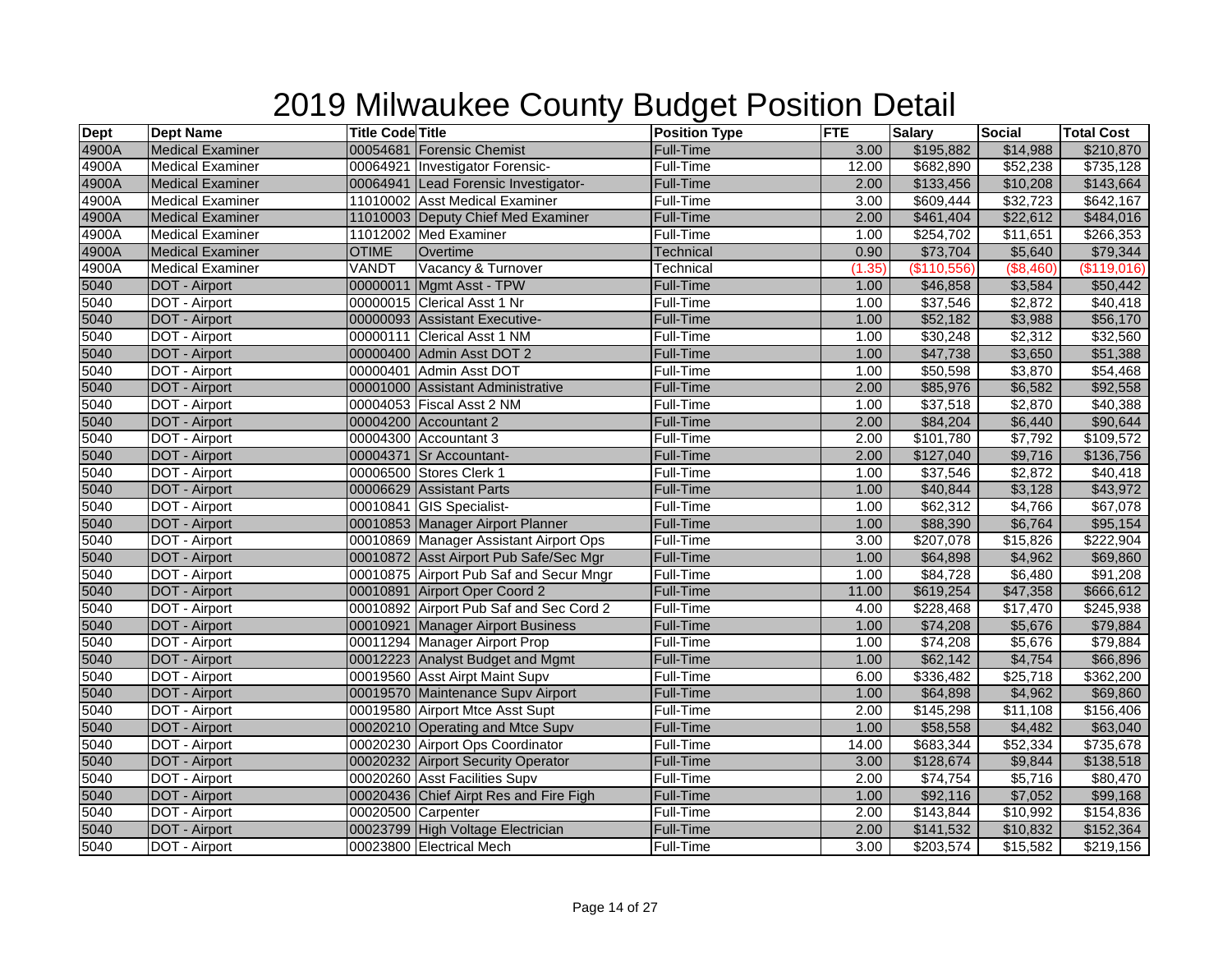# 2019 Milwaukee County Budget Position Detail

| Dept | Dept Name | Title Code | Title | Position Type | FTE | Salary | Social | Total Cost |
|---|---|---|---|---|---|---|---|---|
| 4900A | Medical Examiner | 00054681 | Forensic Chemist | Full-Time | 3.00 | $195,882 | $14,988 | $210,870 |
| 4900A | Medical Examiner | 00064921 | Investigator Forensic- | Full-Time | 12.00 | $682,890 | $52,238 | $735,128 |
| 4900A | Medical Examiner | 00064941 | Lead Forensic Investigator- | Full-Time | 2.00 | $133,456 | $10,208 | $143,664 |
| 4900A | Medical Examiner | 11010002 | Asst Medical Examiner | Full-Time | 3.00 | $609,444 | $32,723 | $642,167 |
| 4900A | Medical Examiner | 11010003 | Deputy Chief Med Examiner | Full-Time | 2.00 | $461,404 | $22,612 | $484,016 |
| 4900A | Medical Examiner | 11012002 | Med Examiner | Full-Time | 1.00 | $254,702 | $11,651 | $266,353 |
| 4900A | Medical Examiner | OTIME | Overtime | Technical | 0.90 | $73,704 | $5,640 | $79,344 |
| 4900A | Medical Examiner | VANDT | Vacancy & Turnover | Technical | (1.35) | ($110,556) | ($8,460) | ($119,016) |
| 5040 | DOT - Airport | 00000011 | Mgmt Asst - TPW | Full-Time | 1.00 | $46,858 | $3,584 | $50,442 |
| 5040 | DOT - Airport | 00000015 | Clerical Asst 1 Nr | Full-Time | 1.00 | $37,546 | $2,872 | $40,418 |
| 5040 | DOT - Airport | 00000093 | Assistant Executive- | Full-Time | 1.00 | $52,182 | $3,988 | $56,170 |
| 5040 | DOT - Airport | 00000111 | Clerical Asst 1 NM | Full-Time | 1.00 | $30,248 | $2,312 | $32,560 |
| 5040 | DOT - Airport | 00000400 | Admin Asst DOT 2 | Full-Time | 1.00 | $47,738 | $3,650 | $51,388 |
| 5040 | DOT - Airport | 00000401 | Admin Asst DOT | Full-Time | 1.00 | $50,598 | $3,870 | $54,468 |
| 5040 | DOT - Airport | 00001000 | Assistant Administrative | Full-Time | 2.00 | $85,976 | $6,582 | $92,558 |
| 5040 | DOT - Airport | 00004053 | Fiscal Asst 2 NM | Full-Time | 1.00 | $37,518 | $2,870 | $40,388 |
| 5040 | DOT - Airport | 00004200 | Accountant 2 | Full-Time | 2.00 | $84,204 | $6,440 | $90,644 |
| 5040 | DOT - Airport | 00004300 | Accountant 3 | Full-Time | 2.00 | $101,780 | $7,792 | $109,572 |
| 5040 | DOT - Airport | 00004371 | Sr Accountant- | Full-Time | 2.00 | $127,040 | $9,716 | $136,756 |
| 5040 | DOT - Airport | 00006500 | Stores Clerk 1 | Full-Time | 1.00 | $37,546 | $2,872 | $40,418 |
| 5040 | DOT - Airport | 00006629 | Assistant Parts | Full-Time | 1.00 | $40,844 | $3,128 | $43,972 |
| 5040 | DOT - Airport | 00010841 | GIS Specialist- | Full-Time | 1.00 | $62,312 | $4,766 | $67,078 |
| 5040 | DOT - Airport | 00010853 | Manager Airport Planner | Full-Time | 1.00 | $88,390 | $6,764 | $95,154 |
| 5040 | DOT - Airport | 00010869 | Manager Assistant Airport Ops | Full-Time | 3.00 | $207,078 | $15,826 | $222,904 |
| 5040 | DOT - Airport | 00010872 | Asst Airport Pub Safe/Sec Mgr | Full-Time | 1.00 | $64,898 | $4,962 | $69,860 |
| 5040 | DOT - Airport | 00010875 | Airport Pub Saf and Secur Mngr | Full-Time | 1.00 | $84,728 | $6,480 | $91,208 |
| 5040 | DOT - Airport | 00010891 | Airport Oper Coord 2 | Full-Time | 11.00 | $619,254 | $47,358 | $666,612 |
| 5040 | DOT - Airport | 00010892 | Airport Pub Saf and Sec Cord 2 | Full-Time | 4.00 | $228,468 | $17,470 | $245,938 |
| 5040 | DOT - Airport | 00010921 | Manager Airport Business | Full-Time | 1.00 | $74,208 | $5,676 | $79,884 |
| 5040 | DOT - Airport | 00011294 | Manager Airport Prop | Full-Time | 1.00 | $74,208 | $5,676 | $79,884 |
| 5040 | DOT - Airport | 00012223 | Analyst Budget and Mgmt | Full-Time | 1.00 | $62,142 | $4,754 | $66,896 |
| 5040 | DOT - Airport | 00019560 | Asst Airpt Maint Supv | Full-Time | 6.00 | $336,482 | $25,718 | $362,200 |
| 5040 | DOT - Airport | 00019570 | Maintenance Supv Airport | Full-Time | 1.00 | $64,898 | $4,962 | $69,860 |
| 5040 | DOT - Airport | 00019580 | Airport Mtce Asst Supt | Full-Time | 2.00 | $145,298 | $11,108 | $156,406 |
| 5040 | DOT - Airport | 00020210 | Operating and Mtce Supv | Full-Time | 1.00 | $58,558 | $4,482 | $63,040 |
| 5040 | DOT - Airport | 00020230 | Airport Ops Coordinator | Full-Time | 14.00 | $683,344 | $52,334 | $735,678 |
| 5040 | DOT - Airport | 00020232 | Airport Security Operator | Full-Time | 3.00 | $128,674 | $9,844 | $138,518 |
| 5040 | DOT - Airport | 00020260 | Asst Facilities Supv | Full-Time | 2.00 | $74,754 | $5,716 | $80,470 |
| 5040 | DOT - Airport | 00020436 | Chief Airpt Res and Fire Figh | Full-Time | 1.00 | $92,116 | $7,052 | $99,168 |
| 5040 | DOT - Airport | 00020500 | Carpenter | Full-Time | 2.00 | $143,844 | $10,992 | $154,836 |
| 5040 | DOT - Airport | 00023799 | High Voltage Electrician | Full-Time | 2.00 | $141,532 | $10,832 | $152,364 |
| 5040 | DOT - Airport | 00023800 | Electrical Mech | Full-Time | 3.00 | $203,574 | $15,582 | $219,156 |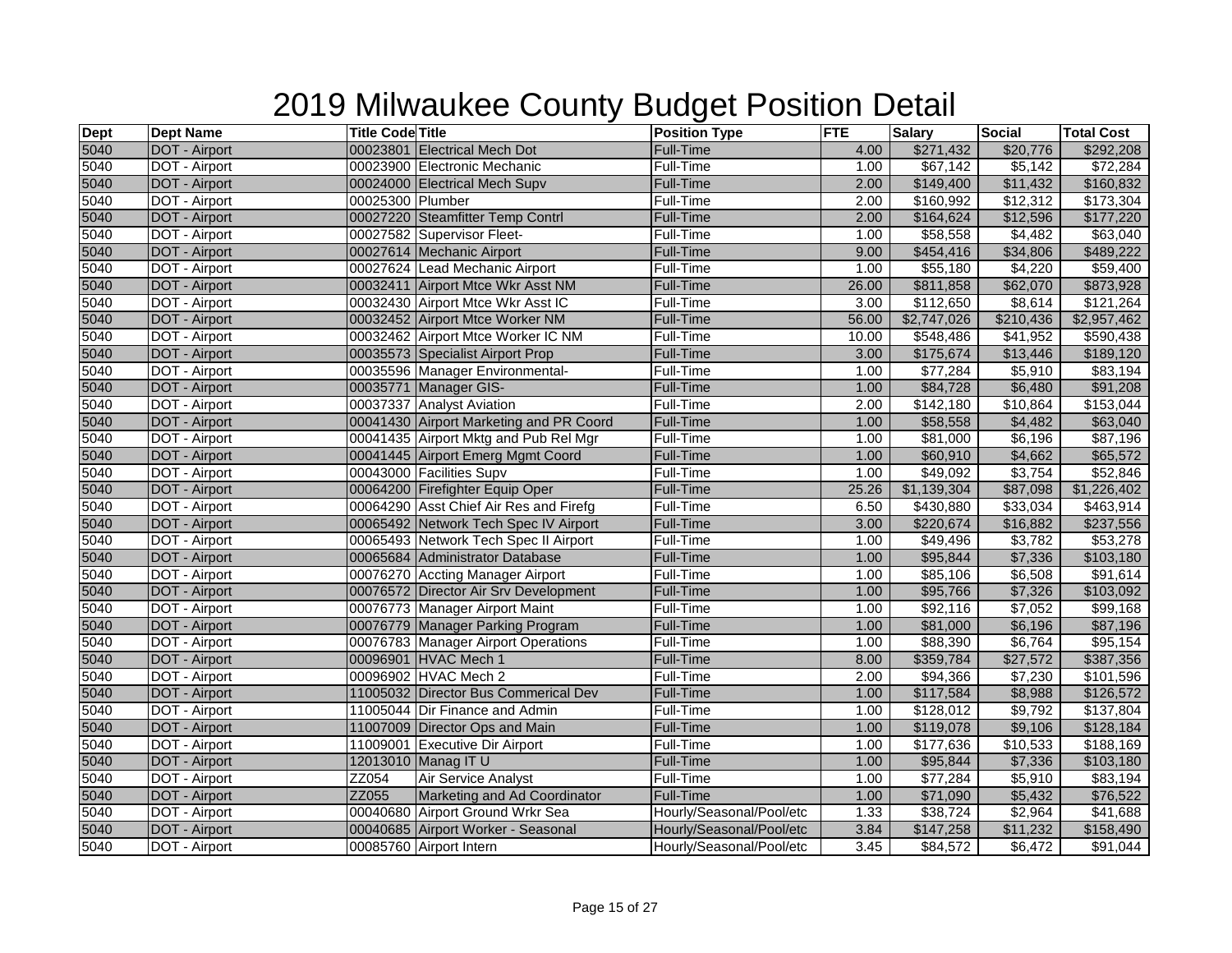# 2019 Milwaukee County Budget Position Detail

| Dept | Dept Name | Title Code | Title | Position Type | FTE | Salary | Social | Total Cost |
|---|---|---|---|---|---|---|---|---|
| 5040 | DOT - Airport | 00023801 | Electrical Mech Dot | Full-Time | 4.00 | $271,432 | $20,776 | $292,208 |
| 5040 | DOT - Airport | 00023900 | Electronic Mechanic | Full-Time | 1.00 | $67,142 | $5,142 | $72,284 |
| 5040 | DOT - Airport | 00024000 | Electrical Mech Supv | Full-Time | 2.00 | $149,400 | $11,432 | $160,832 |
| 5040 | DOT - Airport | 00025300 | Plumber | Full-Time | 2.00 | $160,992 | $12,312 | $173,304 |
| 5040 | DOT - Airport | 00027220 | Steamfitter Temp Contrl | Full-Time | 2.00 | $164,624 | $12,596 | $177,220 |
| 5040 | DOT - Airport | 00027582 | Supervisor Fleet- | Full-Time | 1.00 | $58,558 | $4,482 | $63,040 |
| 5040 | DOT - Airport | 00027614 | Mechanic Airport | Full-Time | 9.00 | $454,416 | $34,806 | $489,222 |
| 5040 | DOT - Airport | 00027624 | Lead Mechanic Airport | Full-Time | 1.00 | $55,180 | $4,220 | $59,400 |
| 5040 | DOT - Airport | 00032411 | Airport Mtce Wkr Asst NM | Full-Time | 26.00 | $811,858 | $62,070 | $873,928 |
| 5040 | DOT - Airport | 00032430 | Airport Mtce Wkr Asst IC | Full-Time | 3.00 | $112,650 | $8,614 | $121,264 |
| 5040 | DOT - Airport | 00032452 | Airport Mtce Worker NM | Full-Time | 56.00 | $2,747,026 | $210,436 | $2,957,462 |
| 5040 | DOT - Airport | 00032462 | Airport Mtce Worker IC NM | Full-Time | 10.00 | $548,486 | $41,952 | $590,438 |
| 5040 | DOT - Airport | 00035573 | Specialist Airport Prop | Full-Time | 3.00 | $175,674 | $13,446 | $189,120 |
| 5040 | DOT - Airport | 00035596 | Manager Environmental- | Full-Time | 1.00 | $77,284 | $5,910 | $83,194 |
| 5040 | DOT - Airport | 00035771 | Manager GIS- | Full-Time | 1.00 | $84,728 | $6,480 | $91,208 |
| 5040 | DOT - Airport | 00037337 | Analyst Aviation | Full-Time | 2.00 | $142,180 | $10,864 | $153,044 |
| 5040 | DOT - Airport | 00041430 | Airport Marketing and PR Coord | Full-Time | 1.00 | $58,558 | $4,482 | $63,040 |
| 5040 | DOT - Airport | 00041435 | Airport Mktg and Pub Rel Mgr | Full-Time | 1.00 | $81,000 | $6,196 | $87,196 |
| 5040 | DOT - Airport | 00041445 | Airport Emerg Mgmt Coord | Full-Time | 1.00 | $60,910 | $4,662 | $65,572 |
| 5040 | DOT - Airport | 00043000 | Facilities Supv | Full-Time | 1.00 | $49,092 | $3,754 | $52,846 |
| 5040 | DOT - Airport | 00064200 | Firefighter Equip Oper | Full-Time | 25.26 | $1,139,304 | $87,098 | $1,226,402 |
| 5040 | DOT - Airport | 00064290 | Asst Chief Air Res and Firefg | Full-Time | 6.50 | $430,880 | $33,034 | $463,914 |
| 5040 | DOT - Airport | 00065492 | Network Tech Spec IV Airport | Full-Time | 3.00 | $220,674 | $16,882 | $237,556 |
| 5040 | DOT - Airport | 00065493 | Network Tech Spec II Airport | Full-Time | 1.00 | $49,496 | $3,782 | $53,278 |
| 5040 | DOT - Airport | 00065684 | Administrator Database | Full-Time | 1.00 | $95,844 | $7,336 | $103,180 |
| 5040 | DOT - Airport | 00076270 | Accting Manager Airport | Full-Time | 1.00 | $85,106 | $6,508 | $91,614 |
| 5040 | DOT - Airport | 00076572 | Director Air Srv Development | Full-Time | 1.00 | $95,766 | $7,326 | $103,092 |
| 5040 | DOT - Airport | 00076773 | Manager Airport Maint | Full-Time | 1.00 | $92,116 | $7,052 | $99,168 |
| 5040 | DOT - Airport | 00076779 | Manager Parking Program | Full-Time | 1.00 | $81,000 | $6,196 | $87,196 |
| 5040 | DOT - Airport | 00076783 | Manager Airport Operations | Full-Time | 1.00 | $88,390 | $6,764 | $95,154 |
| 5040 | DOT - Airport | 00096901 | HVAC Mech 1 | Full-Time | 8.00 | $359,784 | $27,572 | $387,356 |
| 5040 | DOT - Airport | 00096902 | HVAC Mech 2 | Full-Time | 2.00 | $94,366 | $7,230 | $101,596 |
| 5040 | DOT - Airport | 11005032 | Director Bus Commerical Dev | Full-Time | 1.00 | $117,584 | $8,988 | $126,572 |
| 5040 | DOT - Airport | 11005044 | Dir Finance and Admin | Full-Time | 1.00 | $128,012 | $9,792 | $137,804 |
| 5040 | DOT - Airport | 11007009 | Director Ops and Main | Full-Time | 1.00 | $119,078 | $9,106 | $128,184 |
| 5040 | DOT - Airport | 11009001 | Executive Dir Airport | Full-Time | 1.00 | $177,636 | $10,533 | $188,169 |
| 5040 | DOT - Airport | 12013010 | Manag IT U | Full-Time | 1.00 | $95,844 | $7,336 | $103,180 |
| 5040 | DOT - Airport | ZZ054 | Air Service Analyst | Full-Time | 1.00 | $77,284 | $5,910 | $83,194 |
| 5040 | DOT - Airport | ZZ055 | Marketing and Ad Coordinator | Full-Time | 1.00 | $71,090 | $5,432 | $76,522 |
| 5040 | DOT - Airport | 00040680 | Airport Ground Wrkr Sea | Hourly/Seasonal/Pool/etc | 1.33 | $38,724 | $2,964 | $41,688 |
| 5040 | DOT - Airport | 00040685 | Airport Worker - Seasonal | Hourly/Seasonal/Pool/etc | 3.84 | $147,258 | $11,232 | $158,490 |
| 5040 | DOT - Airport | 00085760 | Airport Intern | Hourly/Seasonal/Pool/etc | 3.45 | $84,572 | $6,472 | $91,044 |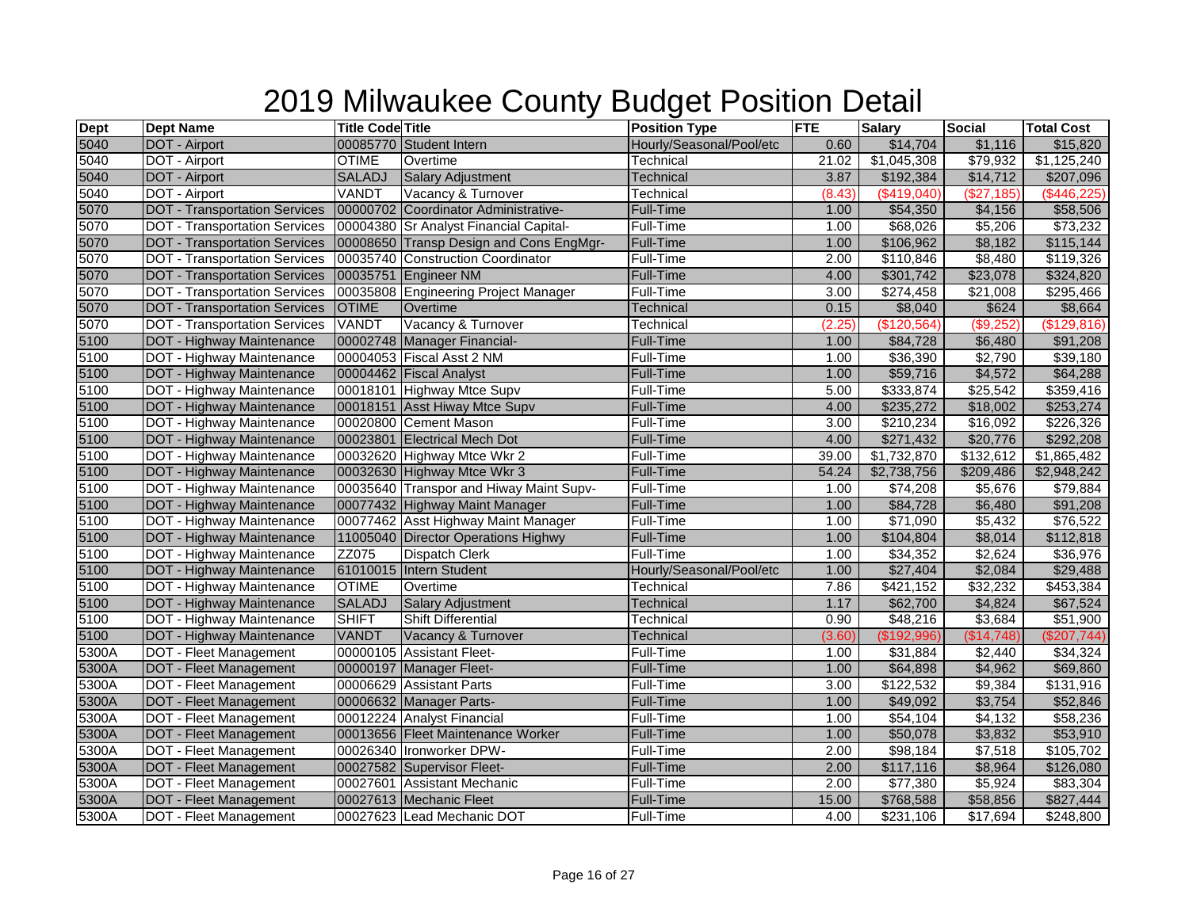# 2019 Milwaukee County Budget Position Detail

| Dept | Dept Name | Title Code | Title | Position Type | FTE | Salary | Social | Total Cost |
|---|---|---|---|---|---|---|---|---|
| 5040 | DOT - Airport | 00085770 | Student Intern | Hourly/Seasonal/Pool/etc | 0.60 | $14,704 | $1,116 | $15,820 |
| 5040 | DOT - Airport | OTIME | Overtime | Technical | 21.02 | $1,045,308 | $79,932 | $1,125,240 |
| 5040 | DOT - Airport | SALADJ | Salary Adjustment | Technical | 3.87 | $192,384 | $14,712 | $207,096 |
| 5040 | DOT - Airport | VANDT | Vacancy & Turnover | Technical | (8.43) | ($419,040) | ($27,185) | ($446,225) |
| 5070 | DOT - Transportation Services | 00000702 | Coordinator Administrative- | Full-Time | 1.00 | $54,350 | $4,156 | $58,506 |
| 5070 | DOT - Transportation Services | 00004380 | Sr Analyst Financial Capital- | Full-Time | 1.00 | $68,026 | $5,206 | $73,232 |
| 5070 | DOT - Transportation Services | 00008650 | Transp Design and Cons EngMgr- | Full-Time | 1.00 | $106,962 | $8,182 | $115,144 |
| 5070 | DOT - Transportation Services | 00035740 | Construction Coordinator | Full-Time | 2.00 | $110,846 | $8,480 | $119,326 |
| 5070 | DOT - Transportation Services | 00035751 | Engineer NM | Full-Time | 4.00 | $301,742 | $23,078 | $324,820 |
| 5070 | DOT - Transportation Services | 00035808 | Engineering Project Manager | Full-Time | 3.00 | $274,458 | $21,008 | $295,466 |
| 5070 | DOT - Transportation Services | OTIME | Overtime | Technical | 0.15 | $8,040 | $624 | $8,664 |
| 5070 | DOT - Transportation Services | VANDT | Vacancy & Turnover | Technical | (2.25) | ($120,564) | ($9,252) | ($129,816) |
| 5100 | DOT - Highway Maintenance | 00002748 | Manager Financial- | Full-Time | 1.00 | $84,728 | $6,480 | $91,208 |
| 5100 | DOT - Highway Maintenance | 00004053 | Fiscal Asst 2 NM | Full-Time | 1.00 | $36,390 | $2,790 | $39,180 |
| 5100 | DOT - Highway Maintenance | 00004462 | Fiscal Analyst | Full-Time | 1.00 | $59,716 | $4,572 | $64,288 |
| 5100 | DOT - Highway Maintenance | 00018101 | Highway Mtce Supv | Full-Time | 5.00 | $333,874 | $25,542 | $359,416 |
| 5100 | DOT - Highway Maintenance | 00018151 | Asst Hiway Mtce Supv | Full-Time | 4.00 | $235,272 | $18,002 | $253,274 |
| 5100 | DOT - Highway Maintenance | 00020800 | Cement Mason | Full-Time | 3.00 | $210,234 | $16,092 | $226,326 |
| 5100 | DOT - Highway Maintenance | 00023801 | Electrical Mech Dot | Full-Time | 4.00 | $271,432 | $20,776 | $292,208 |
| 5100 | DOT - Highway Maintenance | 00032620 | Highway Mtce Wkr 2 | Full-Time | 39.00 | $1,732,870 | $132,612 | $1,865,482 |
| 5100 | DOT - Highway Maintenance | 00032630 | Highway Mtce Wkr 3 | Full-Time | 54.24 | $2,738,756 | $209,486 | $2,948,242 |
| 5100 | DOT - Highway Maintenance | 00035640 | Transpor and Hiway Maint Supv- | Full-Time | 1.00 | $74,208 | $5,676 | $79,884 |
| 5100 | DOT - Highway Maintenance | 00077432 | Highway Maint Manager | Full-Time | 1.00 | $84,728 | $6,480 | $91,208 |
| 5100 | DOT - Highway Maintenance | 00077462 | Asst Highway Maint Manager | Full-Time | 1.00 | $71,090 | $5,432 | $76,522 |
| 5100 | DOT - Highway Maintenance | 11005040 | Director Operations Highwy | Full-Time | 1.00 | $104,804 | $8,014 | $112,818 |
| 5100 | DOT - Highway Maintenance | ZZ075 | Dispatch Clerk | Full-Time | 1.00 | $34,352 | $2,624 | $36,976 |
| 5100 | DOT - Highway Maintenance | 61010015 | Intern Student | Hourly/Seasonal/Pool/etc | 1.00 | $27,404 | $2,084 | $29,488 |
| 5100 | DOT - Highway Maintenance | OTIME | Overtime | Technical | 7.86 | $421,152 | $32,232 | $453,384 |
| 5100 | DOT - Highway Maintenance | SALADJ | Salary Adjustment | Technical | 1.17 | $62,700 | $4,824 | $67,524 |
| 5100 | DOT - Highway Maintenance | SHIFT | Shift Differential | Technical | 0.90 | $48,216 | $3,684 | $51,900 |
| 5100 | DOT - Highway Maintenance | VANDT | Vacancy & Turnover | Technical | (3.60) | ($192,996) | ($14,748) | ($207,744) |
| 5300A | DOT - Fleet Management | 00000105 | Assistant Fleet- | Full-Time | 1.00 | $31,884 | $2,440 | $34,324 |
| 5300A | DOT - Fleet Management | 00000197 | Manager Fleet- | Full-Time | 1.00 | $64,898 | $4,962 | $69,860 |
| 5300A | DOT - Fleet Management | 00006629 | Assistant Parts | Full-Time | 3.00 | $122,532 | $9,384 | $131,916 |
| 5300A | DOT - Fleet Management | 00006632 | Manager Parts- | Full-Time | 1.00 | $49,092 | $3,754 | $52,846 |
| 5300A | DOT - Fleet Management | 00012224 | Analyst Financial | Full-Time | 1.00 | $54,104 | $4,132 | $58,236 |
| 5300A | DOT - Fleet Management | 00013656 | Fleet Maintenance Worker | Full-Time | 1.00 | $50,078 | $3,832 | $53,910 |
| 5300A | DOT - Fleet Management | 00026340 | Ironworker DPW- | Full-Time | 2.00 | $98,184 | $7,518 | $105,702 |
| 5300A | DOT - Fleet Management | 00027582 | Supervisor Fleet- | Full-Time | 2.00 | $117,116 | $8,964 | $126,080 |
| 5300A | DOT - Fleet Management | 00027601 | Assistant Mechanic | Full-Time | 2.00 | $77,380 | $5,924 | $83,304 |
| 5300A | DOT - Fleet Management | 00027613 | Mechanic Fleet | Full-Time | 15.00 | $768,588 | $58,856 | $827,444 |
| 5300A | DOT - Fleet Management | 00027623 | Lead Mechanic DOT | Full-Time | 4.00 | $231,106 | $17,694 | $248,800 |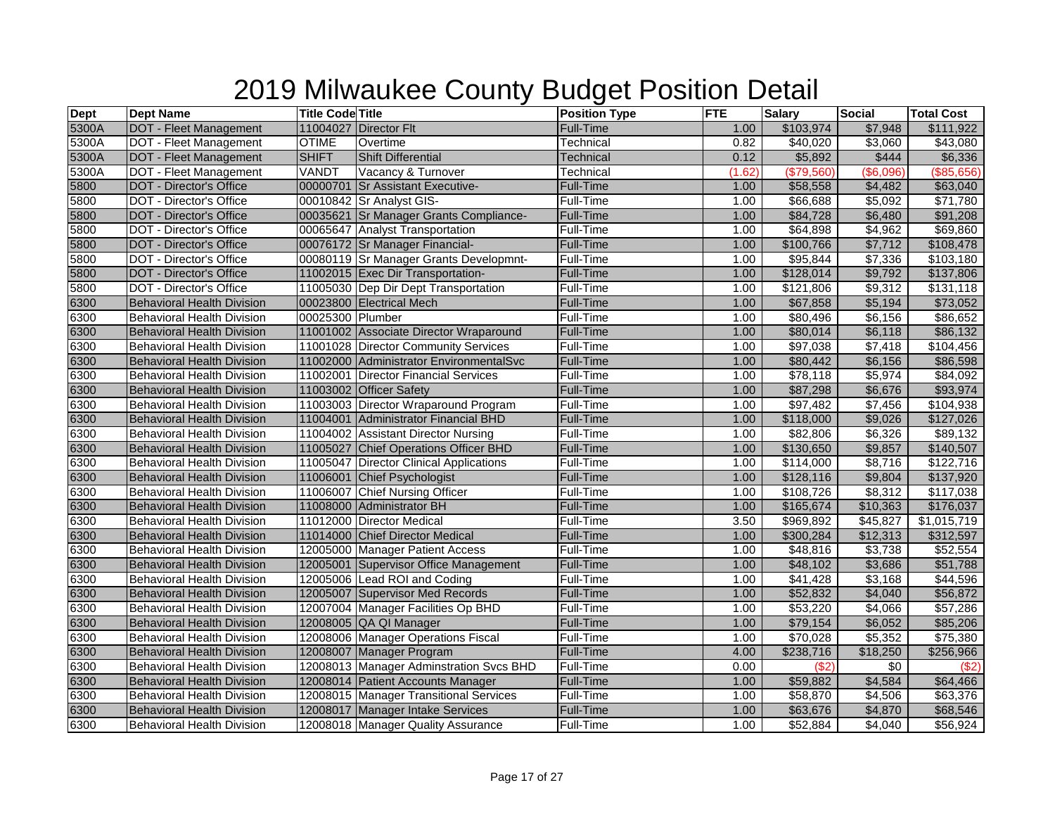# 2019 Milwaukee County Budget Position Detail

| Dept | Dept Name | Title Code | Title | Position Type | FTE | Salary | Social | Total Cost |
|---|---|---|---|---|---|---|---|---|
| 5300A | DOT - Fleet Management | 11004027 | Director Flt | Full-Time | 1.00 | $103,974 | $7,948 | $111,922 |
| 5300A | DOT - Fleet Management | OTIME | Overtime | Technical | 0.82 | $40,020 | $3,060 | $43,080 |
| 5300A | DOT - Fleet Management | SHIFT | Shift Differential | Technical | 0.12 | $5,892 | $444 | $6,336 |
| 5300A | DOT - Fleet Management | VANDT | Vacancy & Turnover | Technical | (1.62) | ($79,560) | ($6,096) | ($85,656) |
| 5800 | DOT - Director's Office | 00000701 | Sr Assistant Executive- | Full-Time | 1.00 | $58,558 | $4,482 | $63,040 |
| 5800 | DOT - Director's Office | 00010842 | Sr Analyst GIS- | Full-Time | 1.00 | $66,688 | $5,092 | $71,780 |
| 5800 | DOT - Director's Office | 00035621 | Sr Manager Grants Compliance- | Full-Time | 1.00 | $84,728 | $6,480 | $91,208 |
| 5800 | DOT - Director's Office | 00065647 | Analyst Transportation | Full-Time | 1.00 | $64,898 | $4,962 | $69,860 |
| 5800 | DOT - Director's Office | 00076172 | Sr Manager Financial- | Full-Time | 1.00 | $100,766 | $7,712 | $108,478 |
| 5800 | DOT - Director's Office | 00080119 | Sr Manager Grants Developmnt- | Full-Time | 1.00 | $95,844 | $7,336 | $103,180 |
| 5800 | DOT - Director's Office | 11002015 | Exec Dir Transportation- | Full-Time | 1.00 | $128,014 | $9,792 | $137,806 |
| 5800 | DOT - Director's Office | 11005030 | Dep Dir Dept Transportation | Full-Time | 1.00 | $121,806 | $9,312 | $131,118 |
| 6300 | Behavioral Health Division | 00023800 | Electrical Mech | Full-Time | 1.00 | $67,858 | $5,194 | $73,052 |
| 6300 | Behavioral Health Division | 00025300 | Plumber | Full-Time | 1.00 | $80,496 | $6,156 | $86,652 |
| 6300 | Behavioral Health Division | 11001002 | Associate Director Wraparound | Full-Time | 1.00 | $80,014 | $6,118 | $86,132 |
| 6300 | Behavioral Health Division | 11001028 | Director Community Services | Full-Time | 1.00 | $97,038 | $7,418 | $104,456 |
| 6300 | Behavioral Health Division | 11002000 | Administrator EnvironmentalSvc | Full-Time | 1.00 | $80,442 | $6,156 | $86,598 |
| 6300 | Behavioral Health Division | 11002001 | Director Financial Services | Full-Time | 1.00 | $78,118 | $5,974 | $84,092 |
| 6300 | Behavioral Health Division | 11003002 | Officer Safety | Full-Time | 1.00 | $87,298 | $6,676 | $93,974 |
| 6300 | Behavioral Health Division | 11003003 | Director Wraparound Program | Full-Time | 1.00 | $97,482 | $7,456 | $104,938 |
| 6300 | Behavioral Health Division | 11004001 | Administrator Financial BHD | Full-Time | 1.00 | $118,000 | $9,026 | $127,026 |
| 6300 | Behavioral Health Division | 11004002 | Assistant Director Nursing | Full-Time | 1.00 | $82,806 | $6,326 | $89,132 |
| 6300 | Behavioral Health Division | 11005027 | Chief Operations Officer BHD | Full-Time | 1.00 | $130,650 | $9,857 | $140,507 |
| 6300 | Behavioral Health Division | 11005047 | Director Clinical Applications | Full-Time | 1.00 | $114,000 | $8,716 | $122,716 |
| 6300 | Behavioral Health Division | 11006001 | Chief Psychologist | Full-Time | 1.00 | $128,116 | $9,804 | $137,920 |
| 6300 | Behavioral Health Division | 11006007 | Chief Nursing Officer | Full-Time | 1.00 | $108,726 | $8,312 | $117,038 |
| 6300 | Behavioral Health Division | 11008000 | Administrator BH | Full-Time | 1.00 | $165,674 | $10,363 | $176,037 |
| 6300 | Behavioral Health Division | 11012000 | Director Medical | Full-Time | 3.50 | $969,892 | $45,827 | $1,015,719 |
| 6300 | Behavioral Health Division | 11014000 | Chief Director Medical | Full-Time | 1.00 | $300,284 | $12,313 | $312,597 |
| 6300 | Behavioral Health Division | 12005000 | Manager Patient Access | Full-Time | 1.00 | $48,816 | $3,738 | $52,554 |
| 6300 | Behavioral Health Division | 12005001 | Supervisor Office Management | Full-Time | 1.00 | $48,102 | $3,686 | $51,788 |
| 6300 | Behavioral Health Division | 12005006 | Lead ROI and Coding | Full-Time | 1.00 | $41,428 | $3,168 | $44,596 |
| 6300 | Behavioral Health Division | 12005007 | Supervisor Med Records | Full-Time | 1.00 | $52,832 | $4,040 | $56,872 |
| 6300 | Behavioral Health Division | 12007004 | Manager Facilities Op BHD | Full-Time | 1.00 | $53,220 | $4,066 | $57,286 |
| 6300 | Behavioral Health Division | 12008005 | QA QI Manager | Full-Time | 1.00 | $79,154 | $6,052 | $85,206 |
| 6300 | Behavioral Health Division | 12008006 | Manager Operations Fiscal | Full-Time | 1.00 | $70,028 | $5,352 | $75,380 |
| 6300 | Behavioral Health Division | 12008007 | Manager Program | Full-Time | 4.00 | $238,716 | $18,250 | $256,966 |
| 6300 | Behavioral Health Division | 12008013 | Manager Adminstration Svcs BHD | Full-Time | 0.00 | ($2) | $0 | ($2) |
| 6300 | Behavioral Health Division | 12008014 | Patient Accounts Manager | Full-Time | 1.00 | $59,882 | $4,584 | $64,466 |
| 6300 | Behavioral Health Division | 12008015 | Manager Transitional Services | Full-Time | 1.00 | $58,870 | $4,506 | $63,376 |
| 6300 | Behavioral Health Division | 12008017 | Manager Intake Services | Full-Time | 1.00 | $63,676 | $4,870 | $68,546 |
| 6300 | Behavioral Health Division | 12008018 | Manager Quality Assurance | Full-Time | 1.00 | $52,884 | $4,040 | $56,924 |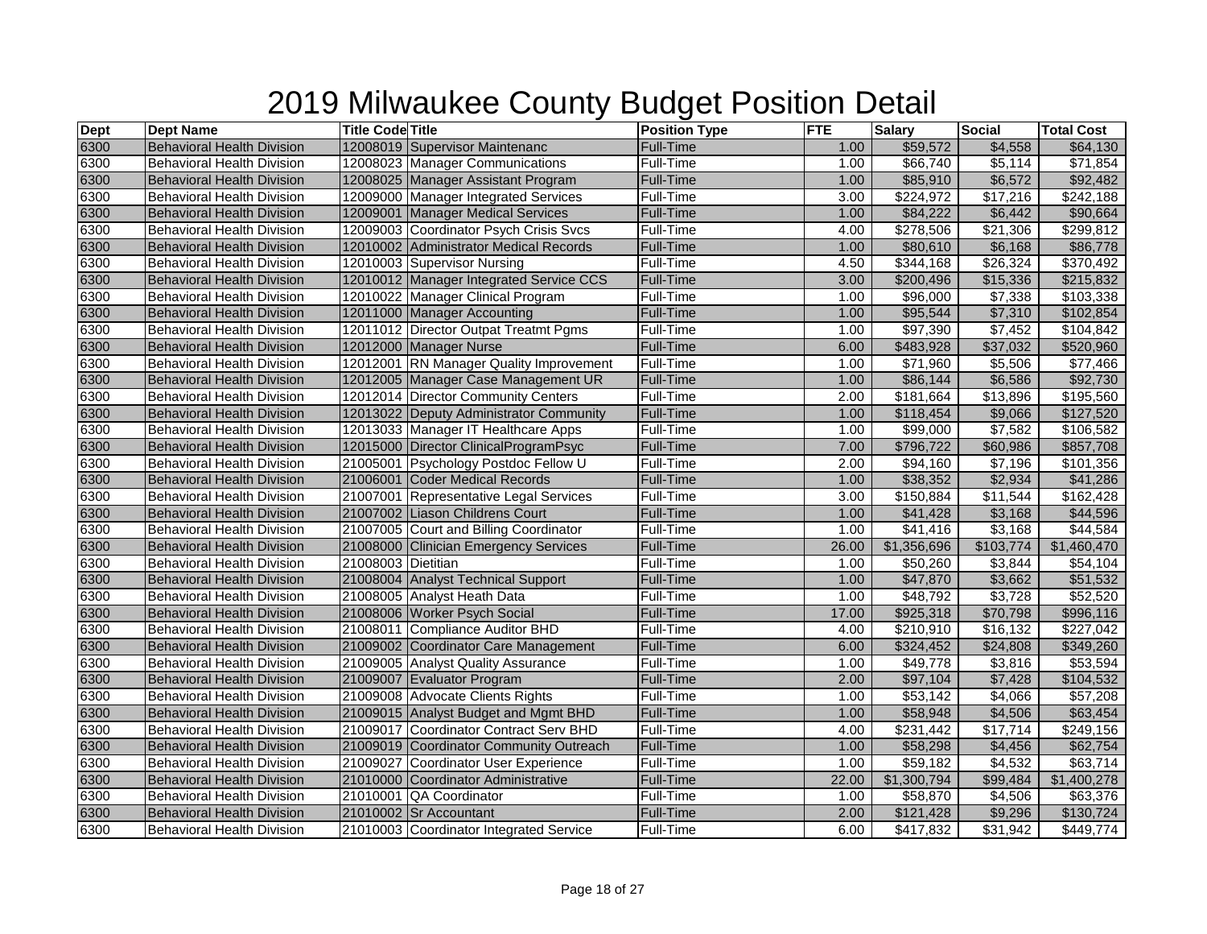# 2019 Milwaukee County Budget Position Detail

| Dept | Dept Name | Title Code | Title | Position Type | FTE | Salary | Social | Total Cost |
|---|---|---|---|---|---|---|---|---|
| 6300 | Behavioral Health Division | 12008019 | Supervisor Maintenanc | Full-Time | 1.00 | $59,572 | $4,558 | $64,130 |
| 6300 | Behavioral Health Division | 12008023 | Manager Communications | Full-Time | 1.00 | $66,740 | $5,114 | $71,854 |
| 6300 | Behavioral Health Division | 12008025 | Manager Assistant Program | Full-Time | 1.00 | $85,910 | $6,572 | $92,482 |
| 6300 | Behavioral Health Division | 12009000 | Manager Integrated Services | Full-Time | 3.00 | $224,972 | $17,216 | $242,188 |
| 6300 | Behavioral Health Division | 12009001 | Manager Medical Services | Full-Time | 1.00 | $84,222 | $6,442 | $90,664 |
| 6300 | Behavioral Health Division | 12009003 | Coordinator Psych Crisis Svcs | Full-Time | 4.00 | $278,506 | $21,306 | $299,812 |
| 6300 | Behavioral Health Division | 12010002 | Administrator Medical Records | Full-Time | 1.00 | $80,610 | $6,168 | $86,778 |
| 6300 | Behavioral Health Division | 12010003 | Supervisor Nursing | Full-Time | 4.50 | $344,168 | $26,324 | $370,492 |
| 6300 | Behavioral Health Division | 12010012 | Manager Integrated Service CCS | Full-Time | 3.00 | $200,496 | $15,336 | $215,832 |
| 6300 | Behavioral Health Division | 12010022 | Manager Clinical Program | Full-Time | 1.00 | $96,000 | $7,338 | $103,338 |
| 6300 | Behavioral Health Division | 12011000 | Manager Accounting | Full-Time | 1.00 | $95,544 | $7,310 | $102,854 |
| 6300 | Behavioral Health Division | 12011012 | Director Outpat Treatmt Pgms | Full-Time | 1.00 | $97,390 | $7,452 | $104,842 |
| 6300 | Behavioral Health Division | 12012000 | Manager Nurse | Full-Time | 6.00 | $483,928 | $37,032 | $520,960 |
| 6300 | Behavioral Health Division | 12012001 | RN Manager Quality Improvement | Full-Time | 1.00 | $71,960 | $5,506 | $77,466 |
| 6300 | Behavioral Health Division | 12012005 | Manager Case Management UR | Full-Time | 1.00 | $86,144 | $6,586 | $92,730 |
| 6300 | Behavioral Health Division | 12012014 | Director Community Centers | Full-Time | 2.00 | $181,664 | $13,896 | $195,560 |
| 6300 | Behavioral Health Division | 12013022 | Deputy Administrator Community | Full-Time | 1.00 | $118,454 | $9,066 | $127,520 |
| 6300 | Behavioral Health Division | 12013033 | Manager IT Healthcare Apps | Full-Time | 1.00 | $99,000 | $7,582 | $106,582 |
| 6300 | Behavioral Health Division | 12015000 | Director ClinicalProgramPsyc | Full-Time | 7.00 | $796,722 | $60,986 | $857,708 |
| 6300 | Behavioral Health Division | 21005001 | Psychology Postdoc Fellow U | Full-Time | 2.00 | $94,160 | $7,196 | $101,356 |
| 6300 | Behavioral Health Division | 21006001 | Coder Medical Records | Full-Time | 1.00 | $38,352 | $2,934 | $41,286 |
| 6300 | Behavioral Health Division | 21007001 | Representative Legal Services | Full-Time | 3.00 | $150,884 | $11,544 | $162,428 |
| 6300 | Behavioral Health Division | 21007002 | Liason Childrens Court | Full-Time | 1.00 | $41,428 | $3,168 | $44,596 |
| 6300 | Behavioral Health Division | 21007005 | Court and Billing Coordinator | Full-Time | 1.00 | $41,416 | $3,168 | $44,584 |
| 6300 | Behavioral Health Division | 21008000 | Clinician Emergency Services | Full-Time | 26.00 | $1,356,696 | $103,774 | $1,460,470 |
| 6300 | Behavioral Health Division | 21008003 | Dietitian | Full-Time | 1.00 | $50,260 | $3,844 | $54,104 |
| 6300 | Behavioral Health Division | 21008004 | Analyst Technical Support | Full-Time | 1.00 | $47,870 | $3,662 | $51,532 |
| 6300 | Behavioral Health Division | 21008005 | Analyst Heath Data | Full-Time | 1.00 | $48,792 | $3,728 | $52,520 |
| 6300 | Behavioral Health Division | 21008006 | Worker Psych Social | Full-Time | 17.00 | $925,318 | $70,798 | $996,116 |
| 6300 | Behavioral Health Division | 21008011 | Compliance Auditor BHD | Full-Time | 4.00 | $210,910 | $16,132 | $227,042 |
| 6300 | Behavioral Health Division | 21009002 | Coordinator Care Management | Full-Time | 6.00 | $324,452 | $24,808 | $349,260 |
| 6300 | Behavioral Health Division | 21009005 | Analyst Quality Assurance | Full-Time | 1.00 | $49,778 | $3,816 | $53,594 |
| 6300 | Behavioral Health Division | 21009007 | Evaluator Program | Full-Time | 2.00 | $97,104 | $7,428 | $104,532 |
| 6300 | Behavioral Health Division | 21009008 | Advocate Clients Rights | Full-Time | 1.00 | $53,142 | $4,066 | $57,208 |
| 6300 | Behavioral Health Division | 21009015 | Analyst Budget and Mgmt BHD | Full-Time | 1.00 | $58,948 | $4,506 | $63,454 |
| 6300 | Behavioral Health Division | 21009017 | Coordinator Contract Serv BHD | Full-Time | 4.00 | $231,442 | $17,714 | $249,156 |
| 6300 | Behavioral Health Division | 21009019 | Coordinator Community Outreach | Full-Time | 1.00 | $58,298 | $4,456 | $62,754 |
| 6300 | Behavioral Health Division | 21009027 | Coordinator User Experience | Full-Time | 1.00 | $59,182 | $4,532 | $63,714 |
| 6300 | Behavioral Health Division | 21010000 | Coordinator Administrative | Full-Time | 22.00 | $1,300,794 | $99,484 | $1,400,278 |
| 6300 | Behavioral Health Division | 21010001 | QA Coordinator | Full-Time | 1.00 | $58,870 | $4,506 | $63,376 |
| 6300 | Behavioral Health Division | 21010002 | Sr Accountant | Full-Time | 2.00 | $121,428 | $9,296 | $130,724 |
| 6300 | Behavioral Health Division | 21010003 | Coordinator Integrated Service | Full-Time | 6.00 | $417,832 | $31,942 | $449,774 |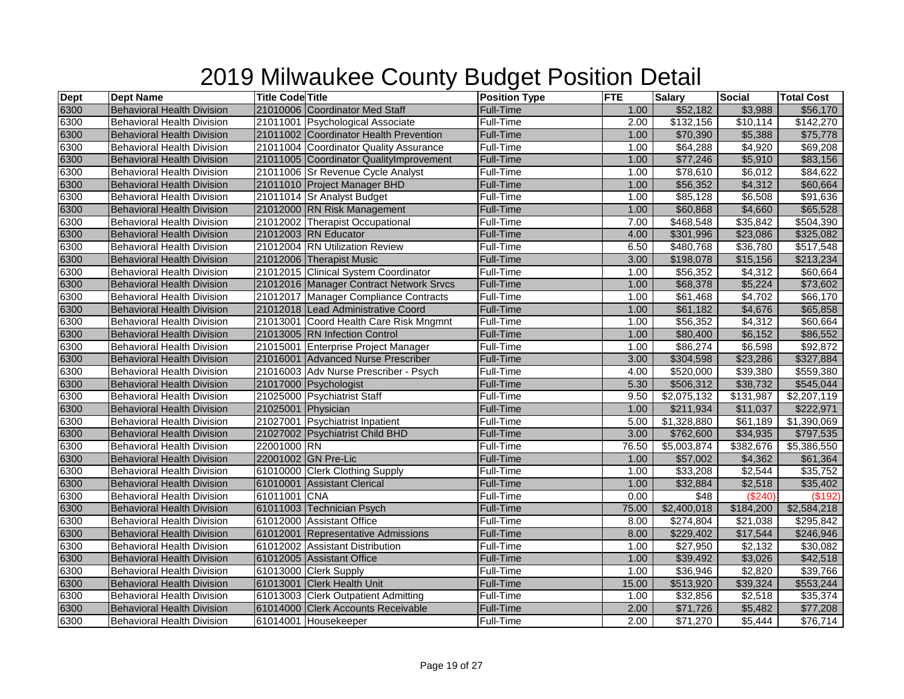# 2019 Milwaukee County Budget Position Detail

| Dept | Dept Name | Title Code | Title | Position Type | FTE | Salary | Social | Total Cost |
|---|---|---|---|---|---|---|---|---|
| 6300 | Behavioral Health Division | 21010006 | Coordinator Med Staff | Full-Time | 1.00 | $52,182 | $3,988 | $56,170 |
| 6300 | Behavioral Health Division | 21011001 | Psychological Associate | Full-Time | 2.00 | $132,156 | $10,114 | $142,270 |
| 6300 | Behavioral Health Division | 21011002 | Coordinator Health Prevention | Full-Time | 1.00 | $70,390 | $5,388 | $75,778 |
| 6300 | Behavioral Health Division | 21011004 | Coordinator Quality Assurance | Full-Time | 1.00 | $64,288 | $4,920 | $69,208 |
| 6300 | Behavioral Health Division | 21011005 | Coordinator QualityImprovement | Full-Time | 1.00 | $77,246 | $5,910 | $83,156 |
| 6300 | Behavioral Health Division | 21011006 | Sr Revenue Cycle Analyst | Full-Time | 1.00 | $78,610 | $6,012 | $84,622 |
| 6300 | Behavioral Health Division | 21011010 | Project Manager BHD | Full-Time | 1.00 | $56,352 | $4,312 | $60,664 |
| 6300 | Behavioral Health Division | 21011014 | Sr Analyst Budget | Full-Time | 1.00 | $85,128 | $6,508 | $91,636 |
| 6300 | Behavioral Health Division | 21012000 | RN Risk Management | Full-Time | 1.00 | $60,868 | $4,660 | $65,528 |
| 6300 | Behavioral Health Division | 21012002 | Therapist Occupational | Full-Time | 7.00 | $468,548 | $35,842 | $504,390 |
| 6300 | Behavioral Health Division | 21012003 | RN Educator | Full-Time | 4.00 | $301,996 | $23,086 | $325,082 |
| 6300 | Behavioral Health Division | 21012004 | RN Utilization Review | Full-Time | 6.50 | $480,768 | $36,780 | $517,548 |
| 6300 | Behavioral Health Division | 21012006 | Therapist Music | Full-Time | 3.00 | $198,078 | $15,156 | $213,234 |
| 6300 | Behavioral Health Division | 21012015 | Clinical System Coordinator | Full-Time | 1.00 | $56,352 | $4,312 | $60,664 |
| 6300 | Behavioral Health Division | 21012016 | Manager Contract Network Srvcs | Full-Time | 1.00 | $68,378 | $5,224 | $73,602 |
| 6300 | Behavioral Health Division | 21012017 | Manager Compliance Contracts | Full-Time | 1.00 | $61,468 | $4,702 | $66,170 |
| 6300 | Behavioral Health Division | 21012018 | Lead Administrative Coord | Full-Time | 1.00 | $61,182 | $4,676 | $65,858 |
| 6300 | Behavioral Health Division | 21013001 | Coord Health Care Risk Mngmnt | Full-Time | 1.00 | $56,352 | $4,312 | $60,664 |
| 6300 | Behavioral Health Division | 21013005 | RN Infection Control | Full-Time | 1.00 | $80,400 | $6,152 | $86,552 |
| 6300 | Behavioral Health Division | 21015001 | Enterprise Project Manager | Full-Time | 1.00 | $86,274 | $6,598 | $92,872 |
| 6300 | Behavioral Health Division | 21016001 | Advanced Nurse Prescriber | Full-Time | 3.00 | $304,598 | $23,286 | $327,884 |
| 6300 | Behavioral Health Division | 21016003 | Adv Nurse Prescriber - Psych | Full-Time | 4.00 | $520,000 | $39,380 | $559,380 |
| 6300 | Behavioral Health Division | 21017000 | Psychologist | Full-Time | 5.30 | $506,312 | $38,732 | $545,044 |
| 6300 | Behavioral Health Division | 21025000 | Psychiatrist Staff | Full-Time | 9.50 | $2,075,132 | $131,987 | $2,207,119 |
| 6300 | Behavioral Health Division | 21025001 | Physician | Full-Time | 1.00 | $211,934 | $11,037 | $222,971 |
| 6300 | Behavioral Health Division | 21027001 | Psychiatrist Inpatient | Full-Time | 5.00 | $1,328,880 | $61,189 | $1,390,069 |
| 6300 | Behavioral Health Division | 21027002 | Psychiatrist Child BHD | Full-Time | 3.00 | $762,600 | $34,935 | $797,535 |
| 6300 | Behavioral Health Division | 22001000 | RN | Full-Time | 76.50 | $5,003,874 | $382,676 | $5,386,550 |
| 6300 | Behavioral Health Division | 22001002 | GN Pre-Lic | Full-Time | 1.00 | $57,002 | $4,362 | $61,364 |
| 6300 | Behavioral Health Division | 61010000 | Clerk Clothing Supply | Full-Time | 1.00 | $33,208 | $2,544 | $35,752 |
| 6300 | Behavioral Health Division | 61010001 | Assistant Clerical | Full-Time | 1.00 | $32,884 | $2,518 | $35,402 |
| 6300 | Behavioral Health Division | 61011001 | CNA | Full-Time | 0.00 | $48 | ($240) | ($192) |
| 6300 | Behavioral Health Division | 61011003 | Technician Psych | Full-Time | 75.00 | $2,400,018 | $184,200 | $2,584,218 |
| 6300 | Behavioral Health Division | 61012000 | Assistant Office | Full-Time | 8.00 | $274,804 | $21,038 | $295,842 |
| 6300 | Behavioral Health Division | 61012001 | Representative Admissions | Full-Time | 8.00 | $229,402 | $17,544 | $246,946 |
| 6300 | Behavioral Health Division | 61012002 | Assistant Distribution | Full-Time | 1.00 | $27,950 | $2,132 | $30,082 |
| 6300 | Behavioral Health Division | 61012005 | Assistant Office | Full-Time | 1.00 | $39,492 | $3,026 | $42,518 |
| 6300 | Behavioral Health Division | 61013000 | Clerk Supply | Full-Time | 1.00 | $36,946 | $2,820 | $39,766 |
| 6300 | Behavioral Health Division | 61013001 | Clerk Health Unit | Full-Time | 15.00 | $513,920 | $39,324 | $553,244 |
| 6300 | Behavioral Health Division | 61013003 | Clerk Outpatient Admitting | Full-Time | 1.00 | $32,856 | $2,518 | $35,374 |
| 6300 | Behavioral Health Division | 61014000 | Clerk Accounts Receivable | Full-Time | 2.00 | $71,726 | $5,482 | $77,208 |
| 6300 | Behavioral Health Division | 61014001 | Housekeeper | Full-Time | 2.00 | $71,270 | $5,444 | $76,714 |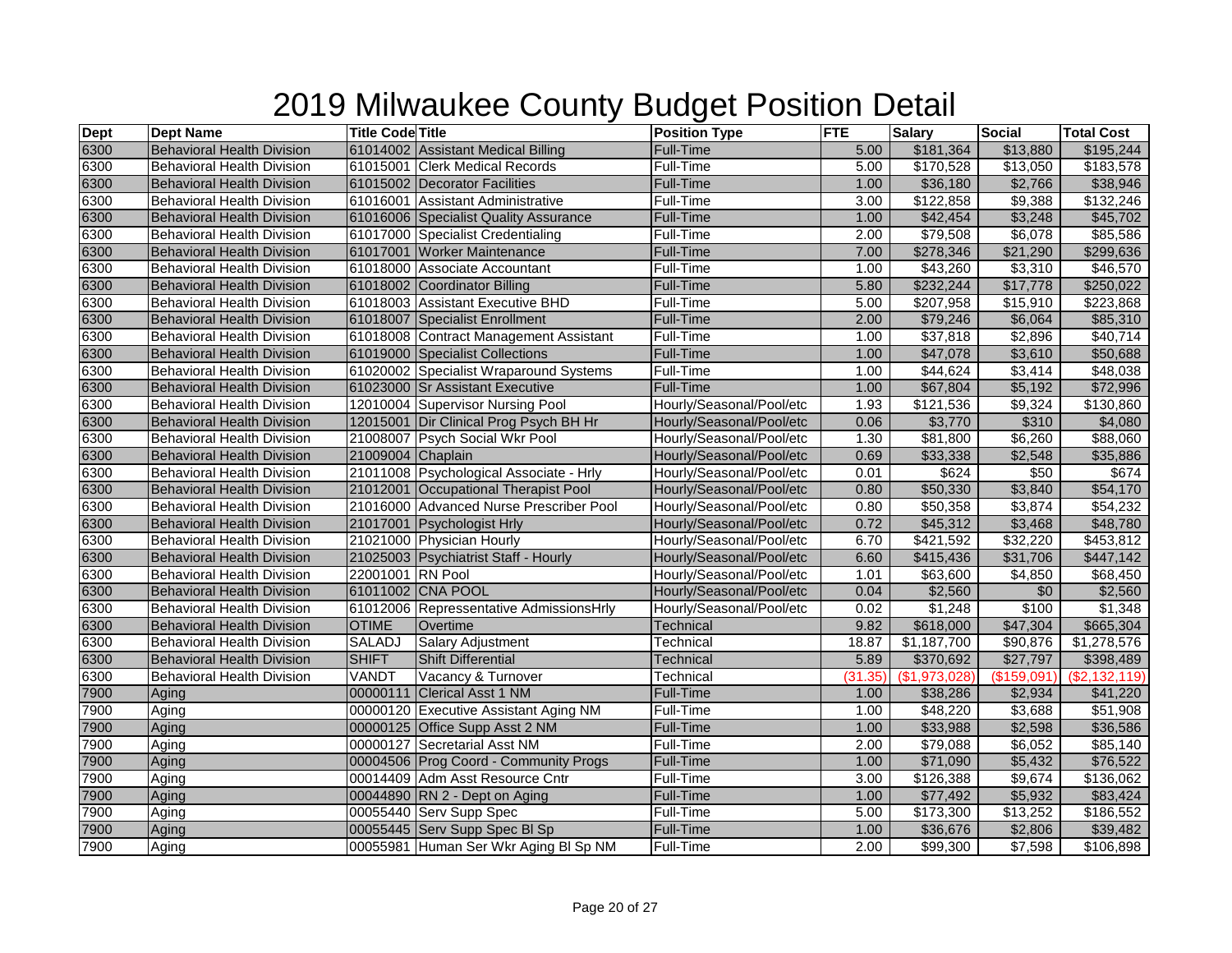# 2019 Milwaukee County Budget Position Detail

| Dept | Dept Name | Title Code | Title | Position Type | FTE | Salary | Social | Total Cost |
|---|---|---|---|---|---|---|---|---|
| 6300 | Behavioral Health Division | 61014002 | Assistant Medical Billing | Full-Time | 5.00 | $181,364 | $13,880 | $195,244 |
| 6300 | Behavioral Health Division | 61015001 | Clerk Medical Records | Full-Time | 5.00 | $170,528 | $13,050 | $183,578 |
| 6300 | Behavioral Health Division | 61015002 | Decorator Facilities | Full-Time | 1.00 | $36,180 | $2,766 | $38,946 |
| 6300 | Behavioral Health Division | 61016001 | Assistant Administrative | Full-Time | 3.00 | $122,858 | $9,388 | $132,246 |
| 6300 | Behavioral Health Division | 61016006 | Specialist Quality Assurance | Full-Time | 1.00 | $42,454 | $3,248 | $45,702 |
| 6300 | Behavioral Health Division | 61017000 | Specialist Credentialing | Full-Time | 2.00 | $79,508 | $6,078 | $85,586 |
| 6300 | Behavioral Health Division | 61017001 | Worker Maintenance | Full-Time | 7.00 | $278,346 | $21,290 | $299,636 |
| 6300 | Behavioral Health Division | 61018000 | Associate Accountant | Full-Time | 1.00 | $43,260 | $3,310 | $46,570 |
| 6300 | Behavioral Health Division | 61018002 | Coordinator Billing | Full-Time | 5.80 | $232,244 | $17,778 | $250,022 |
| 6300 | Behavioral Health Division | 61018003 | Assistant Executive BHD | Full-Time | 5.00 | $207,958 | $15,910 | $223,868 |
| 6300 | Behavioral Health Division | 61018007 | Specialist Enrollment | Full-Time | 2.00 | $79,246 | $6,064 | $85,310 |
| 6300 | Behavioral Health Division | 61018008 | Contract Management Assistant | Full-Time | 1.00 | $37,818 | $2,896 | $40,714 |
| 6300 | Behavioral Health Division | 61019000 | Specialist Collections | Full-Time | 1.00 | $47,078 | $3,610 | $50,688 |
| 6300 | Behavioral Health Division | 61020002 | Specialist Wraparound Systems | Full-Time | 1.00 | $44,624 | $3,414 | $48,038 |
| 6300 | Behavioral Health Division | 61023000 | Sr Assistant Executive | Full-Time | 1.00 | $67,804 | $5,192 | $72,996 |
| 6300 | Behavioral Health Division | 12010004 | Supervisor Nursing Pool | Hourly/Seasonal/Pool/etc | 1.93 | $121,536 | $9,324 | $130,860 |
| 6300 | Behavioral Health Division | 12015001 | Dir Clinical Prog Psych BH Hr | Hourly/Seasonal/Pool/etc | 0.06 | $3,770 | $310 | $4,080 |
| 6300 | Behavioral Health Division | 21008007 | Psych Social Wkr Pool | Hourly/Seasonal/Pool/etc | 1.30 | $81,800 | $6,260 | $88,060 |
| 6300 | Behavioral Health Division | 21009004 | Chaplain | Hourly/Seasonal/Pool/etc | 0.69 | $33,338 | $2,548 | $35,886 |
| 6300 | Behavioral Health Division | 21011008 | Psychological Associate - Hrly | Hourly/Seasonal/Pool/etc | 0.01 | $624 | $50 | $674 |
| 6300 | Behavioral Health Division | 21012001 | Occupational Therapist Pool | Hourly/Seasonal/Pool/etc | 0.80 | $50,330 | $3,840 | $54,170 |
| 6300 | Behavioral Health Division | 21016000 | Advanced Nurse Prescriber Pool | Hourly/Seasonal/Pool/etc | 0.80 | $50,358 | $3,874 | $54,232 |
| 6300 | Behavioral Health Division | 21017001 | Psychologist Hrly | Hourly/Seasonal/Pool/etc | 0.72 | $45,312 | $3,468 | $48,780 |
| 6300 | Behavioral Health Division | 21021000 | Physician Hourly | Hourly/Seasonal/Pool/etc | 6.70 | $421,592 | $32,220 | $453,812 |
| 6300 | Behavioral Health Division | 21025003 | Psychiatrist Staff - Hourly | Hourly/Seasonal/Pool/etc | 6.60 | $415,436 | $31,706 | $447,142 |
| 6300 | Behavioral Health Division | 22001001 | RN Pool | Hourly/Seasonal/Pool/etc | 1.01 | $63,600 | $4,850 | $68,450 |
| 6300 | Behavioral Health Division | 61011002 | CNA POOL | Hourly/Seasonal/Pool/etc | 0.04 | $2,560 | $0 | $2,560 |
| 6300 | Behavioral Health Division | 61012006 | Representative AdmissionsHrly | Hourly/Seasonal/Pool/etc | 0.02 | $1,248 | $100 | $1,348 |
| 6300 | Behavioral Health Division | OTIME | Overtime | Technical | 9.82 | $618,000 | $47,304 | $665,304 |
| 6300 | Behavioral Health Division | SALADJ | Salary Adjustment | Technical | 18.87 | $1,187,700 | $90,876 | $1,278,576 |
| 6300 | Behavioral Health Division | SHIFT | Shift Differential | Technical | 5.89 | $370,692 | $27,797 | $398,489 |
| 6300 | Behavioral Health Division | VANDT | Vacancy & Turnover | Technical | (31.35) | ($1,973,028) | ($159,091) | ($2,132,119) |
| 7900 | Aging | 00000111 | Clerical Asst 1 NM | Full-Time | 1.00 | $38,286 | $2,934 | $41,220 |
| 7900 | Aging | 00000120 | Executive Assistant Aging NM | Full-Time | 1.00 | $48,220 | $3,688 | $51,908 |
| 7900 | Aging | 00000125 | Office Supp Asst 2 NM | Full-Time | 1.00 | $33,988 | $2,598 | $36,586 |
| 7900 | Aging | 00000127 | Secretarial Asst NM | Full-Time | 2.00 | $79,088 | $6,052 | $85,140 |
| 7900 | Aging | 00004506 | Prog Coord - Community Progs | Full-Time | 1.00 | $71,090 | $5,432 | $76,522 |
| 7900 | Aging | 00014409 | Adm Asst Resource Cntr | Full-Time | 3.00 | $126,388 | $9,674 | $136,062 |
| 7900 | Aging | 00044890 | RN 2 - Dept on Aging | Full-Time | 1.00 | $77,492 | $5,932 | $83,424 |
| 7900 | Aging | 00055440 | Serv Supp Spec | Full-Time | 5.00 | $173,300 | $13,252 | $186,552 |
| 7900 | Aging | 00055445 | Serv Supp Spec Bl Sp | Full-Time | 1.00 | $36,676 | $2,806 | $39,482 |
| 7900 | Aging | 00055981 | Human Ser Wkr Aging Bl Sp NM | Full-Time | 2.00 | $99,300 | $7,598 | $106,898 |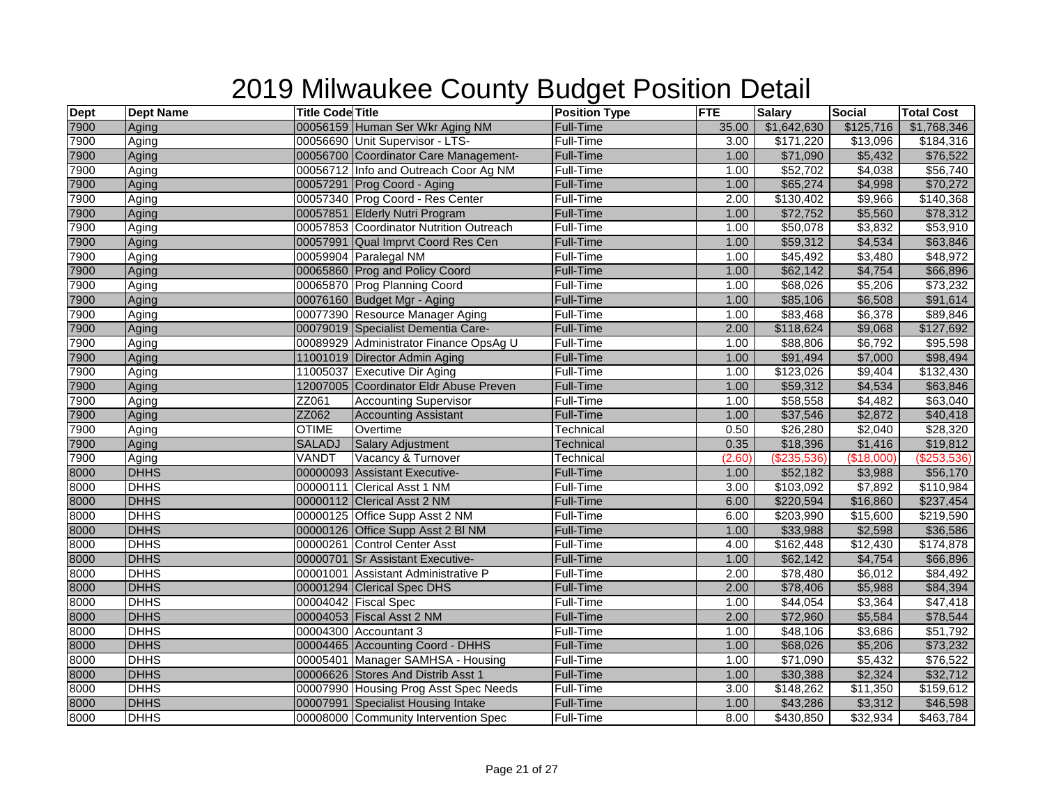# 2019 Milwaukee County Budget Position Detail

| Dept | Dept Name | Title Code | Title | Position Type | FTE | Salary | Social | Total Cost |
|---|---|---|---|---|---|---|---|---|
| 7900 | Aging | 00056159 | Human Ser Wkr Aging NM | Full-Time | 35.00 | $1,642,630 | $125,716 | $1,768,346 |
| 7900 | Aging | 00056690 | Unit Supervisor - LTS- | Full-Time | 3.00 | $171,220 | $13,096 | $184,316 |
| 7900 | Aging | 00056700 | Coordinator Care Management- | Full-Time | 1.00 | $71,090 | $5,432 | $76,522 |
| 7900 | Aging | 00056712 | Info and Outreach Coor Ag NM | Full-Time | 1.00 | $52,702 | $4,038 | $56,740 |
| 7900 | Aging | 00057291 | Prog Coord - Aging | Full-Time | 1.00 | $65,274 | $4,998 | $70,272 |
| 7900 | Aging | 00057340 | Prog Coord - Res Center | Full-Time | 2.00 | $130,402 | $9,966 | $140,368 |
| 7900 | Aging | 00057851 | Elderly Nutri Program | Full-Time | 1.00 | $72,752 | $5,560 | $78,312 |
| 7900 | Aging | 00057853 | Coordinator Nutrition Outreach | Full-Time | 1.00 | $50,078 | $3,832 | $53,910 |
| 7900 | Aging | 00057991 | Qual Imprvt Coord Res Cen | Full-Time | 1.00 | $59,312 | $4,534 | $63,846 |
| 7900 | Aging | 00059904 | Paralegal NM | Full-Time | 1.00 | $45,492 | $3,480 | $48,972 |
| 7900 | Aging | 00065860 | Prog and Policy Coord | Full-Time | 1.00 | $62,142 | $4,754 | $66,896 |
| 7900 | Aging | 00065870 | Prog Planning Coord | Full-Time | 1.00 | $68,026 | $5,206 | $73,232 |
| 7900 | Aging | 00076160 | Budget Mgr - Aging | Full-Time | 1.00 | $85,106 | $6,508 | $91,614 |
| 7900 | Aging | 00077390 | Resource Manager Aging | Full-Time | 1.00 | $83,468 | $6,378 | $89,846 |
| 7900 | Aging | 00079019 | Specialist Dementia Care- | Full-Time | 2.00 | $118,624 | $9,068 | $127,692 |
| 7900 | Aging | 00089929 | Administrator Finance OpsAg U | Full-Time | 1.00 | $88,806 | $6,792 | $95,598 |
| 7900 | Aging | 11001019 | Director Admin Aging | Full-Time | 1.00 | $91,494 | $7,000 | $98,494 |
| 7900 | Aging | 11005037 | Executive Dir Aging | Full-Time | 1.00 | $123,026 | $9,404 | $132,430 |
| 7900 | Aging | 12007005 | Coordinator Eldr Abuse Preven | Full-Time | 1.00 | $59,312 | $4,534 | $63,846 |
| 7900 | Aging | ZZ061 | Accounting Supervisor | Full-Time | 1.00 | $58,558 | $4,482 | $63,040 |
| 7900 | Aging | ZZ062 | Accounting Assistant | Full-Time | 1.00 | $37,546 | $2,872 | $40,418 |
| 7900 | Aging | OTIME | Overtime | Technical | 0.50 | $26,280 | $2,040 | $28,320 |
| 7900 | Aging | SALADJ | Salary Adjustment | Technical | 0.35 | $18,396 | $1,416 | $19,812 |
| 7900 | Aging | VANDT | Vacancy & Turnover | Technical | (2.60) | ($235,536) | ($18,000) | ($253,536) |
| 8000 | DHHS | 00000093 | Assistant Executive- | Full-Time | 1.00 | $52,182 | $3,988 | $56,170 |
| 8000 | DHHS | 00000111 | Clerical Asst 1 NM | Full-Time | 3.00 | $103,092 | $7,892 | $110,984 |
| 8000 | DHHS | 00000112 | Clerical Asst 2 NM | Full-Time | 6.00 | $220,594 | $16,860 | $237,454 |
| 8000 | DHHS | 00000125 | Office Supp Asst 2 NM | Full-Time | 6.00 | $203,990 | $15,600 | $219,590 |
| 8000 | DHHS | 00000126 | Office Supp Asst 2 Bl NM | Full-Time | 1.00 | $33,988 | $2,598 | $36,586 |
| 8000 | DHHS | 00000261 | Control Center Asst | Full-Time | 4.00 | $162,448 | $12,430 | $174,878 |
| 8000 | DHHS | 00000701 | Sr Assistant Executive- | Full-Time | 1.00 | $62,142 | $4,754 | $66,896 |
| 8000 | DHHS | 00001001 | Assistant Administrative P | Full-Time | 2.00 | $78,480 | $6,012 | $84,492 |
| 8000 | DHHS | 00001294 | Clerical Spec DHS | Full-Time | 2.00 | $78,406 | $5,988 | $84,394 |
| 8000 | DHHS | 00004042 | Fiscal Spec | Full-Time | 1.00 | $44,054 | $3,364 | $47,418 |
| 8000 | DHHS | 00004053 | Fiscal Asst 2 NM | Full-Time | 2.00 | $72,960 | $5,584 | $78,544 |
| 8000 | DHHS | 00004300 | Accountant 3 | Full-Time | 1.00 | $48,106 | $3,686 | $51,792 |
| 8000 | DHHS | 00004465 | Accounting Coord - DHHS | Full-Time | 1.00 | $68,026 | $5,206 | $73,232 |
| 8000 | DHHS | 00005401 | Manager SAMHSA - Housing | Full-Time | 1.00 | $71,090 | $5,432 | $76,522 |
| 8000 | DHHS | 00006626 | Stores And Distrib Asst 1 | Full-Time | 1.00 | $30,388 | $2,324 | $32,712 |
| 8000 | DHHS | 00007990 | Housing Prog Asst Spec Needs | Full-Time | 3.00 | $148,262 | $11,350 | $159,612 |
| 8000 | DHHS | 00007991 | Specialist Housing Intake | Full-Time | 1.00 | $43,286 | $3,312 | $46,598 |
| 8000 | DHHS | 00008000 | Community Intervention Spec | Full-Time | 8.00 | $430,850 | $32,934 | $463,784 |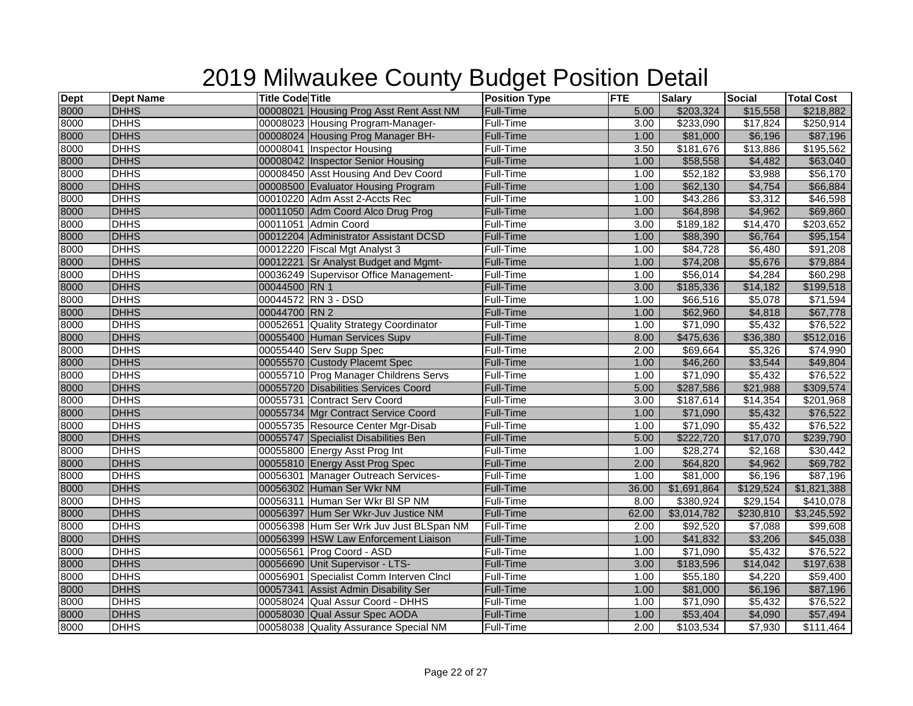# 2019 Milwaukee County Budget Position Detail

| Dept | Dept Name | Title Code | Title | Position Type | FTE | Salary | Social | Total Cost |
|---|---|---|---|---|---|---|---|---|
| 8000 | DHHS | 00008021 | Housing Prog Asst Rent Asst NM | Full-Time | 5.00 | $203,324 | $15,558 | $218,882 |
| 8000 | DHHS | 00008023 | Housing Program-Manager- | Full-Time | 3.00 | $233,090 | $17,824 | $250,914 |
| 8000 | DHHS | 00008024 | Housing Prog Manager BH- | Full-Time | 1.00 | $81,000 | $6,196 | $87,196 |
| 8000 | DHHS | 00008041 | Inspector Housing | Full-Time | 3.50 | $181,676 | $13,886 | $195,562 |
| 8000 | DHHS | 00008042 | Inspector Senior Housing | Full-Time | 1.00 | $58,558 | $4,482 | $63,040 |
| 8000 | DHHS | 00008450 | Asst Housing And Dev Coord | Full-Time | 1.00 | $52,182 | $3,988 | $56,170 |
| 8000 | DHHS | 00008500 | Evaluator Housing Program | Full-Time | 1.00 | $62,130 | $4,754 | $66,884 |
| 8000 | DHHS | 00010220 | Adm Asst 2-Accts Rec | Full-Time | 1.00 | $43,286 | $3,312 | $46,598 |
| 8000 | DHHS | 00011050 | Adm Coord Alco Drug Prog | Full-Time | 1.00 | $64,898 | $4,962 | $69,860 |
| 8000 | DHHS | 00011051 | Admin Coord | Full-Time | 3.00 | $189,182 | $14,470 | $203,652 |
| 8000 | DHHS | 00012204 | Administrator Assistant DCSD | Full-Time | 1.00 | $88,390 | $6,764 | $95,154 |
| 8000 | DHHS | 00012220 | Fiscal Mgt Analyst 3 | Full-Time | 1.00 | $84,728 | $6,480 | $91,208 |
| 8000 | DHHS | 00012221 | Sr Analyst Budget and Mgmt- | Full-Time | 1.00 | $74,208 | $5,676 | $79,884 |
| 8000 | DHHS | 00036249 | Supervisor Office Management- | Full-Time | 1.00 | $56,014 | $4,284 | $60,298 |
| 8000 | DHHS | 00044500 | RN 1 | Full-Time | 3.00 | $185,336 | $14,182 | $199,518 |
| 8000 | DHHS | 00044572 | RN 3 - DSD | Full-Time | 1.00 | $66,516 | $5,078 | $71,594 |
| 8000 | DHHS | 00044700 | RN 2 | Full-Time | 1.00 | $62,960 | $4,818 | $67,778 |
| 8000 | DHHS | 00052651 | Quality Strategy Coordinator | Full-Time | 1.00 | $71,090 | $5,432 | $76,522 |
| 8000 | DHHS | 00055400 | Human Services Supv | Full-Time | 8.00 | $475,636 | $36,380 | $512,016 |
| 8000 | DHHS | 00055440 | Serv Supp Spec | Full-Time | 2.00 | $69,664 | $5,326 | $74,990 |
| 8000 | DHHS | 00055570 | Custody Placemt Spec | Full-Time | 1.00 | $46,260 | $3,544 | $49,804 |
| 8000 | DHHS | 00055710 | Prog Manager Childrens Servs | Full-Time | 1.00 | $71,090 | $5,432 | $76,522 |
| 8000 | DHHS | 00055720 | Disabilities Services Coord | Full-Time | 5.00 | $287,586 | $21,988 | $309,574 |
| 8000 | DHHS | 00055731 | Contract Serv Coord | Full-Time | 3.00 | $187,614 | $14,354 | $201,968 |
| 8000 | DHHS | 00055734 | Mgr Contract Service Coord | Full-Time | 1.00 | $71,090 | $5,432 | $76,522 |
| 8000 | DHHS | 00055735 | Resource Center Mgr-Disab | Full-Time | 1.00 | $71,090 | $5,432 | $76,522 |
| 8000 | DHHS | 00055747 | Specialist Disabilities Ben | Full-Time | 5.00 | $222,720 | $17,070 | $239,790 |
| 8000 | DHHS | 00055800 | Energy Asst Prog Int | Full-Time | 1.00 | $28,274 | $2,168 | $30,442 |
| 8000 | DHHS | 00055810 | Energy Asst Prog Spec | Full-Time | 2.00 | $64,820 | $4,962 | $69,782 |
| 8000 | DHHS | 00056301 | Manager Outreach Services- | Full-Time | 1.00 | $81,000 | $6,196 | $87,196 |
| 8000 | DHHS | 00056302 | Human Ser Wkr NM | Full-Time | 36.00 | $1,691,864 | $129,524 | $1,821,388 |
| 8000 | DHHS | 00056311 | Human Ser Wkr Bl SP NM | Full-Time | 8.00 | $380,924 | $29,154 | $410,078 |
| 8000 | DHHS | 00056397 | Hum Ser Wkr-Juv Justice NM | Full-Time | 62.00 | $3,014,782 | $230,810 | $3,245,592 |
| 8000 | DHHS | 00056398 | Hum Ser Wrk Juv Just BLSpan NM | Full-Time | 2.00 | $92,520 | $7,088 | $99,608 |
| 8000 | DHHS | 00056399 | HSW Law Enforcement Liaison | Full-Time | 1.00 | $41,832 | $3,206 | $45,038 |
| 8000 | DHHS | 00056561 | Prog Coord - ASD | Full-Time | 1.00 | $71,090 | $5,432 | $76,522 |
| 8000 | DHHS | 00056690 | Unit Supervisor - LTS- | Full-Time | 3.00 | $183,596 | $14,042 | $197,638 |
| 8000 | DHHS | 00056901 | Specialist Comm Interven Clncl | Full-Time | 1.00 | $55,180 | $4,220 | $59,400 |
| 8000 | DHHS | 00057341 | Assist Admin Disability Ser | Full-Time | 1.00 | $81,000 | $6,196 | $87,196 |
| 8000 | DHHS | 00058024 | Qual Assur Coord - DHHS | Full-Time | 1.00 | $71,090 | $5,432 | $76,522 |
| 8000 | DHHS | 00058030 | Qual Assur Spec AODA | Full-Time | 1.00 | $53,404 | $4,090 | $57,494 |
| 8000 | DHHS | 00058038 | Quality Assurance Special NM | Full-Time | 2.00 | $103,534 | $7,930 | $111,464 |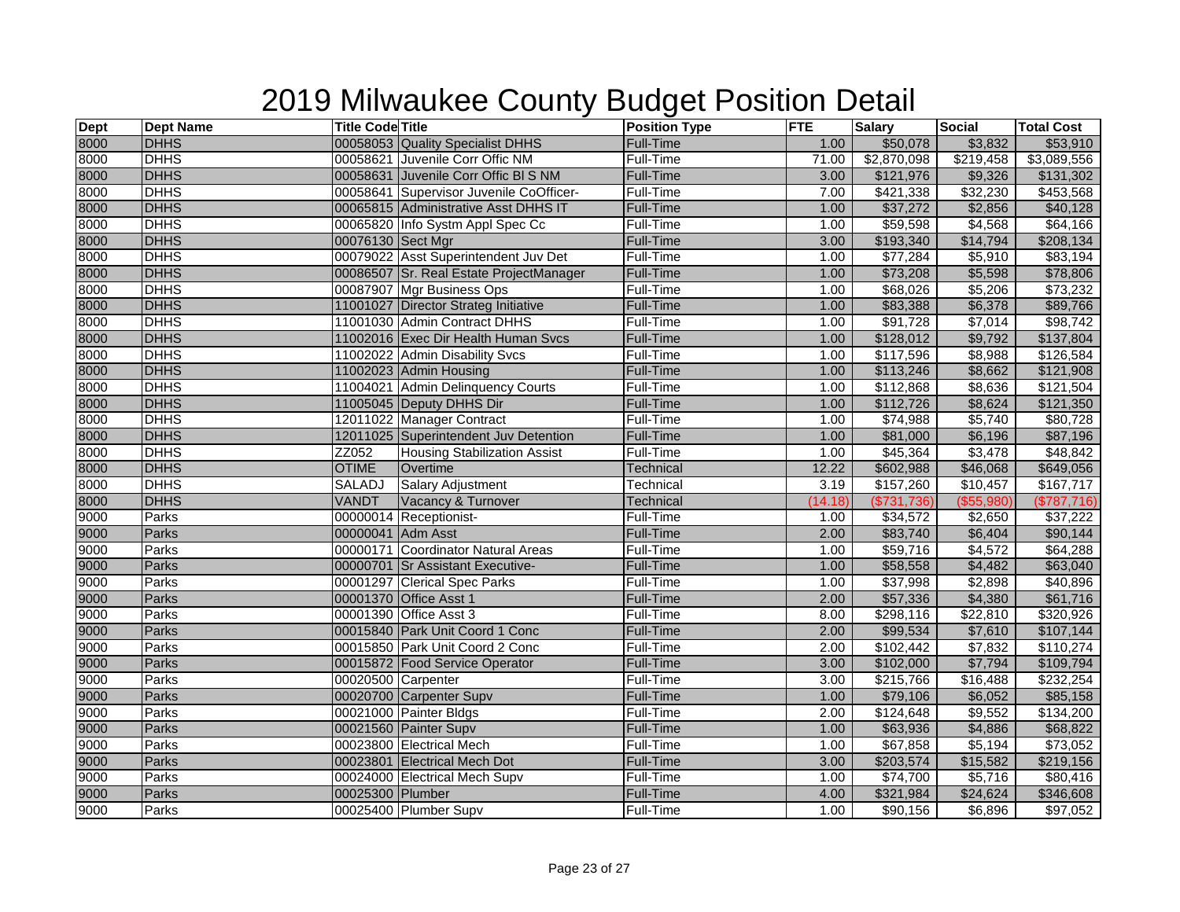# 2019 Milwaukee County Budget Position Detail

| Dept | Dept Name | Title Code | Title | Position Type | FTE | Salary | Social | Total Cost |
|---|---|---|---|---|---|---|---|---|
| 8000 | DHHS | 00058053 | Quality Specialist DHHS | Full-Time | 1.00 | $50,078 | $3,832 | $53,910 |
| 8000 | DHHS | 00058621 | Juvenile Corr Offic NM | Full-Time | 71.00 | $2,870,098 | $219,458 | $3,089,556 |
| 8000 | DHHS | 00058631 | Juvenile Corr Offic Bl S NM | Full-Time | 3.00 | $121,976 | $9,326 | $131,302 |
| 8000 | DHHS | 00058641 | Supervisor Juvenile CoOfficer- | Full-Time | 7.00 | $421,338 | $32,230 | $453,568 |
| 8000 | DHHS | 00065815 | Administrative Asst DHHS IT | Full-Time | 1.00 | $37,272 | $2,856 | $40,128 |
| 8000 | DHHS | 00065820 | Info Systm Appl Spec Cc | Full-Time | 1.00 | $59,598 | $4,568 | $64,166 |
| 8000 | DHHS | 00076130 | Sect Mgr | Full-Time | 3.00 | $193,340 | $14,794 | $208,134 |
| 8000 | DHHS | 00079022 | Asst Superintendent Juv Det | Full-Time | 1.00 | $77,284 | $5,910 | $83,194 |
| 8000 | DHHS | 00086507 | Sr. Real Estate ProjectManager | Full-Time | 1.00 | $73,208 | $5,598 | $78,806 |
| 8000 | DHHS | 00087907 | Mgr Business Ops | Full-Time | 1.00 | $68,026 | $5,206 | $73,232 |
| 8000 | DHHS | 11001027 | Director Strateg Initiative | Full-Time | 1.00 | $83,388 | $6,378 | $89,766 |
| 8000 | DHHS | 11001030 | Admin Contract DHHS | Full-Time | 1.00 | $91,728 | $7,014 | $98,742 |
| 8000 | DHHS | 11002016 | Exec Dir Health Human Svcs | Full-Time | 1.00 | $128,012 | $9,792 | $137,804 |
| 8000 | DHHS | 11002022 | Admin Disability Svcs | Full-Time | 1.00 | $117,596 | $8,988 | $126,584 |
| 8000 | DHHS | 11002023 | Admin Housing | Full-Time | 1.00 | $113,246 | $8,662 | $121,908 |
| 8000 | DHHS | 11004021 | Admin Delinquency Courts | Full-Time | 1.00 | $112,868 | $8,636 | $121,504 |
| 8000 | DHHS | 11005045 | Deputy DHHS Dir | Full-Time | 1.00 | $112,726 | $8,624 | $121,350 |
| 8000 | DHHS | 12011022 | Manager Contract | Full-Time | 1.00 | $74,988 | $5,740 | $80,728 |
| 8000 | DHHS | 12011025 | Superintendent Juv Detention | Full-Time | 1.00 | $81,000 | $6,196 | $87,196 |
| 8000 | DHHS | ZZ052 | Housing Stabilization Assist | Full-Time | 1.00 | $45,364 | $3,478 | $48,842 |
| 8000 | DHHS | OTIME | Overtime | Technical | 12.22 | $602,988 | $46,068 | $649,056 |
| 8000 | DHHS | SALADJ | Salary Adjustment | Technical | 3.19 | $157,260 | $10,457 | $167,717 |
| 8000 | DHHS | VANDT | Vacancy & Turnover | Technical | (14.18) | ($731,736) | ($55,980) | ($787,716) |
| 9000 | Parks | 00000014 | Receptionist- | Full-Time | 1.00 | $34,572 | $2,650 | $37,222 |
| 9000 | Parks | 00000041 | Adm Asst | Full-Time | 2.00 | $83,740 | $6,404 | $90,144 |
| 9000 | Parks | 00000171 | Coordinator Natural Areas | Full-Time | 1.00 | $59,716 | $4,572 | $64,288 |
| 9000 | Parks | 00000701 | Sr Assistant Executive- | Full-Time | 1.00 | $58,558 | $4,482 | $63,040 |
| 9000 | Parks | 00001297 | Clerical Spec Parks | Full-Time | 1.00 | $37,998 | $2,898 | $40,896 |
| 9000 | Parks | 00001370 | Office Asst 1 | Full-Time | 2.00 | $57,336 | $4,380 | $61,716 |
| 9000 | Parks | 00001390 | Office Asst 3 | Full-Time | 8.00 | $298,116 | $22,810 | $320,926 |
| 9000 | Parks | 00015840 | Park Unit Coord 1 Conc | Full-Time | 2.00 | $99,534 | $7,610 | $107,144 |
| 9000 | Parks | 00015850 | Park Unit Coord 2 Conc | Full-Time | 2.00 | $102,442 | $7,832 | $110,274 |
| 9000 | Parks | 00015872 | Food Service Operator | Full-Time | 3.00 | $102,000 | $7,794 | $109,794 |
| 9000 | Parks | 00020500 | Carpenter | Full-Time | 3.00 | $215,766 | $16,488 | $232,254 |
| 9000 | Parks | 00020700 | Carpenter Supv | Full-Time | 1.00 | $79,106 | $6,052 | $85,158 |
| 9000 | Parks | 00021000 | Painter Bldgs | Full-Time | 2.00 | $124,648 | $9,552 | $134,200 |
| 9000 | Parks | 00021560 | Painter Supv | Full-Time | 1.00 | $63,936 | $4,886 | $68,822 |
| 9000 | Parks | 00023800 | Electrical Mech | Full-Time | 1.00 | $67,858 | $5,194 | $73,052 |
| 9000 | Parks | 00023801 | Electrical Mech Dot | Full-Time | 3.00 | $203,574 | $15,582 | $219,156 |
| 9000 | Parks | 00024000 | Electrical Mech Supv | Full-Time | 1.00 | $74,700 | $5,716 | $80,416 |
| 9000 | Parks | 00025300 | Plumber | Full-Time | 4.00 | $321,984 | $24,624 | $346,608 |
| 9000 | Parks | 00025400 | Plumber Supv | Full-Time | 1.00 | $90,156 | $6,896 | $97,052 |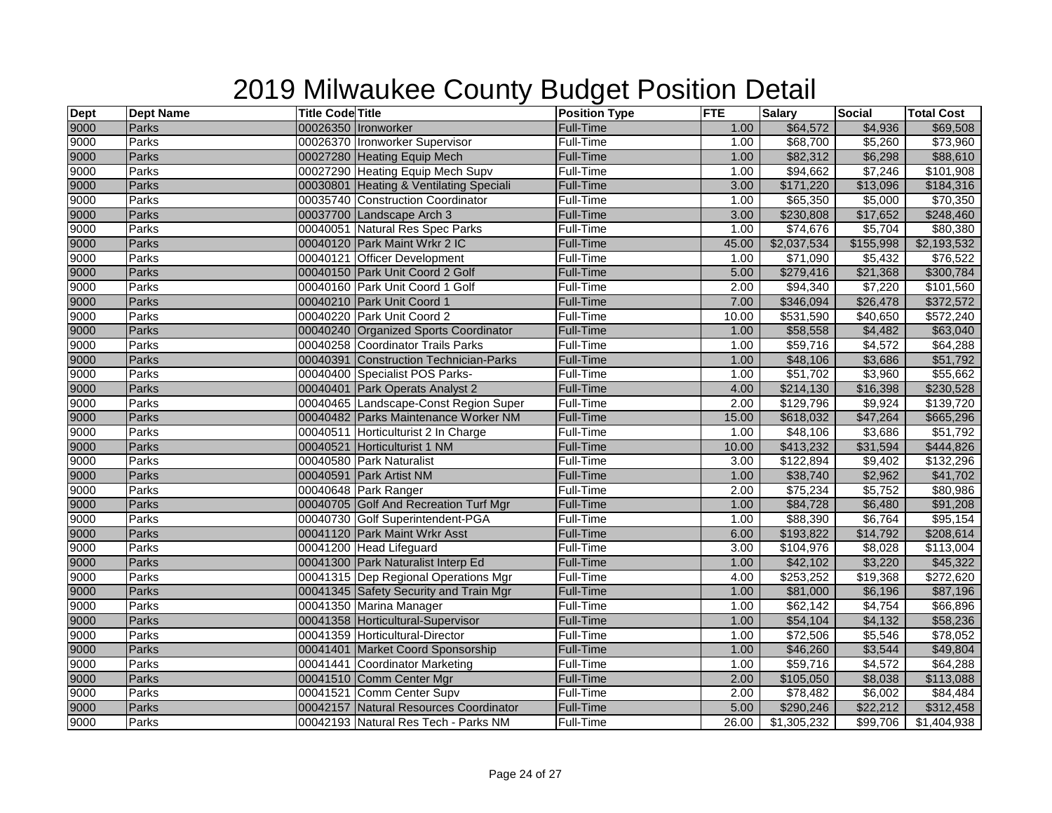# 2019 Milwaukee County Budget Position Detail

| Dept | Dept Name | Title Code | Title | Position Type | FTE | Salary | Social | Total Cost |
|---|---|---|---|---|---|---|---|---|
| 9000 | Parks | 00026350 | Ironworker | Full-Time | 1.00 | $64,572 | $4,936 | $69,508 |
| 9000 | Parks | 00026370 | Ironworker Supervisor | Full-Time | 1.00 | $68,700 | $5,260 | $73,960 |
| 9000 | Parks | 00027280 | Heating Equip Mech | Full-Time | 1.00 | $82,312 | $6,298 | $88,610 |
| 9000 | Parks | 00027290 | Heating Equip Mech Supv | Full-Time | 1.00 | $94,662 | $7,246 | $101,908 |
| 9000 | Parks | 00030801 | Heating & Ventilating Speciali | Full-Time | 3.00 | $171,220 | $13,096 | $184,316 |
| 9000 | Parks | 00035740 | Construction Coordinator | Full-Time | 1.00 | $65,350 | $5,000 | $70,350 |
| 9000 | Parks | 00037700 | Landscape Arch 3 | Full-Time | 3.00 | $230,808 | $17,652 | $248,460 |
| 9000 | Parks | 00040051 | Natural Res Spec Parks | Full-Time | 1.00 | $74,676 | $5,704 | $80,380 |
| 9000 | Parks | 00040120 | Park Maint Wrkr 2 IC | Full-Time | 45.00 | $2,037,534 | $155,998 | $2,193,532 |
| 9000 | Parks | 00040121 | Officer Development | Full-Time | 1.00 | $71,090 | $5,432 | $76,522 |
| 9000 | Parks | 00040150 | Park Unit Coord 2 Golf | Full-Time | 5.00 | $279,416 | $21,368 | $300,784 |
| 9000 | Parks | 00040160 | Park Unit Coord 1 Golf | Full-Time | 2.00 | $94,340 | $7,220 | $101,560 |
| 9000 | Parks | 00040210 | Park Unit Coord 1 | Full-Time | 7.00 | $346,094 | $26,478 | $372,572 |
| 9000 | Parks | 00040220 | Park Unit Coord 2 | Full-Time | 10.00 | $531,590 | $40,650 | $572,240 |
| 9000 | Parks | 00040240 | Organized Sports Coordinator | Full-Time | 1.00 | $58,558 | $4,482 | $63,040 |
| 9000 | Parks | 00040258 | Coordinator Trails Parks | Full-Time | 1.00 | $59,716 | $4,572 | $64,288 |
| 9000 | Parks | 00040391 | Construction Technician-Parks | Full-Time | 1.00 | $48,106 | $3,686 | $51,792 |
| 9000 | Parks | 00040400 | Specialist POS Parks- | Full-Time | 1.00 | $51,702 | $3,960 | $55,662 |
| 9000 | Parks | 00040401 | Park Operats Analyst 2 | Full-Time | 4.00 | $214,130 | $16,398 | $230,528 |
| 9000 | Parks | 00040465 | Landscape-Const Region Super | Full-Time | 2.00 | $129,796 | $9,924 | $139,720 |
| 9000 | Parks | 00040482 | Parks Maintenance Worker NM | Full-Time | 15.00 | $618,032 | $47,264 | $665,296 |
| 9000 | Parks | 00040511 | Horticulturist 2 In Charge | Full-Time | 1.00 | $48,106 | $3,686 | $51,792 |
| 9000 | Parks | 00040521 | Horticulturist 1 NM | Full-Time | 10.00 | $413,232 | $31,594 | $444,826 |
| 9000 | Parks | 00040580 | Park Naturalist | Full-Time | 3.00 | $122,894 | $9,402 | $132,296 |
| 9000 | Parks | 00040591 | Park Artist NM | Full-Time | 1.00 | $38,740 | $2,962 | $41,702 |
| 9000 | Parks | 00040648 | Park Ranger | Full-Time | 2.00 | $75,234 | $5,752 | $80,986 |
| 9000 | Parks | 00040705 | Golf And Recreation Turf Mgr | Full-Time | 1.00 | $84,728 | $6,480 | $91,208 |
| 9000 | Parks | 00040730 | Golf Superintendent-PGA | Full-Time | 1.00 | $88,390 | $6,764 | $95,154 |
| 9000 | Parks | 00041120 | Park Maint Wrkr Asst | Full-Time | 6.00 | $193,822 | $14,792 | $208,614 |
| 9000 | Parks | 00041200 | Head Lifeguard | Full-Time | 3.00 | $104,976 | $8,028 | $113,004 |
| 9000 | Parks | 00041300 | Park Naturalist Interp Ed | Full-Time | 1.00 | $42,102 | $3,220 | $45,322 |
| 9000 | Parks | 00041315 | Dep Regional Operations Mgr | Full-Time | 4.00 | $253,252 | $19,368 | $272,620 |
| 9000 | Parks | 00041345 | Safety Security and Train Mgr | Full-Time | 1.00 | $81,000 | $6,196 | $87,196 |
| 9000 | Parks | 00041350 | Marina Manager | Full-Time | 1.00 | $62,142 | $4,754 | $66,896 |
| 9000 | Parks | 00041358 | Horticultural-Supervisor | Full-Time | 1.00 | $54,104 | $4,132 | $58,236 |
| 9000 | Parks | 00041359 | Horticultural-Director | Full-Time | 1.00 | $72,506 | $5,546 | $78,052 |
| 9000 | Parks | 00041401 | Market Coord Sponsorship | Full-Time | 1.00 | $46,260 | $3,544 | $49,804 |
| 9000 | Parks | 00041441 | Coordinator Marketing | Full-Time | 1.00 | $59,716 | $4,572 | $64,288 |
| 9000 | Parks | 00041510 | Comm Center Mgr | Full-Time | 2.00 | $105,050 | $8,038 | $113,088 |
| 9000 | Parks | 00041521 | Comm Center Supv | Full-Time | 2.00 | $78,482 | $6,002 | $84,484 |
| 9000 | Parks | 00042157 | Natural Resources Coordinator | Full-Time | 5.00 | $290,246 | $22,212 | $312,458 |
| 9000 | Parks | 00042193 | Natural Res Tech - Parks NM | Full-Time | 26.00 | $1,305,232 | $99,706 | $1,404,938 |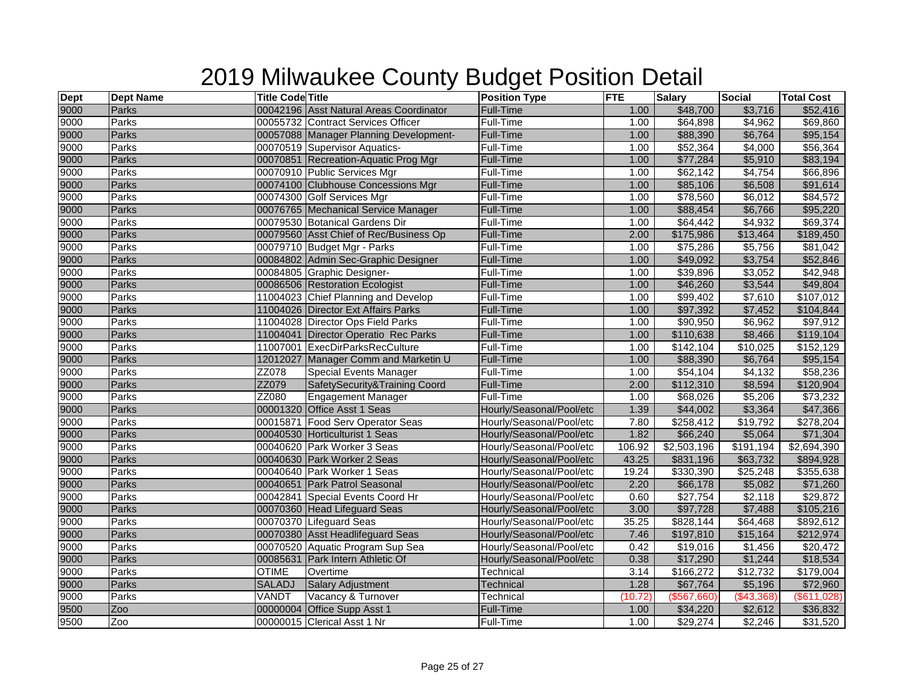# 2019 Milwaukee County Budget Position Detail

| Dept | Dept Name | Title Code | Title | Position Type | FTE | Salary | Social | Total Cost |
|---|---|---|---|---|---|---|---|---|
| 9000 | Parks | 00042196 | Asst Natural Areas Coordinator | Full-Time | 1.00 | $48,700 | $3,716 | $52,416 |
| 9000 | Parks | 00055732 | Contract Services Officer | Full-Time | 1.00 | $64,898 | $4,962 | $69,860 |
| 9000 | Parks | 00057088 | Manager Planning Development- | Full-Time | 1.00 | $88,390 | $6,764 | $95,154 |
| 9000 | Parks | 00070519 | Supervisor Aquatics- | Full-Time | 1.00 | $52,364 | $4,000 | $56,364 |
| 9000 | Parks | 00070851 | Recreation-Aquatic Prog Mgr | Full-Time | 1.00 | $77,284 | $5,910 | $83,194 |
| 9000 | Parks | 00070910 | Public Services Mgr | Full-Time | 1.00 | $62,142 | $4,754 | $66,896 |
| 9000 | Parks | 00074100 | Clubhouse Concessions Mgr | Full-Time | 1.00 | $85,106 | $6,508 | $91,614 |
| 9000 | Parks | 00074300 | Golf Services Mgr | Full-Time | 1.00 | $78,560 | $6,012 | $84,572 |
| 9000 | Parks | 00076765 | Mechanical Service Manager | Full-Time | 1.00 | $88,454 | $6,766 | $95,220 |
| 9000 | Parks | 00079530 | Botanical Gardens Dir | Full-Time | 1.00 | $64,442 | $4,932 | $69,374 |
| 9000 | Parks | 00079560 | Asst Chief of Rec/Business Op | Full-Time | 2.00 | $175,986 | $13,464 | $189,450 |
| 9000 | Parks | 00079710 | Budget Mgr - Parks | Full-Time | 1.00 | $75,286 | $5,756 | $81,042 |
| 9000 | Parks | 00084802 | Admin Sec-Graphic Designer | Full-Time | 1.00 | $49,092 | $3,754 | $52,846 |
| 9000 | Parks | 00084805 | Graphic Designer- | Full-Time | 1.00 | $39,896 | $3,052 | $42,948 |
| 9000 | Parks | 00086506 | Restoration Ecologist | Full-Time | 1.00 | $46,260 | $3,544 | $49,804 |
| 9000 | Parks | 11004023 | Chief Planning and Develop | Full-Time | 1.00 | $99,402 | $7,610 | $107,012 |
| 9000 | Parks | 11004026 | Director Ext Affairs Parks | Full-Time | 1.00 | $97,392 | $7,452 | $104,844 |
| 9000 | Parks | 11004028 | Director Ops Field Parks | Full-Time | 1.00 | $90,950 | $6,962 | $97,912 |
| 9000 | Parks | 11004041 | Director Operatio Rec Parks | Full-Time | 1.00 | $110,638 | $8,466 | $119,104 |
| 9000 | Parks | 11007001 | ExecDirParksRecCulture | Full-Time | 1.00 | $142,104 | $10,025 | $152,129 |
| 9000 | Parks | 12012027 | Manager Comm and Marketin U | Full-Time | 1.00 | $88,390 | $6,764 | $95,154 |
| 9000 | Parks | ZZ078 | Special Events Manager | Full-Time | 1.00 | $54,104 | $4,132 | $58,236 |
| 9000 | Parks | ZZ079 | SafetySecurity&Training Coord | Full-Time | 2.00 | $112,310 | $8,594 | $120,904 |
| 9000 | Parks | ZZ080 | Engagement Manager | Full-Time | 1.00 | $68,026 | $5,206 | $73,232 |
| 9000 | Parks | 00001320 | Office Asst 1 Seas | Hourly/Seasonal/Pool/etc | 1.39 | $44,002 | $3,364 | $47,366 |
| 9000 | Parks | 00015871 | Food Serv Operator Seas | Hourly/Seasonal/Pool/etc | 7.80 | $258,412 | $19,792 | $278,204 |
| 9000 | Parks | 00040530 | Horticulturist 1 Seas | Hourly/Seasonal/Pool/etc | 1.82 | $66,240 | $5,064 | $71,304 |
| 9000 | Parks | 00040620 | Park Worker 3 Seas | Hourly/Seasonal/Pool/etc | 106.92 | $2,503,196 | $191,194 | $2,694,390 |
| 9000 | Parks | 00040630 | Park Worker 2 Seas | Hourly/Seasonal/Pool/etc | 43.25 | $831,196 | $63,732 | $894,928 |
| 9000 | Parks | 00040640 | Park Worker 1 Seas | Hourly/Seasonal/Pool/etc | 19.24 | $330,390 | $25,248 | $355,638 |
| 9000 | Parks | 00040651 | Park Patrol Seasonal | Hourly/Seasonal/Pool/etc | 2.20 | $66,178 | $5,082 | $71,260 |
| 9000 | Parks | 00042841 | Special Events Coord Hr | Hourly/Seasonal/Pool/etc | 0.60 | $27,754 | $2,118 | $29,872 |
| 9000 | Parks | 00070360 | Head Lifeguard Seas | Hourly/Seasonal/Pool/etc | 3.00 | $97,728 | $7,488 | $105,216 |
| 9000 | Parks | 00070370 | Lifeguard Seas | Hourly/Seasonal/Pool/etc | 35.25 | $828,144 | $64,468 | $892,612 |
| 9000 | Parks | 00070380 | Asst Headlifeguard Seas | Hourly/Seasonal/Pool/etc | 7.46 | $197,810 | $15,164 | $212,974 |
| 9000 | Parks | 00070520 | Aquatic Program Sup Sea | Hourly/Seasonal/Pool/etc | 0.42 | $19,016 | $1,456 | $20,472 |
| 9000 | Parks | 00085631 | Park Intern Athletic Of | Hourly/Seasonal/Pool/etc | 0.38 | $17,290 | $1,244 | $18,534 |
| 9000 | Parks | OTIME | Overtime | Technical | 3.14 | $166,272 | $12,732 | $179,004 |
| 9000 | Parks | SALADJ | Salary Adjustment | Technical | 1.28 | $67,764 | $5,196 | $72,960 |
| 9000 | Parks | VANDT | Vacancy & Turnover | Technical | (10.72) | ($567,660) | ($43,368) | ($611,028) |
| 9500 | Zoo | 00000004 | Office Supp Asst 1 | Full-Time | 1.00 | $34,220 | $2,612 | $36,832 |
| 9500 | Zoo | 00000015 | Clerical Asst 1 Nr | Full-Time | 1.00 | $29,274 | $2,246 | $31,520 |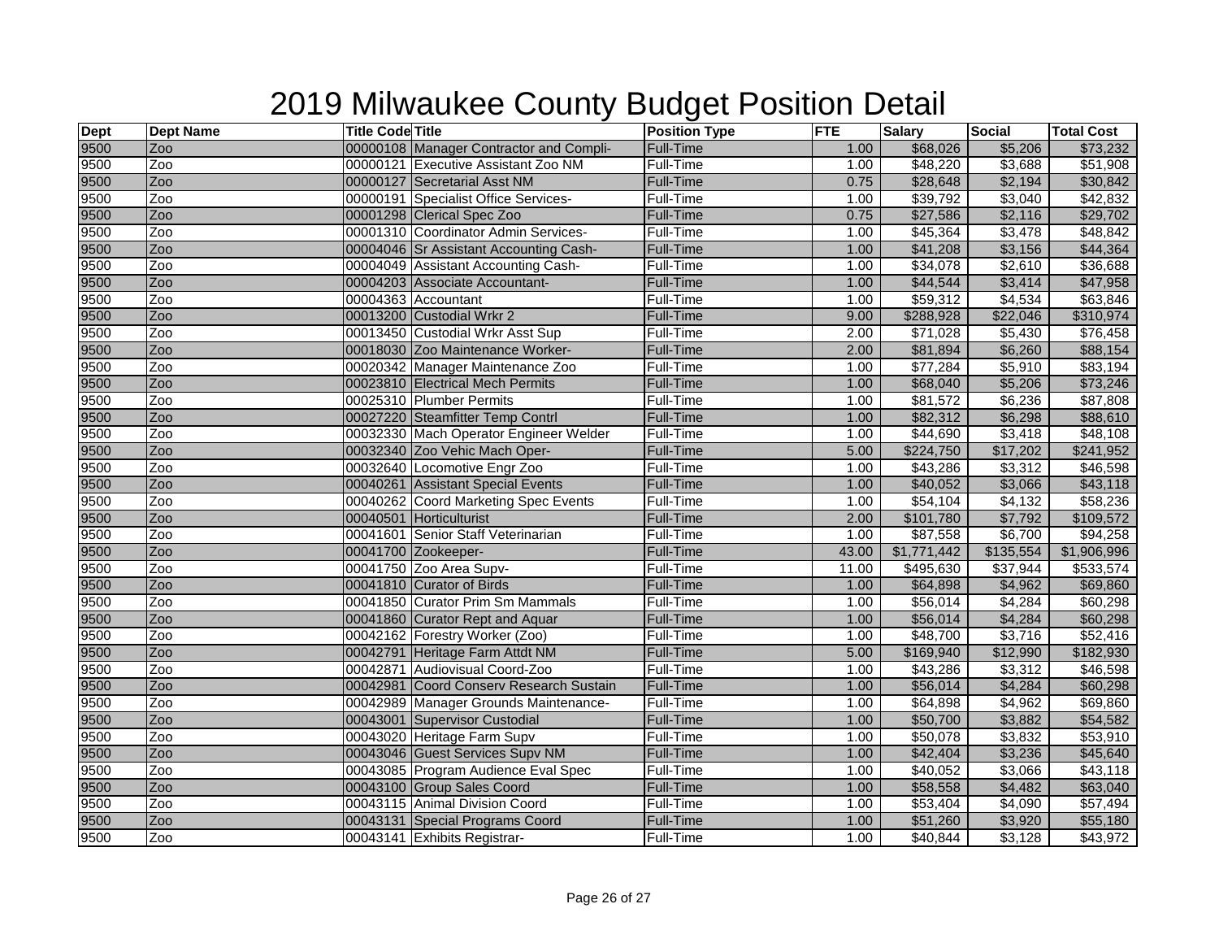# 2019 Milwaukee County Budget Position Detail

| Dept | Dept Name | Title Code | Title | Position Type | FTE | Salary | Social | Total Cost |
|---|---|---|---|---|---|---|---|---|
| 9500 | Zoo | 00000108 | Manager Contractor and Compli- | Full-Time | 1.00 | $68,026 | $5,206 | $73,232 |
| 9500 | Zoo | 00000121 | Executive Assistant Zoo NM | Full-Time | 1.00 | $48,220 | $3,688 | $51,908 |
| 9500 | Zoo | 00000127 | Secretarial Asst NM | Full-Time | 0.75 | $28,648 | $2,194 | $30,842 |
| 9500 | Zoo | 00000191 | Specialist Office Services- | Full-Time | 1.00 | $39,792 | $3,040 | $42,832 |
| 9500 | Zoo | 00001298 | Clerical Spec Zoo | Full-Time | 0.75 | $27,586 | $2,116 | $29,702 |
| 9500 | Zoo | 00001310 | Coordinator Admin Services- | Full-Time | 1.00 | $45,364 | $3,478 | $48,842 |
| 9500 | Zoo | 00004046 | Sr Assistant Accounting Cash- | Full-Time | 1.00 | $41,208 | $3,156 | $44,364 |
| 9500 | Zoo | 00004049 | Assistant Accounting Cash- | Full-Time | 1.00 | $34,078 | $2,610 | $36,688 |
| 9500 | Zoo | 00004203 | Associate Accountant- | Full-Time | 1.00 | $44,544 | $3,414 | $47,958 |
| 9500 | Zoo | 00004363 | Accountant | Full-Time | 1.00 | $59,312 | $4,534 | $63,846 |
| 9500 | Zoo | 00013200 | Custodial Wrkr 2 | Full-Time | 9.00 | $288,928 | $22,046 | $310,974 |
| 9500 | Zoo | 00013450 | Custodial Wrkr Asst Sup | Full-Time | 2.00 | $71,028 | $5,430 | $76,458 |
| 9500 | Zoo | 00018030 | Zoo Maintenance Worker- | Full-Time | 2.00 | $81,894 | $6,260 | $88,154 |
| 9500 | Zoo | 00020342 | Manager Maintenance Zoo | Full-Time | 1.00 | $77,284 | $5,910 | $83,194 |
| 9500 | Zoo | 00023810 | Electrical Mech Permits | Full-Time | 1.00 | $68,040 | $5,206 | $73,246 |
| 9500 | Zoo | 00025310 | Plumber Permits | Full-Time | 1.00 | $81,572 | $6,236 | $87,808 |
| 9500 | Zoo | 00027220 | Steamfitter Temp Contrl | Full-Time | 1.00 | $82,312 | $6,298 | $88,610 |
| 9500 | Zoo | 00032330 | Mach Operator Engineer Welder | Full-Time | 1.00 | $44,690 | $3,418 | $48,108 |
| 9500 | Zoo | 00032340 | Zoo Vehic Mach Oper- | Full-Time | 5.00 | $224,750 | $17,202 | $241,952 |
| 9500 | Zoo | 00032640 | Locomotive Engr Zoo | Full-Time | 1.00 | $43,286 | $3,312 | $46,598 |
| 9500 | Zoo | 00040261 | Assistant Special Events | Full-Time | 1.00 | $40,052 | $3,066 | $43,118 |
| 9500 | Zoo | 00040262 | Coord Marketing Spec Events | Full-Time | 1.00 | $54,104 | $4,132 | $58,236 |
| 9500 | Zoo | 00040501 | Horticulturist | Full-Time | 2.00 | $101,780 | $7,792 | $109,572 |
| 9500 | Zoo | 00041601 | Senior Staff Veterinarian | Full-Time | 1.00 | $87,558 | $6,700 | $94,258 |
| 9500 | Zoo | 00041700 | Zookeeper- | Full-Time | 43.00 | $1,771,442 | $135,554 | $1,906,996 |
| 9500 | Zoo | 00041750 | Zoo Area Supv- | Full-Time | 11.00 | $495,630 | $37,944 | $533,574 |
| 9500 | Zoo | 00041810 | Curator of Birds | Full-Time | 1.00 | $64,898 | $4,962 | $69,860 |
| 9500 | Zoo | 00041850 | Curator Prim Sm Mammals | Full-Time | 1.00 | $56,014 | $4,284 | $60,298 |
| 9500 | Zoo | 00041860 | Curator Rept and Aquar | Full-Time | 1.00 | $56,014 | $4,284 | $60,298 |
| 9500 | Zoo | 00042162 | Forestry Worker (Zoo) | Full-Time | 1.00 | $48,700 | $3,716 | $52,416 |
| 9500 | Zoo | 00042791 | Heritage Farm Attdt NM | Full-Time | 5.00 | $169,940 | $12,990 | $182,930 |
| 9500 | Zoo | 00042871 | Audiovisual Coord-Zoo | Full-Time | 1.00 | $43,286 | $3,312 | $46,598 |
| 9500 | Zoo | 00042981 | Coord Conserv Research Sustain | Full-Time | 1.00 | $56,014 | $4,284 | $60,298 |
| 9500 | Zoo | 00042989 | Manager Grounds Maintenance- | Full-Time | 1.00 | $64,898 | $4,962 | $69,860 |
| 9500 | Zoo | 00043001 | Supervisor Custodial | Full-Time | 1.00 | $50,700 | $3,882 | $54,582 |
| 9500 | Zoo | 00043020 | Heritage Farm Supv | Full-Time | 1.00 | $50,078 | $3,832 | $53,910 |
| 9500 | Zoo | 00043046 | Guest Services Supv NM | Full-Time | 1.00 | $42,404 | $3,236 | $45,640 |
| 9500 | Zoo | 00043085 | Program Audience Eval Spec | Full-Time | 1.00 | $40,052 | $3,066 | $43,118 |
| 9500 | Zoo | 00043100 | Group Sales Coord | Full-Time | 1.00 | $58,558 | $4,482 | $63,040 |
| 9500 | Zoo | 00043115 | Animal Division Coord | Full-Time | 1.00 | $53,404 | $4,090 | $57,494 |
| 9500 | Zoo | 00043131 | Special Programs Coord | Full-Time | 1.00 | $51,260 | $3,920 | $55,180 |
| 9500 | Zoo | 00043141 | Exhibits Registrar- | Full-Time | 1.00 | $40,844 | $3,128 | $43,972 |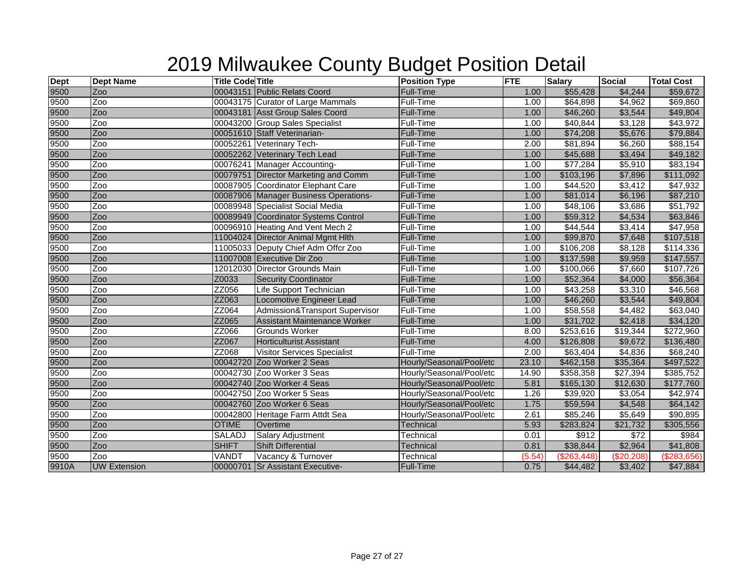# 2019 Milwaukee County Budget Position Detail

| Dept | Dept Name | Title Code | Title | Position Type | FTE | Salary | Social | Total Cost |
|---|---|---|---|---|---|---|---|---|
| 9500 | Zoo | 00043151 | Public Relats Coord | Full-Time | 1.00 | $55,428 | $4,244 | $59,672 |
| 9500 | Zoo | 00043175 | Curator of Large Mammals | Full-Time | 1.00 | $64,898 | $4,962 | $69,860 |
| 9500 | Zoo | 00043181 | Asst Group Sales Coord | Full-Time | 1.00 | $46,260 | $3,544 | $49,804 |
| 9500 | Zoo | 00043200 | Group Sales Specialist | Full-Time | 1.00 | $40,844 | $3,128 | $43,972 |
| 9500 | Zoo | 00051610 | Staff Veterinarian- | Full-Time | 1.00 | $74,208 | $5,676 | $79,884 |
| 9500 | Zoo | 00052261 | Veterinary Tech- | Full-Time | 2.00 | $81,894 | $6,260 | $88,154 |
| 9500 | Zoo | 00052262 | Veterinary Tech Lead | Full-Time | 1.00 | $45,688 | $3,494 | $49,182 |
| 9500 | Zoo | 00076241 | Manager Accounting- | Full-Time | 1.00 | $77,284 | $5,910 | $83,194 |
| 9500 | Zoo | 00079751 | Director Marketing and Comm | Full-Time | 1.00 | $103,196 | $7,896 | $111,092 |
| 9500 | Zoo | 00087905 | Coordinator Elephant Care | Full-Time | 1.00 | $44,520 | $3,412 | $47,932 |
| 9500 | Zoo | 00087906 | Manager Business Operations- | Full-Time | 1.00 | $81,014 | $6,196 | $87,210 |
| 9500 | Zoo | 00089948 | Specialist Social Media | Full-Time | 1.00 | $48,106 | $3,686 | $51,792 |
| 9500 | Zoo | 00089949 | Coordinator Systems Control | Full-Time | 1.00 | $59,312 | $4,534 | $63,846 |
| 9500 | Zoo | 00096910 | Heating And Vent Mech 2 | Full-Time | 1.00 | $44,544 | $3,414 | $47,958 |
| 9500 | Zoo | 11004024 | Director Animal Mgmt Hlth | Full-Time | 1.00 | $99,870 | $7,648 | $107,518 |
| 9500 | Zoo | 11005033 | Deputy Chief Adm Offcr Zoo | Full-Time | 1.00 | $106,208 | $8,128 | $114,336 |
| 9500 | Zoo | 11007008 | Executive Dir Zoo | Full-Time | 1.00 | $137,598 | $9,959 | $147,557 |
| 9500 | Zoo | 12012030 | Director Grounds Main | Full-Time | 1.00 | $100,066 | $7,660 | $107,726 |
| 9500 | Zoo | Z0033 | Security Coordinator | Full-Time | 1.00 | $52,364 | $4,000 | $56,364 |
| 9500 | Zoo | ZZ056 | Life Support Technician | Full-Time | 1.00 | $43,258 | $3,310 | $46,568 |
| 9500 | Zoo | ZZ063 | Locomotive Engineer Lead | Full-Time | 1.00 | $46,260 | $3,544 | $49,804 |
| 9500 | Zoo | ZZ064 | Admission&Transport Supervisor | Full-Time | 1.00 | $58,558 | $4,482 | $63,040 |
| 9500 | Zoo | ZZ065 | Assistant Maintenance Worker | Full-Time | 1.00 | $31,702 | $2,418 | $34,120 |
| 9500 | Zoo | ZZ066 | Grounds Worker | Full-Time | 8.00 | $253,616 | $19,344 | $272,960 |
| 9500 | Zoo | ZZ067 | Horticulturist Assistant | Full-Time | 4.00 | $126,808 | $9,672 | $136,480 |
| 9500 | Zoo | ZZ068 | Visitor Services Specialist | Full-Time | 2.00 | $63,404 | $4,836 | $68,240 |
| 9500 | Zoo | 00042720 | Zoo Worker 2 Seas | Hourly/Seasonal/Pool/etc | 23.10 | $462,158 | $35,364 | $497,522 |
| 9500 | Zoo | 00042730 | Zoo Worker 3 Seas | Hourly/Seasonal/Pool/etc | 14.90 | $358,358 | $27,394 | $385,752 |
| 9500 | Zoo | 00042740 | Zoo Worker 4 Seas | Hourly/Seasonal/Pool/etc | 5.81 | $165,130 | $12,630 | $177,760 |
| 9500 | Zoo | 00042750 | Zoo Worker 5 Seas | Hourly/Seasonal/Pool/etc | 1.26 | $39,920 | $3,054 | $42,974 |
| 9500 | Zoo | 00042760 | Zoo Worker 6 Seas | Hourly/Seasonal/Pool/etc | 1.75 | $59,594 | $4,548 | $64,142 |
| 9500 | Zoo | 00042800 | Heritage Farm Attdt Sea | Hourly/Seasonal/Pool/etc | 2.61 | $85,246 | $5,649 | $90,895 |
| 9500 | Zoo | OTIME | Overtime | Technical | 5.93 | $283,824 | $21,732 | $305,556 |
| 9500 | Zoo | SALADJ | Salary Adjustment | Technical | 0.01 | $912 | $72 | $984 |
| 9500 | Zoo | SHIFT | Shift Differential | Technical | 0.81 | $38,844 | $2,964 | $41,808 |
| 9500 | Zoo | VANDT | Vacancy & Turnover | Technical | (5.54) | ($263,448) | ($20,208) | ($283,656) |
| 9910A | UW Extension | 00000701 | Sr Assistant Executive- | Full-Time | 0.75 | $44,482 | $3,402 | $47,884 |